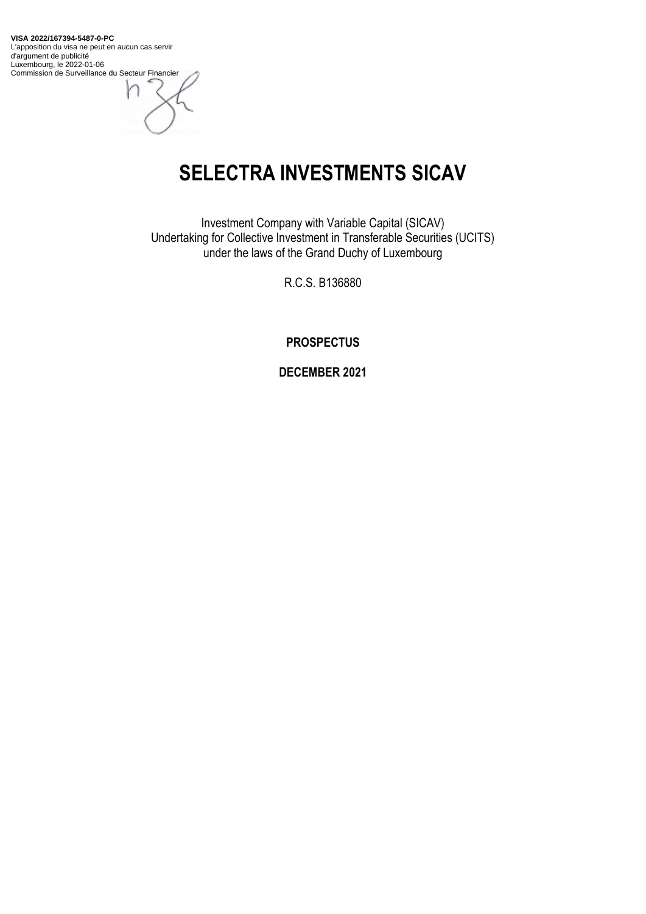**VISA 2022/167394-5487-0-PC**
L'apposition du visa ne peut en aucun cas servir d'argument de publicité
Luxembourg, le 2022-01-06
Commission de Surveillance du Secteur Financier

# SELECTRA INVESTMENTS SICAV

Investment Company with Variable Capital (SICAV)
Undertaking for Collective Investment in Transferable Securities (UCITS)
under the laws of the Grand Duchy of Luxembourg

R.C.S. B136880

**PROSPECTUS**

**DECEMBER 2021**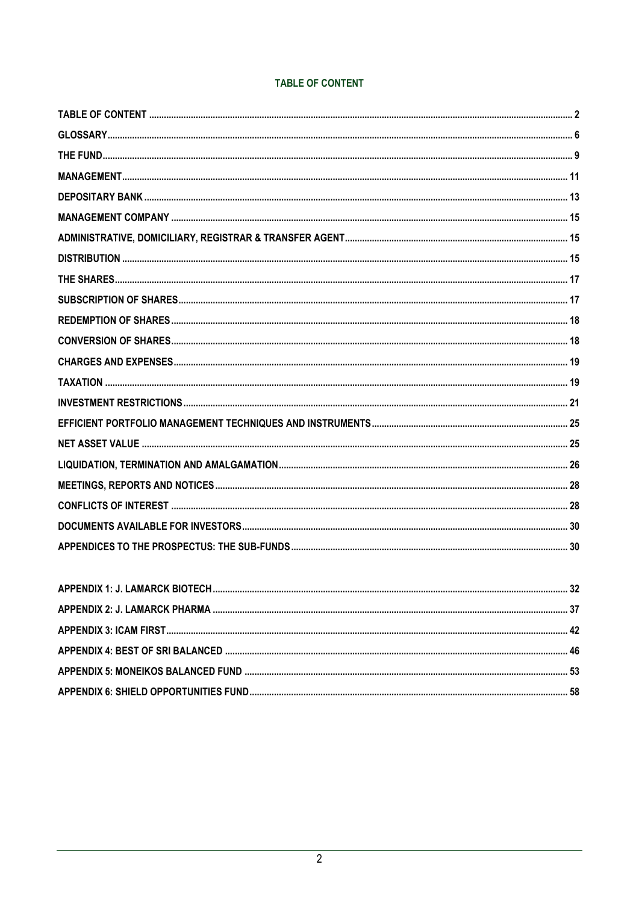# TABLE OF CONTENT

| | |
|---|---|
| TABLE OF CONTENT | 2 |
| GLOSSARY | 6 |
| THE FUND | 9 |
| MANAGEMENT | 11 |
| DEPOSITARY BANK | 13 |
| MANAGEMENT COMPANY | 15 |
| ADMINISTRATIVE, DOMICILIARY, REGISTRAR & TRANSFER AGENT | 15 |
| DISTRIBUTION | 15 |
| THE SHARES | 17 |
| SUBSCRIPTION OF SHARES | 17 |
| REDEMPTION OF SHARES | 18 |
| CONVERSION OF SHARES | 18 |
| CHARGES AND EXPENSES | 19 |
| TAXATION | 19 |
| INVESTMENT RESTRICTIONS | 21 |
| EFFICIENT PORTFOLIO MANAGEMENT TECHNIQUES AND INSTRUMENTS | 25 |
| NET ASSET VALUE | 25 |
| LIQUIDATION, TERMINATION AND AMALGAMATION | 26 |
| MEETINGS, REPORTS AND NOTICES | 28 |
| CONFLICTS OF INTEREST | 28 |
| DOCUMENTS AVAILABLE FOR INVESTORS | 30 |
| APPENDICES TO THE PROSPECTUS: THE SUB-FUNDS | 30 |

| | |
|---|---|
| APPENDIX 1: J. LAMARCK BIOTECH | 32 |
| APPENDIX 2: J. LAMARCK PHARMA | 37 |
| APPENDIX 3: ICAM FIRST | 42 |
| APPENDIX 4: BEST OF SRI BALANCED | 46 |
| APPENDIX 5: MONEIKOS BALANCED FUND | 53 |
| APPENDIX 6: SHIELD OPPORTUNITIES FUND | 58 |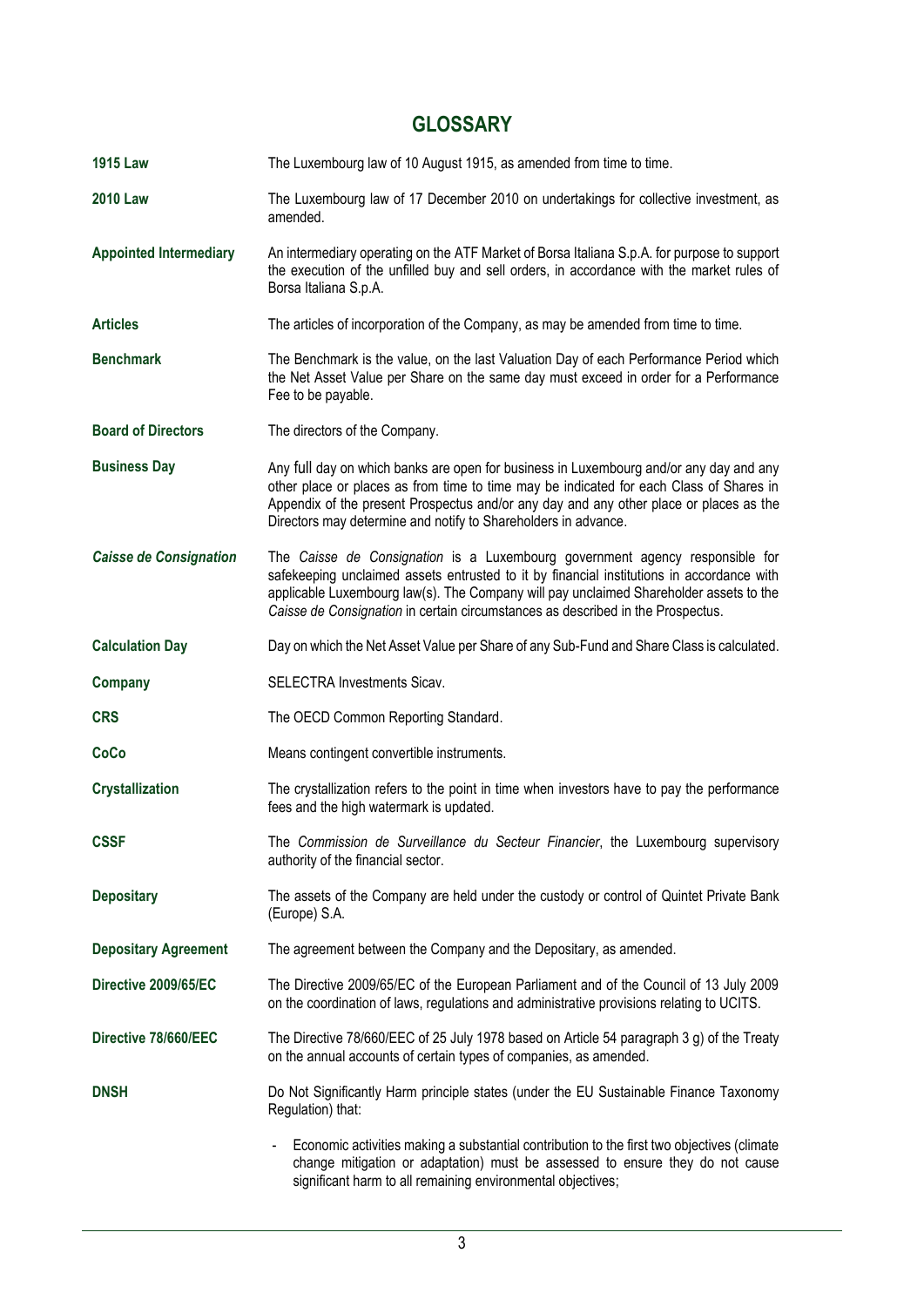# GLOSSARY

**1915 Law** The Luxembourg law of 10 August 1915, as amended from time to time.

**2010 Law** The Luxembourg law of 17 December 2010 on undertakings for collective investment, as amended.

**Appointed Intermediary** An intermediary operating on the ATF Market of Borsa Italiana S.p.A. for purpose to support the execution of the unfilled buy and sell orders, in accordance with the market rules of Borsa Italiana S.p.A.

**Articles** The articles of incorporation of the Company, as may be amended from time to time.

**Benchmark** The Benchmark is the value, on the last Valuation Day of each Performance Period which the Net Asset Value per Share on the same day must exceed in order for a Performance Fee to be payable.

**Board of Directors** The directors of the Company.

**Business Day** Any full day on which banks are open for business in Luxembourg and/or any day and any other place or places as from time to time may be indicated for each Class of Shares in Appendix of the present Prospectus and/or any day and any other place or places as the Directors may determine and notify to Shareholders in advance.

***Caisse de Consignation*** The *Caisse de Consignation* is a Luxembourg government agency responsible for safekeeping unclaimed assets entrusted to it by financial institutions in accordance with applicable Luxembourg law(s). The Company will pay unclaimed Shareholder assets to the *Caisse de Consignation* in certain circumstances as described in the Prospectus.

**Calculation Day** Day on which the Net Asset Value per Share of any Sub-Fund and Share Class is calculated.

**Company** SELECTRA Investments Sicav.

**CRS** The OECD Common Reporting Standard.

**CoCo** Means contingent convertible instruments.

**Crystallization** The crystallization refers to the point in time when investors have to pay the performance fees and the high watermark is updated.

**CSSF** The *Commission de Surveillance du Secteur Financier*, the Luxembourg supervisory authority of the financial sector.

**Depositary** The assets of the Company are held under the custody or control of Quintet Private Bank (Europe) S.A.

**Depositary Agreement** The agreement between the Company and the Depositary, as amended.

**Directive 2009/65/EC** The Directive 2009/65/EC of the European Parliament and of the Council of 13 July 2009 on the coordination of laws, regulations and administrative provisions relating to UCITS.

**Directive 78/660/EEC** The Directive 78/660/EEC of 25 July 1978 based on Article 54 paragraph 3 g) of the Treaty on the annual accounts of certain types of companies, as amended.

**DNSH** Do Not Significantly Harm principle states (under the EU Sustainable Finance Taxonomy Regulation) that:

- Economic activities making a substantial contribution to the first two objectives (climate change mitigation or adaptation) must be assessed to ensure they do not cause significant harm to all remaining environmental objectives;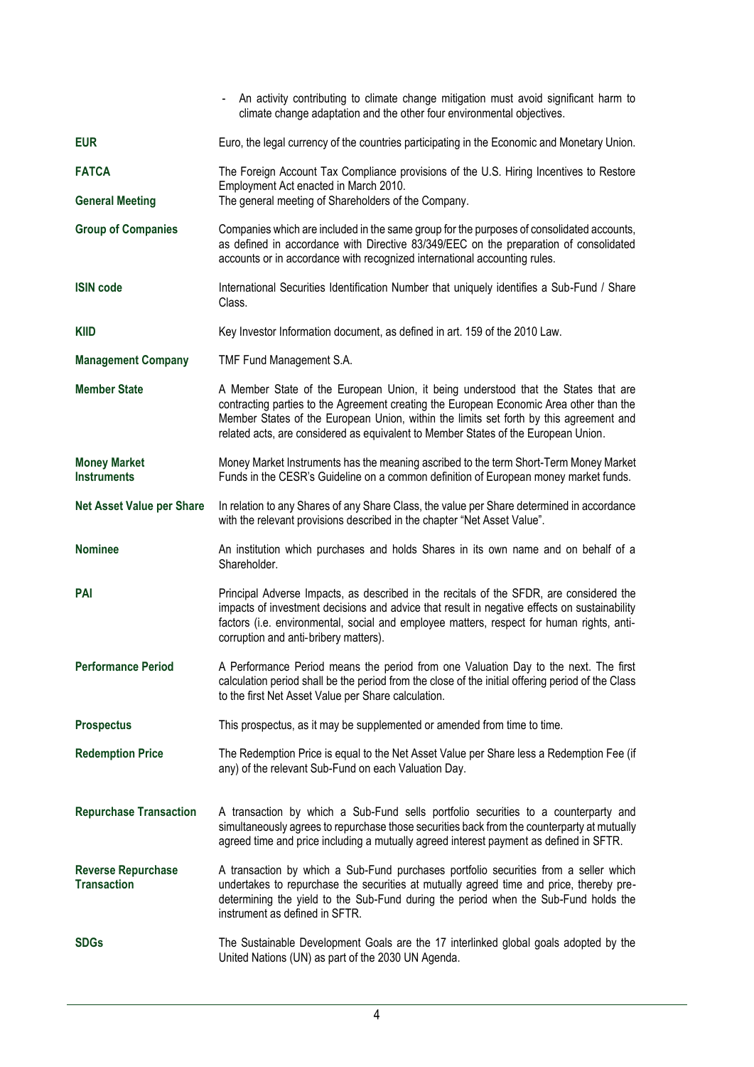- An activity contributing to climate change mitigation must avoid significant harm to climate change adaptation and the other four environmental objectives.

| | |
|---|---|
| **EUR** | Euro, the legal currency of the countries participating in the Economic and Monetary Union. |
| **FATCA** | The Foreign Account Tax Compliance provisions of the U.S. Hiring Incentives to Restore Employment Act enacted in March 2010. |
| **General Meeting** | The general meeting of Shareholders of the Company. |
| **Group of Companies** | Companies which are included in the same group for the purposes of consolidated accounts, as defined in accordance with Directive 83/349/EEC on the preparation of consolidated accounts or in accordance with recognized international accounting rules. |
| **ISIN code** | International Securities Identification Number that uniquely identifies a Sub-Fund / Share Class. |
| **KIID** | Key Investor Information document, as defined in art. 159 of the 2010 Law. |
| **Management Company** | TMF Fund Management S.A. |
| **Member State** | A Member State of the European Union, it being understood that the States that are contracting parties to the Agreement creating the European Economic Area other than the Member States of the European Union, within the limits set forth by this agreement and related acts, are considered as equivalent to Member States of the European Union. |
| **Money Market Instruments** | Money Market Instruments has the meaning ascribed to the term Short-Term Money Market Funds in the CESR's Guideline on a common definition of European money market funds. |
| **Net Asset Value per Share** | In relation to any Shares of any Share Class, the value per Share determined in accordance with the relevant provisions described in the chapter "Net Asset Value". |
| **Nominee** | An institution which purchases and holds Shares in its own name and on behalf of a Shareholder. |
| **PAI** | Principal Adverse Impacts, as described in the recitals of the SFDR, are considered the impacts of investment decisions and advice that result in negative effects on sustainability factors (i.e. environmental, social and employee matters, respect for human rights, anti-corruption and anti-bribery matters). |
| **Performance Period** | A Performance Period means the period from one Valuation Day to the next. The first calculation period shall be the period from the close of the initial offering period of the Class to the first Net Asset Value per Share calculation. |
| **Prospectus** | This prospectus, as it may be supplemented or amended from time to time. |
| **Redemption Price** | The Redemption Price is equal to the Net Asset Value per Share less a Redemption Fee (if any) of the relevant Sub-Fund on each Valuation Day. |
| **Repurchase Transaction** | A transaction by which a Sub-Fund sells portfolio securities to a counterparty and simultaneously agrees to repurchase those securities back from the counterparty at mutually agreed time and price including a mutually agreed interest payment as defined in SFTR. |
| **Reverse Repurchase Transaction** | A transaction by which a Sub-Fund purchases portfolio securities from a seller which undertakes to repurchase the securities at mutually agreed time and price, thereby pre-determining the yield to the Sub-Fund during the period when the Sub-Fund holds the instrument as defined in SFTR. |
| **SDGs** | The Sustainable Development Goals are the 17 interlinked global goals adopted by the United Nations (UN) as part of the 2030 UN Agenda. |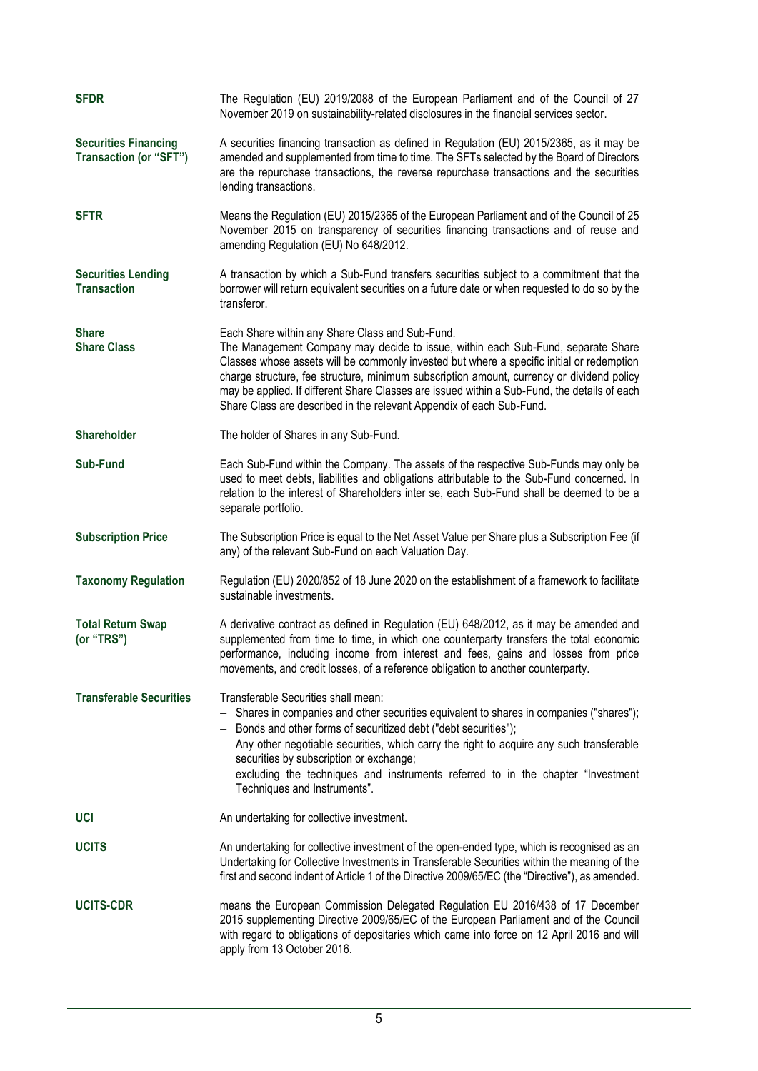**SFDR**

The Regulation (EU) 2019/2088 of the European Parliament and of the Council of 27 November 2019 on sustainability-related disclosures in the financial services sector.

**Securities Financing Transaction (or "SFT")**

A securities financing transaction as defined in Regulation (EU) 2015/2365, as it may be amended and supplemented from time to time. The SFTs selected by the Board of Directors are the repurchase transactions, the reverse repurchase transactions and the securities lending transactions.

**SFTR**

Means the Regulation (EU) 2015/2365 of the European Parliament and of the Council of 25 November 2015 on transparency of securities financing transactions and of reuse and amending Regulation (EU) No 648/2012.

**Securities Lending Transaction**

A transaction by which a Sub-Fund transfers securities subject to a commitment that the borrower will return equivalent securities on a future date or when requested to do so by the transferor.

**Share**
**Share Class**

Each Share within any Share Class and Sub-Fund.
The Management Company may decide to issue, within each Sub-Fund, separate Share Classes whose assets will be commonly invested but where a specific initial or redemption charge structure, fee structure, minimum subscription amount, currency or dividend policy may be applied. If different Share Classes are issued within a Sub-Fund, the details of each Share Class are described in the relevant Appendix of each Sub-Fund.

**Shareholder**

The holder of Shares in any Sub-Fund.

**Sub-Fund**

Each Sub-Fund within the Company. The assets of the respective Sub-Funds may only be used to meet debts, liabilities and obligations attributable to the Sub-Fund concerned. In relation to the interest of Shareholders inter se, each Sub-Fund shall be deemed to be a separate portfolio.

**Subscription Price**

The Subscription Price is equal to the Net Asset Value per Share plus a Subscription Fee (if any) of the relevant Sub-Fund on each Valuation Day.

**Taxonomy Regulation**

Regulation (EU) 2020/852 of 18 June 2020 on the establishment of a framework to facilitate sustainable investments.

**Total Return Swap (or "TRS")**

A derivative contract as defined in Regulation (EU) 648/2012, as it may be amended and supplemented from time to time, in which one counterparty transfers the total economic performance, including income from interest and fees, gains and losses from price movements, and credit losses, of a reference obligation to another counterparty.

**Transferable Securities**

Transferable Securities shall mean:

- Shares in companies and other securities equivalent to shares in companies ("shares");
- Bonds and other forms of securitized debt ("debt securities");
- Any other negotiable securities, which carry the right to acquire any such transferable securities by subscription or exchange;
- excluding the techniques and instruments referred to in the chapter "Investment Techniques and Instruments".

**UCI**

An undertaking for collective investment.

**UCITS**

An undertaking for collective investment of the open-ended type, which is recognised as an Undertaking for Collective Investments in Transferable Securities within the meaning of the first and second indent of Article 1 of the Directive 2009/65/EC (the "Directive"), as amended.

**UCITS-CDR**

means the European Commission Delegated Regulation EU 2016/438 of 17 December 2015 supplementing Directive 2009/65/EC of the European Parliament and of the Council with regard to obligations of depositaries which came into force on 12 April 2016 and will apply from 13 October 2016.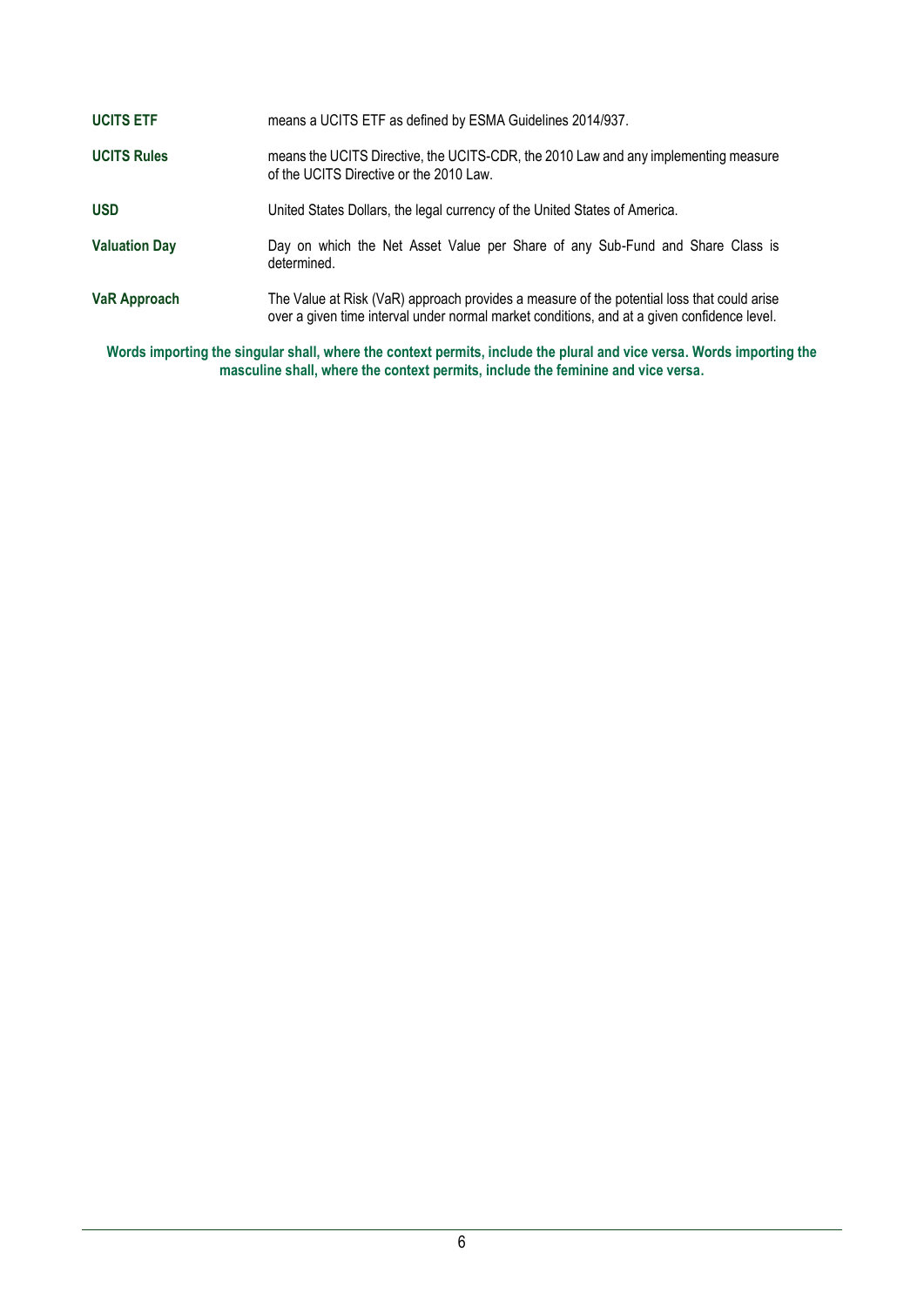**UCITS ETF** means a UCITS ETF as defined by ESMA Guidelines 2014/937.

**UCITS Rules** means the UCITS Directive, the UCITS-CDR, the 2010 Law and any implementing measure of the UCITS Directive or the 2010 Law.

**USD** United States Dollars, the legal currency of the United States of America.

**Valuation Day** Day on which the Net Asset Value per Share of any Sub-Fund and Share Class is determined.

**VaR Approach** The Value at Risk (VaR) approach provides a measure of the potential loss that could arise over a given time interval under normal market conditions, and at a given confidence level.

**Words importing the singular shall, where the context permits, include the plural and vice versa. Words importing the masculine shall, where the context permits, include the feminine and vice versa.**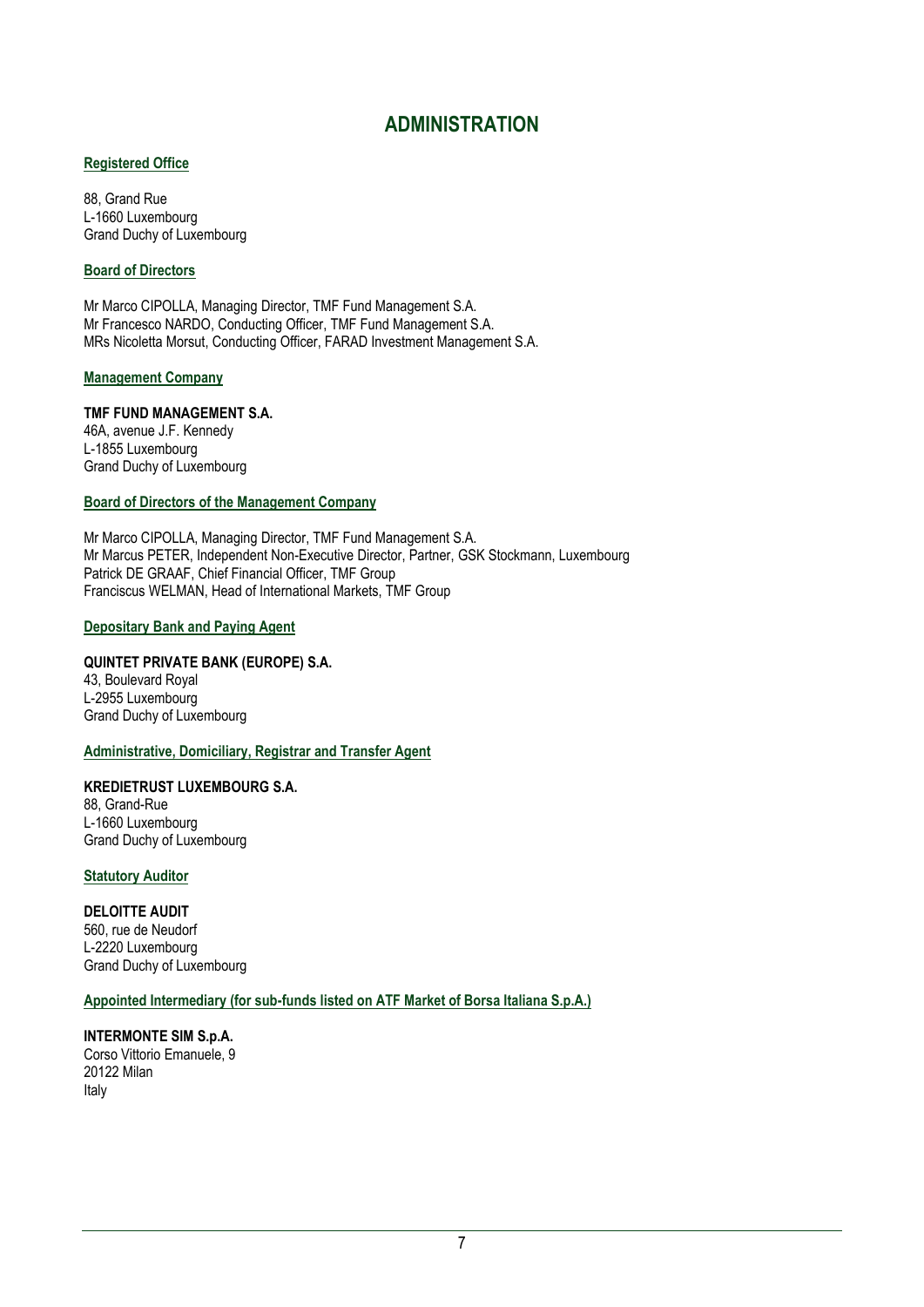# ADMINISTRATION

### Registered Office

88, Grand Rue
L-1660 Luxembourg
Grand Duchy of Luxembourg

### Board of Directors

Mr Marco CIPOLLA, Managing Director, TMF Fund Management S.A.
Mr Francesco NARDO, Conducting Officer, TMF Fund Management S.A.
MRs Nicoletta Morsut, Conducting Officer, FARAD Investment Management S.A.

### Management Company

**TMF FUND MANAGEMENT S.A.**
46A, avenue J.F. Kennedy
L-1855 Luxembourg
Grand Duchy of Luxembourg

### Board of Directors of the Management Company

Mr Marco CIPOLLA, Managing Director, TMF Fund Management S.A.
Mr Marcus PETER, Independent Non-Executive Director, Partner, GSK Stockmann, Luxembourg
Patrick DE GRAAF, Chief Financial Officer, TMF Group
Franciscus WELMAN, Head of International Markets, TMF Group

### Depositary Bank and Paying Agent

**QUINTET PRIVATE BANK (EUROPE) S.A.**
43, Boulevard Royal
L-2955 Luxembourg
Grand Duchy of Luxembourg

### Administrative, Domiciliary, Registrar and Transfer Agent

**KREDIETRUST LUXEMBOURG S.A.**
88, Grand-Rue
L-1660 Luxembourg
Grand Duchy of Luxembourg

### Statutory Auditor

**DELOITTE AUDIT**
560, rue de Neudorf
L-2220 Luxembourg
Grand Duchy of Luxembourg

### Appointed Intermediary (for sub-funds listed on ATF Market of Borsa Italiana S.p.A.)

**INTERMONTE SIM S.p.A.**
Corso Vittorio Emanuele, 9
20122 Milan
Italy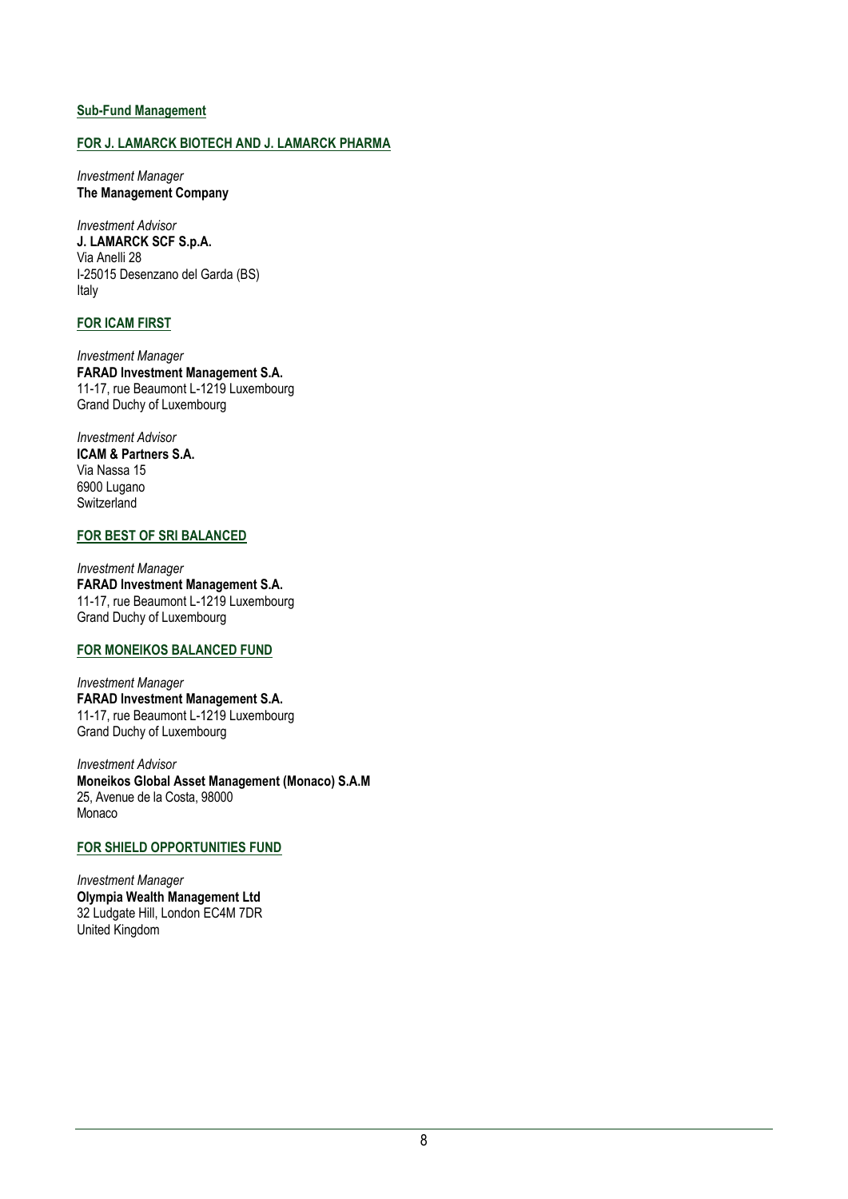## Sub-Fund Management

### FOR J. LAMARCK BIOTECH AND J. LAMARCK PHARMA

*Investment Manager*
**The Management Company**

*Investment Advisor*
**J. LAMARCK SCF S.p.A.**
Via Anelli 28
I-25015 Desenzano del Garda (BS)
Italy

### FOR ICAM FIRST

*Investment Manager*
**FARAD Investment Management S.A.**
11-17, rue Beaumont L-1219 Luxembourg
Grand Duchy of Luxembourg

*Investment Advisor*
**ICAM & Partners S.A.**
Via Nassa 15
6900 Lugano
Switzerland

### FOR BEST OF SRI BALANCED

*Investment Manager*
**FARAD Investment Management S.A.**
11-17, rue Beaumont L-1219 Luxembourg
Grand Duchy of Luxembourg

### FOR MONEIKOS BALANCED FUND

*Investment Manager*
**FARAD Investment Management S.A.**
11-17, rue Beaumont L-1219 Luxembourg
Grand Duchy of Luxembourg

*Investment Advisor*
**Moneikos Global Asset Management (Monaco) S.A.M**
25, Avenue de la Costa, 98000
Monaco

### FOR SHIELD OPPORTUNITIES FUND

*Investment Manager*
**Olympia Wealth Management Ltd**
32 Ludgate Hill, London EC4M 7DR
United Kingdom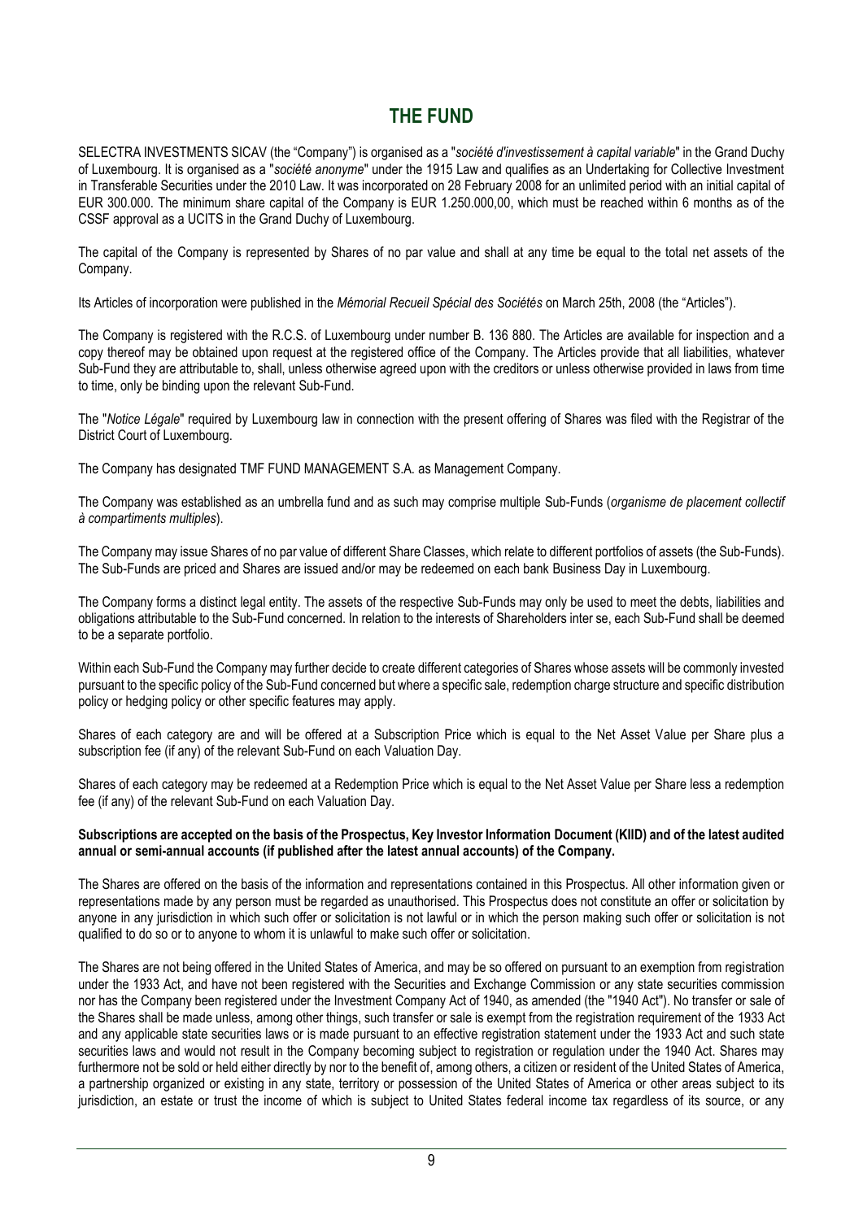# THE FUND

SELECTRA INVESTMENTS SICAV (the "Company") is organised as a "*société d'investissement à capital variable*" in the Grand Duchy of Luxembourg. It is organised as a "*société anonyme*" under the 1915 Law and qualifies as an Undertaking for Collective Investment in Transferable Securities under the 2010 Law. It was incorporated on 28 February 2008 for an unlimited period with an initial capital of EUR 300.000. The minimum share capital of the Company is EUR 1.250.000,00, which must be reached within 6 months as of the CSSF approval as a UCITS in the Grand Duchy of Luxembourg.

The capital of the Company is represented by Shares of no par value and shall at any time be equal to the total net assets of the Company.

Its Articles of incorporation were published in the *Mémorial Recueil Spécial des Sociétés* on March 25th, 2008 (the "Articles").

The Company is registered with the R.C.S. of Luxembourg under number B. 136 880. The Articles are available for inspection and a copy thereof may be obtained upon request at the registered office of the Company. The Articles provide that all liabilities, whatever Sub-Fund they are attributable to, shall, unless otherwise agreed upon with the creditors or unless otherwise provided in laws from time to time, only be binding upon the relevant Sub-Fund.

The "*Notice Légale*" required by Luxembourg law in connection with the present offering of Shares was filed with the Registrar of the District Court of Luxembourg.

The Company has designated TMF FUND MANAGEMENT S.A. as Management Company.

The Company was established as an umbrella fund and as such may comprise multiple Sub-Funds (*organisme de placement collectif à compartiments multiples*).

The Company may issue Shares of no par value of different Share Classes, which relate to different portfolios of assets (the Sub-Funds). The Sub-Funds are priced and Shares are issued and/or may be redeemed on each bank Business Day in Luxembourg.

The Company forms a distinct legal entity. The assets of the respective Sub-Funds may only be used to meet the debts, liabilities and obligations attributable to the Sub-Fund concerned. In relation to the interests of Shareholders inter se, each Sub-Fund shall be deemed to be a separate portfolio.

Within each Sub-Fund the Company may further decide to create different categories of Shares whose assets will be commonly invested pursuant to the specific policy of the Sub-Fund concerned but where a specific sale, redemption charge structure and specific distribution policy or hedging policy or other specific features may apply.

Shares of each category are and will be offered at a Subscription Price which is equal to the Net Asset Value per Share plus a subscription fee (if any) of the relevant Sub-Fund on each Valuation Day.

Shares of each category may be redeemed at a Redemption Price which is equal to the Net Asset Value per Share less a redemption fee (if any) of the relevant Sub-Fund on each Valuation Day.

**Subscriptions are accepted on the basis of the Prospectus, Key Investor Information Document (KIID) and of the latest audited annual or semi-annual accounts (if published after the latest annual accounts) of the Company.**

The Shares are offered on the basis of the information and representations contained in this Prospectus. All other information given or representations made by any person must be regarded as unauthorised. This Prospectus does not constitute an offer or solicitation by anyone in any jurisdiction in which such offer or solicitation is not lawful or in which the person making such offer or solicitation is not qualified to do so or to anyone to whom it is unlawful to make such offer or solicitation.

The Shares are not being offered in the United States of America, and may be so offered on pursuant to an exemption from registration under the 1933 Act, and have not been registered with the Securities and Exchange Commission or any state securities commission nor has the Company been registered under the Investment Company Act of 1940, as amended (the "1940 Act"). No transfer or sale of the Shares shall be made unless, among other things, such transfer or sale is exempt from the registration requirement of the 1933 Act and any applicable state securities laws or is made pursuant to an effective registration statement under the 1933 Act and such state securities laws and would not result in the Company becoming subject to registration or regulation under the 1940 Act. Shares may furthermore not be sold or held either directly by nor to the benefit of, among others, a citizen or resident of the United States of America, a partnership organized or existing in any state, territory or possession of the United States of America or other areas subject to its jurisdiction, an estate or trust the income of which is subject to United States federal income tax regardless of its source, or any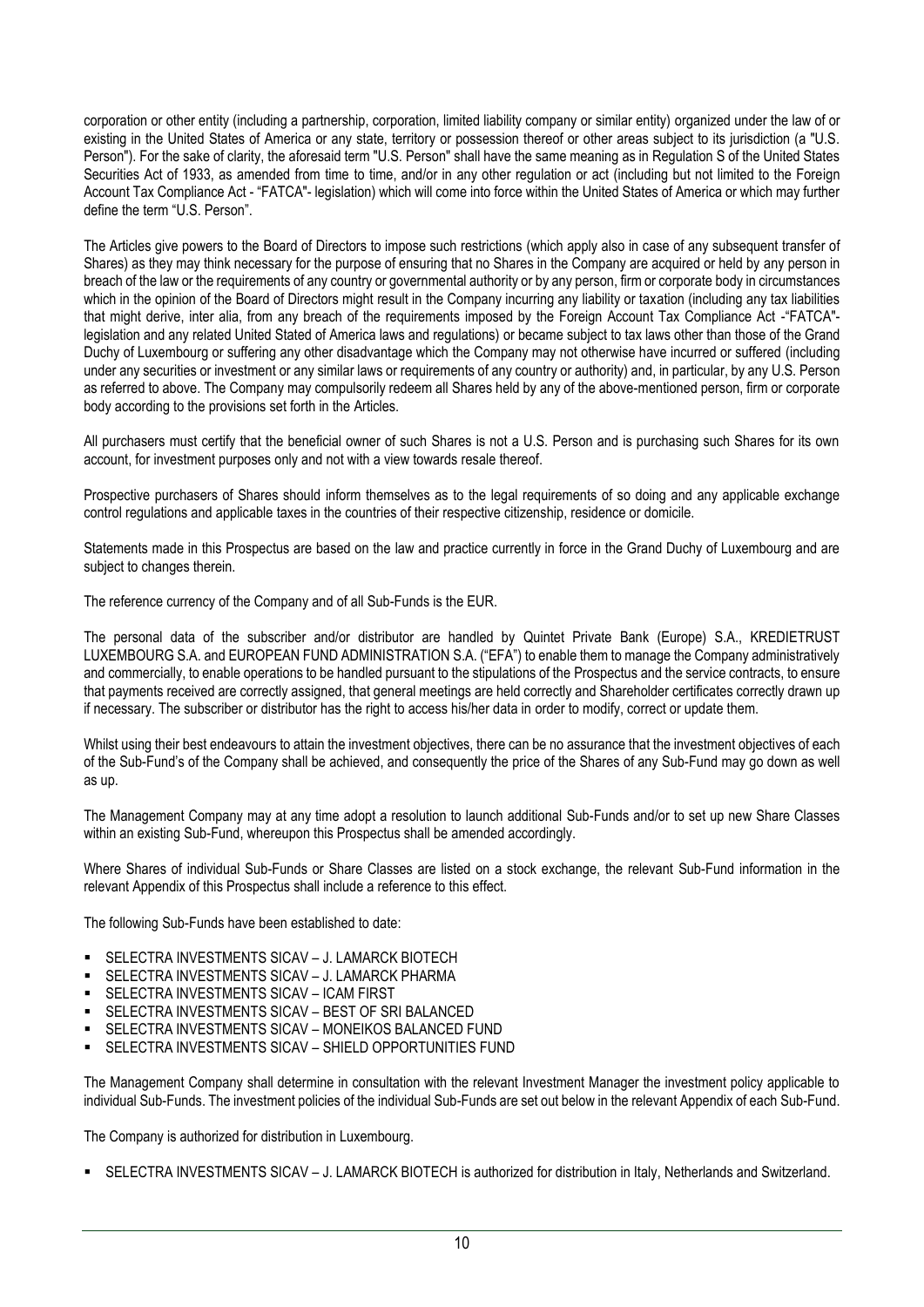corporation or other entity (including a partnership, corporation, limited liability company or similar entity) organized under the law of or existing in the United States of America or any state, territory or possession thereof or other areas subject to its jurisdiction (a "U.S. Person"). For the sake of clarity, the aforesaid term "U.S. Person" shall have the same meaning as in Regulation S of the United States Securities Act of 1933, as amended from time to time, and/or in any other regulation or act (including but not limited to the Foreign Account Tax Compliance Act - "FATCA"- legislation) which will come into force within the United States of America or which may further define the term "U.S. Person".

The Articles give powers to the Board of Directors to impose such restrictions (which apply also in case of any subsequent transfer of Shares) as they may think necessary for the purpose of ensuring that no Shares in the Company are acquired or held by any person in breach of the law or the requirements of any country or governmental authority or by any person, firm or corporate body in circumstances which in the opinion of the Board of Directors might result in the Company incurring any liability or taxation (including any tax liabilities that might derive, inter alia, from any breach of the requirements imposed by the Foreign Account Tax Compliance Act -"FATCA"- legislation and any related United Stated of America laws and regulations) or became subject to tax laws other than those of the Grand Duchy of Luxembourg or suffering any other disadvantage which the Company may not otherwise have incurred or suffered (including under any securities or investment or any similar laws or requirements of any country or authority) and, in particular, by any U.S. Person as referred to above. The Company may compulsorily redeem all Shares held by any of the above-mentioned person, firm or corporate body according to the provisions set forth in the Articles.

All purchasers must certify that the beneficial owner of such Shares is not a U.S. Person and is purchasing such Shares for its own account, for investment purposes only and not with a view towards resale thereof.

Prospective purchasers of Shares should inform themselves as to the legal requirements of so doing and any applicable exchange control regulations and applicable taxes in the countries of their respective citizenship, residence or domicile.

Statements made in this Prospectus are based on the law and practice currently in force in the Grand Duchy of Luxembourg and are subject to changes therein.

The reference currency of the Company and of all Sub-Funds is the EUR.

The personal data of the subscriber and/or distributor are handled by Quintet Private Bank (Europe) S.A., KREDIETRUST LUXEMBOURG S.A. and EUROPEAN FUND ADMINISTRATION S.A. ("EFA") to enable them to manage the Company administratively and commercially, to enable operations to be handled pursuant to the stipulations of the Prospectus and the service contracts, to ensure that payments received are correctly assigned, that general meetings are held correctly and Shareholder certificates correctly drawn up if necessary. The subscriber or distributor has the right to access his/her data in order to modify, correct or update them.

Whilst using their best endeavours to attain the investment objectives, there can be no assurance that the investment objectives of each of the Sub-Fund's of the Company shall be achieved, and consequently the price of the Shares of any Sub-Fund may go down as well as up.

The Management Company may at any time adopt a resolution to launch additional Sub-Funds and/or to set up new Share Classes within an existing Sub-Fund, whereupon this Prospectus shall be amended accordingly.

Where Shares of individual Sub-Funds or Share Classes are listed on a stock exchange, the relevant Sub-Fund information in the relevant Appendix of this Prospectus shall include a reference to this effect.

The following Sub-Funds have been established to date:

- SELECTRA INVESTMENTS SICAV – J. LAMARCK BIOTECH
- SELECTRA INVESTMENTS SICAV – J. LAMARCK PHARMA
- SELECTRA INVESTMENTS SICAV – ICAM FIRST
- SELECTRA INVESTMENTS SICAV – BEST OF SRI BALANCED
- SELECTRA INVESTMENTS SICAV – MONEIKOS BALANCED FUND
- SELECTRA INVESTMENTS SICAV – SHIELD OPPORTUNITIES FUND

The Management Company shall determine in consultation with the relevant Investment Manager the investment policy applicable to individual Sub-Funds. The investment policies of the individual Sub-Funds are set out below in the relevant Appendix of each Sub-Fund.

The Company is authorized for distribution in Luxembourg.

- SELECTRA INVESTMENTS SICAV – J. LAMARCK BIOTECH is authorized for distribution in Italy, Netherlands and Switzerland.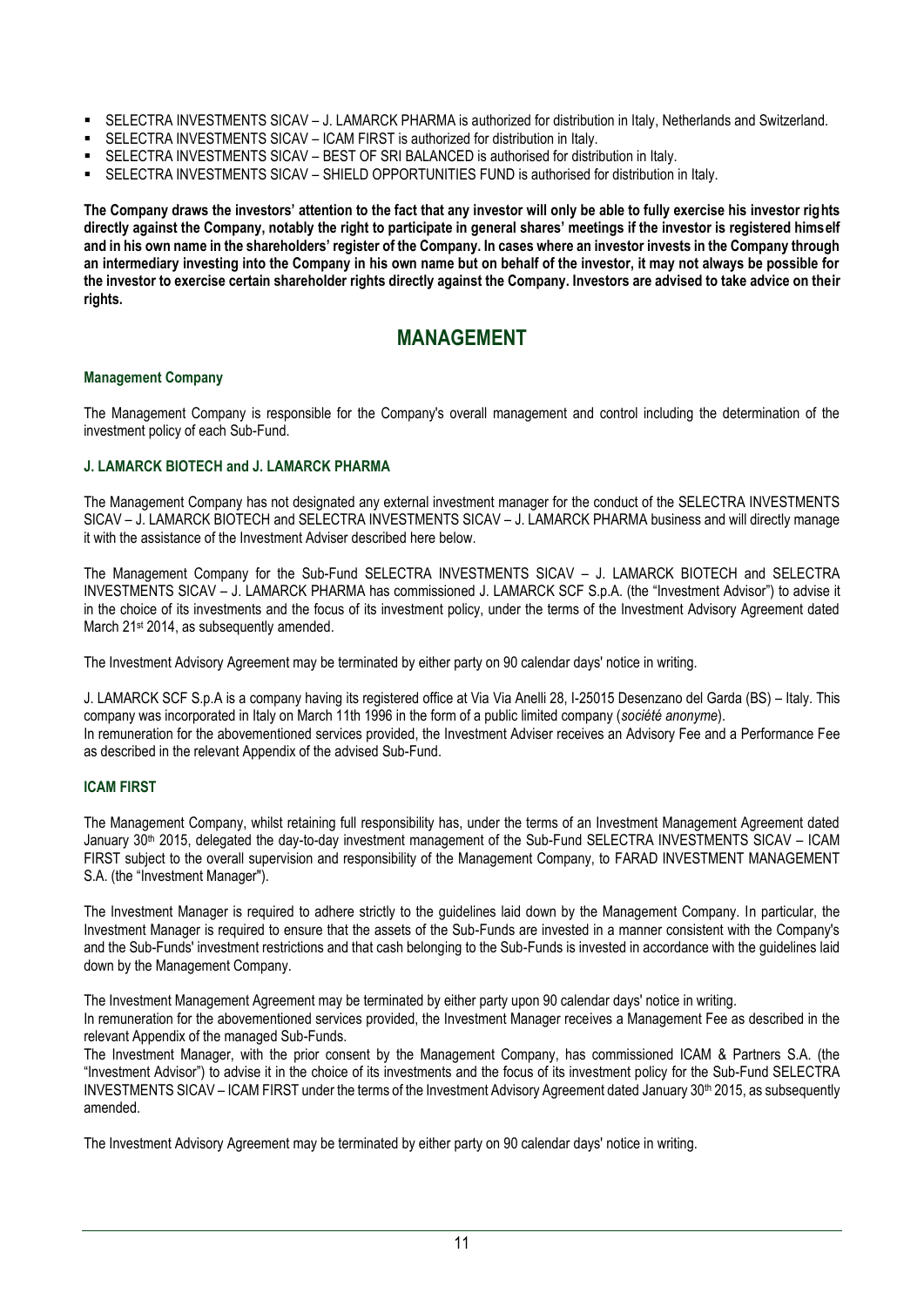- SELECTRA INVESTMENTS SICAV – J. LAMARCK PHARMA is authorized for distribution in Italy, Netherlands and Switzerland.
- SELECTRA INVESTMENTS SICAV – ICAM FIRST is authorized for distribution in Italy.
- SELECTRA INVESTMENTS SICAV – BEST OF SRI BALANCED is authorised for distribution in Italy.
- SELECTRA INVESTMENTS SICAV – SHIELD OPPORTUNITIES FUND is authorised for distribution in Italy.

**The Company draws the investors' attention to the fact that any investor will only be able to fully exercise his investor rights directly against the Company, notably the right to participate in general shares' meetings if the investor is registered himself and in his own name in the shareholders' register of the Company. In cases where an investor invests in the Company through an intermediary investing into the Company in his own name but on behalf of the investor, it may not always be possible for the investor to exercise certain shareholder rights directly against the Company. Investors are advised to take advice on their rights.**

# MANAGEMENT

### Management Company

The Management Company is responsible for the Company's overall management and control including the determination of the investment policy of each Sub-Fund.

### J. LAMARCK BIOTECH and J. LAMARCK PHARMA

The Management Company has not designated any external investment manager for the conduct of the SELECTRA INVESTMENTS SICAV – J. LAMARCK BIOTECH and SELECTRA INVESTMENTS SICAV – J. LAMARCK PHARMA business and will directly manage it with the assistance of the Investment Adviser described here below.

The Management Company for the Sub-Fund SELECTRA INVESTMENTS SICAV – J. LAMARCK BIOTECH and SELECTRA INVESTMENTS SICAV – J. LAMARCK PHARMA has commissioned J. LAMARCK SCF S.p.A. (the "Investment Advisor") to advise it in the choice of its investments and the focus of its investment policy, under the terms of the Investment Advisory Agreement dated March 21st 2014, as subsequently amended.

The Investment Advisory Agreement may be terminated by either party on 90 calendar days' notice in writing.

J. LAMARCK SCF S.p.A is a company having its registered office at Via Via Anelli 28, I-25015 Desenzano del Garda (BS) – Italy. This company was incorporated in Italy on March 11th 1996 in the form of a public limited company (*société anonyme*).
In remuneration for the abovementioned services provided, the Investment Adviser receives an Advisory Fee and a Performance Fee as described in the relevant Appendix of the advised Sub-Fund.

### ICAM FIRST

The Management Company, whilst retaining full responsibility has, under the terms of an Investment Management Agreement dated January 30th 2015, delegated the day-to-day investment management of the Sub-Fund SELECTRA INVESTMENTS SICAV – ICAM FIRST subject to the overall supervision and responsibility of the Management Company, to FARAD INVESTMENT MANAGEMENT S.A. (the "Investment Manager").

The Investment Manager is required to adhere strictly to the guidelines laid down by the Management Company. In particular, the Investment Manager is required to ensure that the assets of the Sub-Funds are invested in a manner consistent with the Company's and the Sub-Funds' investment restrictions and that cash belonging to the Sub-Funds is invested in accordance with the guidelines laid down by the Management Company.

The Investment Management Agreement may be terminated by either party upon 90 calendar days' notice in writing.
In remuneration for the abovementioned services provided, the Investment Manager receives a Management Fee as described in the relevant Appendix of the managed Sub-Funds.
The Investment Manager, with the prior consent by the Management Company, has commissioned ICAM & Partners S.A. (the "Investment Advisor") to advise it in the choice of its investments and the focus of its investment policy for the Sub-Fund SELECTRA INVESTMENTS SICAV – ICAM FIRST under the terms of the Investment Advisory Agreement dated January 30th 2015, as subsequently amended.

The Investment Advisory Agreement may be terminated by either party on 90 calendar days' notice in writing.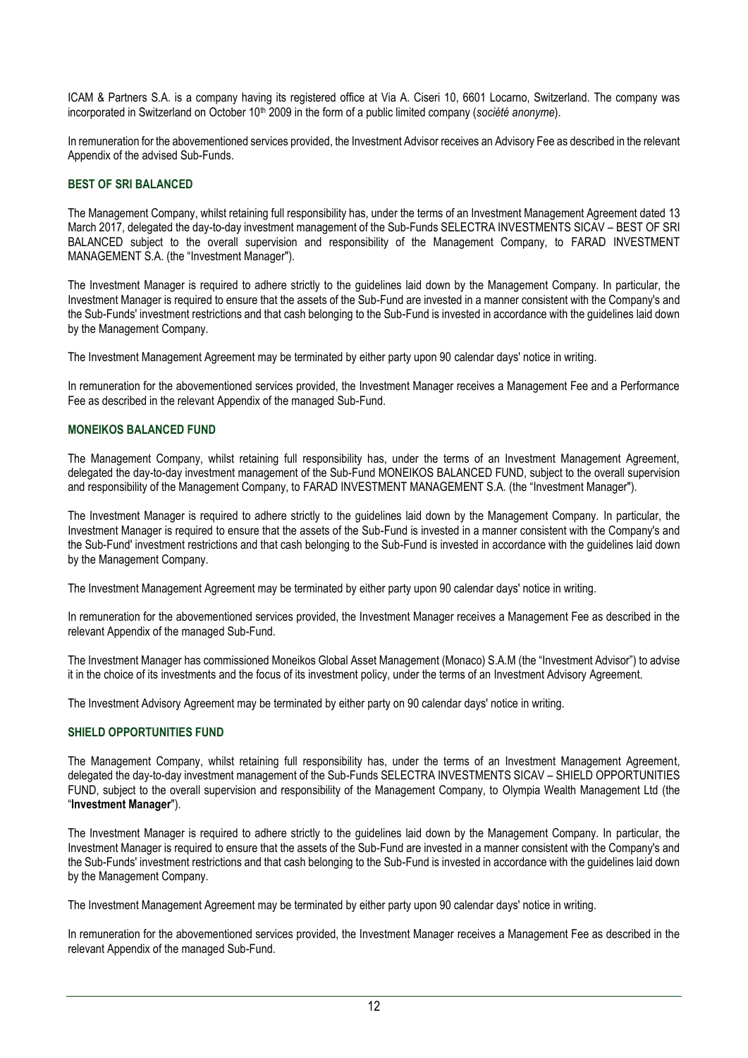ICAM & Partners S.A. is a company having its registered office at Via A. Ciseri 10, 6601 Locarno, Switzerland. The company was incorporated in Switzerland on October 10th 2009 in the form of a public limited company (*société anonyme*).

In remuneration for the abovementioned services provided, the Investment Advisor receives an Advisory Fee as described in the relevant Appendix of the advised Sub-Funds.

### BEST OF SRI BALANCED

The Management Company, whilst retaining full responsibility has, under the terms of an Investment Management Agreement dated 13 March 2017, delegated the day-to-day investment management of the Sub-Funds SELECTRA INVESTMENTS SICAV – BEST OF SRI BALANCED subject to the overall supervision and responsibility of the Management Company, to FARAD INVESTMENT MANAGEMENT S.A. (the "Investment Manager").

The Investment Manager is required to adhere strictly to the guidelines laid down by the Management Company. In particular, the Investment Manager is required to ensure that the assets of the Sub-Fund are invested in a manner consistent with the Company's and the Sub-Funds' investment restrictions and that cash belonging to the Sub-Fund is invested in accordance with the guidelines laid down by the Management Company.

The Investment Management Agreement may be terminated by either party upon 90 calendar days' notice in writing.

In remuneration for the abovementioned services provided, the Investment Manager receives a Management Fee and a Performance Fee as described in the relevant Appendix of the managed Sub-Fund.

### MONEIKOS BALANCED FUND

The Management Company, whilst retaining full responsibility has, under the terms of an Investment Management Agreement, delegated the day-to-day investment management of the Sub-Fund MONEIKOS BALANCED FUND, subject to the overall supervision and responsibility of the Management Company, to FARAD INVESTMENT MANAGEMENT S.A. (the "Investment Manager").

The Investment Manager is required to adhere strictly to the guidelines laid down by the Management Company. In particular, the Investment Manager is required to ensure that the assets of the Sub-Fund is invested in a manner consistent with the Company's and the Sub-Fund' investment restrictions and that cash belonging to the Sub-Fund is invested in accordance with the guidelines laid down by the Management Company.

The Investment Management Agreement may be terminated by either party upon 90 calendar days' notice in writing.

In remuneration for the abovementioned services provided, the Investment Manager receives a Management Fee as described in the relevant Appendix of the managed Sub-Fund.

The Investment Manager has commissioned Moneikos Global Asset Management (Monaco) S.A.M (the "Investment Advisor") to advise it in the choice of its investments and the focus of its investment policy, under the terms of an Investment Advisory Agreement.

The Investment Advisory Agreement may be terminated by either party on 90 calendar days' notice in writing.

### SHIELD OPPORTUNITIES FUND

The Management Company, whilst retaining full responsibility has, under the terms of an Investment Management Agreement, delegated the day-to-day investment management of the Sub-Funds SELECTRA INVESTMENTS SICAV – SHIELD OPPORTUNITIES FUND, subject to the overall supervision and responsibility of the Management Company, to Olympia Wealth Management Ltd (the "**Investment Manager**").

The Investment Manager is required to adhere strictly to the guidelines laid down by the Management Company. In particular, the Investment Manager is required to ensure that the assets of the Sub-Fund are invested in a manner consistent with the Company's and the Sub-Funds' investment restrictions and that cash belonging to the Sub-Fund is invested in accordance with the guidelines laid down by the Management Company.

The Investment Management Agreement may be terminated by either party upon 90 calendar days' notice in writing.

In remuneration for the abovementioned services provided, the Investment Manager receives a Management Fee as described in the relevant Appendix of the managed Sub-Fund.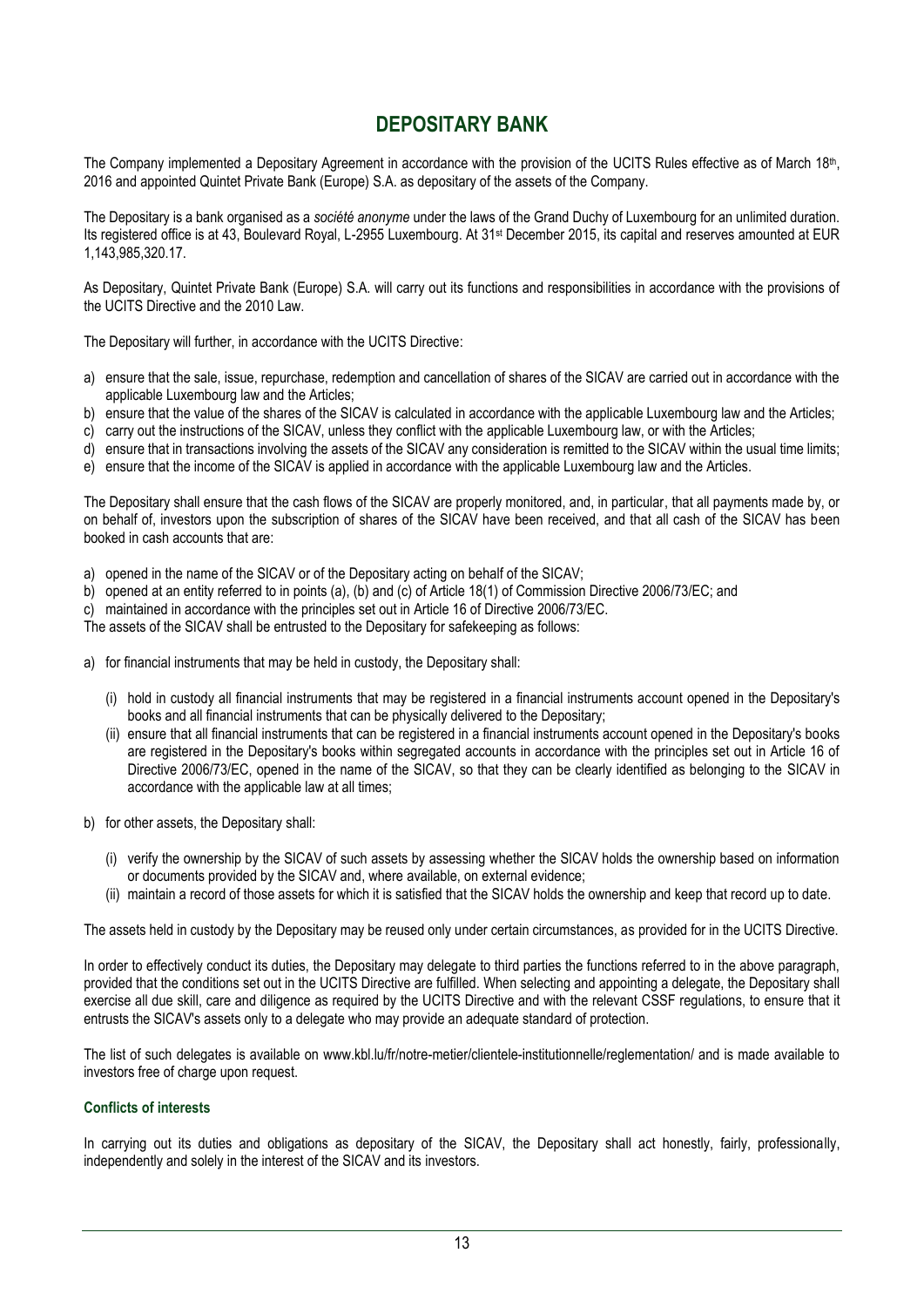# DEPOSITARY BANK

The Company implemented a Depositary Agreement in accordance with the provision of the UCITS Rules effective as of March 18th, 2016 and appointed Quintet Private Bank (Europe) S.A. as depositary of the assets of the Company.

The Depositary is a bank organised as a *société anonyme* under the laws of the Grand Duchy of Luxembourg for an unlimited duration. Its registered office is at 43, Boulevard Royal, L-2955 Luxembourg. At 31st December 2015, its capital and reserves amounted at EUR 1,143,985,320.17.

As Depositary, Quintet Private Bank (Europe) S.A. will carry out its functions and responsibilities in accordance with the provisions of the UCITS Directive and the 2010 Law.

The Depositary will further, in accordance with the UCITS Directive:

a) ensure that the sale, issue, repurchase, redemption and cancellation of shares of the SICAV are carried out in accordance with the applicable Luxembourg law and the Articles;
b) ensure that the value of the shares of the SICAV is calculated in accordance with the applicable Luxembourg law and the Articles;
c) carry out the instructions of the SICAV, unless they conflict with the applicable Luxembourg law, or with the Articles;
d) ensure that in transactions involving the assets of the SICAV any consideration is remitted to the SICAV within the usual time limits;
e) ensure that the income of the SICAV is applied in accordance with the applicable Luxembourg law and the Articles.

The Depositary shall ensure that the cash flows of the SICAV are properly monitored, and, in particular, that all payments made by, or on behalf of, investors upon the subscription of shares of the SICAV have been received, and that all cash of the SICAV has been booked in cash accounts that are:

a) opened in the name of the SICAV or of the Depositary acting on behalf of the SICAV;
b) opened at an entity referred to in points (a), (b) and (c) of Article 18(1) of Commission Directive 2006/73/EC; and
c) maintained in accordance with the principles set out in Article 16 of Directive 2006/73/EC.

The assets of the SICAV shall be entrusted to the Depositary for safekeeping as follows:

a) for financial instruments that may be held in custody, the Depositary shall:
   (i) hold in custody all financial instruments that may be registered in a financial instruments account opened in the Depositary's books and all financial instruments that can be physically delivered to the Depositary;
   (ii) ensure that all financial instruments that can be registered in a financial instruments account opened in the Depositary's books are registered in the Depositary's books within segregated accounts in accordance with the principles set out in Article 16 of Directive 2006/73/EC, opened in the name of the SICAV, so that they can be clearly identified as belonging to the SICAV in accordance with the applicable law at all times;

b) for other assets, the Depositary shall:
   (i) verify the ownership by the SICAV of such assets by assessing whether the SICAV holds the ownership based on information or documents provided by the SICAV and, where available, on external evidence;
   (ii) maintain a record of those assets for which it is satisfied that the SICAV holds the ownership and keep that record up to date.

The assets held in custody by the Depositary may be reused only under certain circumstances, as provided for in the UCITS Directive.

In order to effectively conduct its duties, the Depositary may delegate to third parties the functions referred to in the above paragraph, provided that the conditions set out in the UCITS Directive are fulfilled. When selecting and appointing a delegate, the Depositary shall exercise all due skill, care and diligence as required by the UCITS Directive and with the relevant CSSF regulations, to ensure that it entrusts the SICAV's assets only to a delegate who may provide an adequate standard of protection.

The list of such delegates is available on www.kbl.lu/fr/notre-metier/clientele-institutionnelle/reglementation/ and is made available to investors free of charge upon request.

### Conflicts of interests

In carrying out its duties and obligations as depositary of the SICAV, the Depositary shall act honestly, fairly, professionally, independently and solely in the interest of the SICAV and its investors.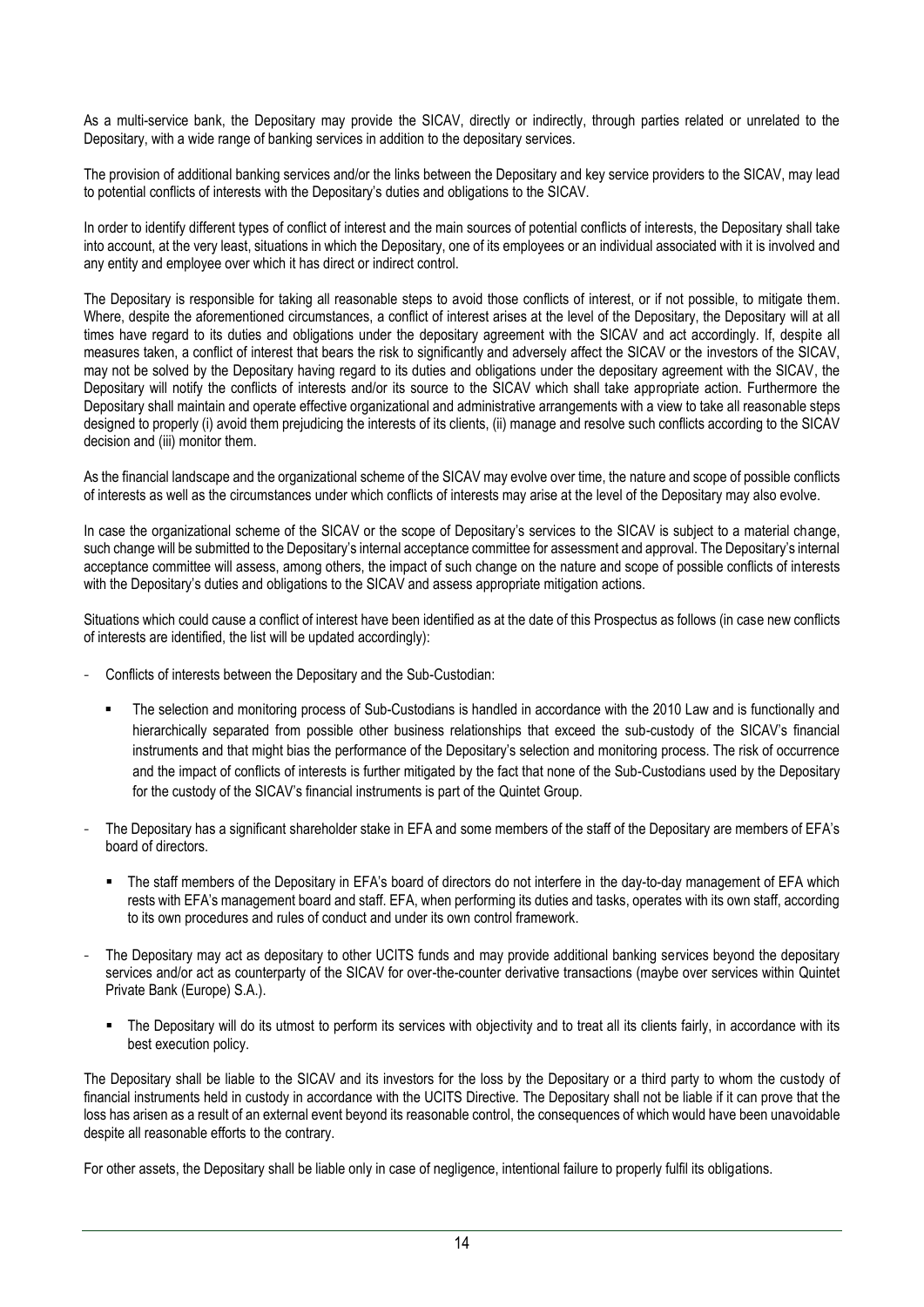As a multi-service bank, the Depositary may provide the SICAV, directly or indirectly, through parties related or unrelated to the Depositary, with a wide range of banking services in addition to the depositary services.

The provision of additional banking services and/or the links between the Depositary and key service providers to the SICAV, may lead to potential conflicts of interests with the Depositary's duties and obligations to the SICAV.

In order to identify different types of conflict of interest and the main sources of potential conflicts of interests, the Depositary shall take into account, at the very least, situations in which the Depositary, one of its employees or an individual associated with it is involved and any entity and employee over which it has direct or indirect control.

The Depositary is responsible for taking all reasonable steps to avoid those conflicts of interest, or if not possible, to mitigate them. Where, despite the aforementioned circumstances, a conflict of interest arises at the level of the Depositary, the Depositary will at all times have regard to its duties and obligations under the depositary agreement with the SICAV and act accordingly. If, despite all measures taken, a conflict of interest that bears the risk to significantly and adversely affect the SICAV or the investors of the SICAV, may not be solved by the Depositary having regard to its duties and obligations under the depositary agreement with the SICAV, the Depositary will notify the conflicts of interests and/or its source to the SICAV which shall take appropriate action. Furthermore the Depositary shall maintain and operate effective organizational and administrative arrangements with a view to take all reasonable steps designed to properly (i) avoid them prejudicing the interests of its clients, (ii) manage and resolve such conflicts according to the SICAV decision and (iii) monitor them.

As the financial landscape and the organizational scheme of the SICAV may evolve over time, the nature and scope of possible conflicts of interests as well as the circumstances under which conflicts of interests may arise at the level of the Depositary may also evolve.

In case the organizational scheme of the SICAV or the scope of Depositary's services to the SICAV is subject to a material change, such change will be submitted to the Depositary's internal acceptance committee for assessment and approval. The Depositary's internal acceptance committee will assess, among others, the impact of such change on the nature and scope of possible conflicts of interests with the Depositary's duties and obligations to the SICAV and assess appropriate mitigation actions.

Situations which could cause a conflict of interest have been identified as at the date of this Prospectus as follows (in case new conflicts of interests are identified, the list will be updated accordingly):

- Conflicts of interests between the Depositary and the Sub-Custodian:
  - The selection and monitoring process of Sub-Custodians is handled in accordance with the 2010 Law and is functionally and hierarchically separated from possible other business relationships that exceed the sub-custody of the SICAV's financial instruments and that might bias the performance of the Depositary's selection and monitoring process. The risk of occurrence and the impact of conflicts of interests is further mitigated by the fact that none of the Sub-Custodians used by the Depositary for the custody of the SICAV's financial instruments is part of the Quintet Group.
- The Depositary has a significant shareholder stake in EFA and some members of the staff of the Depositary are members of EFA's board of directors.
  - The staff members of the Depositary in EFA's board of directors do not interfere in the day-to-day management of EFA which rests with EFA's management board and staff. EFA, when performing its duties and tasks, operates with its own staff, according to its own procedures and rules of conduct and under its own control framework.
- The Depositary may act as depositary to other UCITS funds and may provide additional banking services beyond the depositary services and/or act as counterparty of the SICAV for over-the-counter derivative transactions (maybe over services within Quintet Private Bank (Europe) S.A.).
  - The Depositary will do its utmost to perform its services with objectivity and to treat all its clients fairly, in accordance with its best execution policy.

The Depositary shall be liable to the SICAV and its investors for the loss by the Depositary or a third party to whom the custody of financial instruments held in custody in accordance with the UCITS Directive. The Depositary shall not be liable if it can prove that the loss has arisen as a result of an external event beyond its reasonable control, the consequences of which would have been unavoidable despite all reasonable efforts to the contrary.

For other assets, the Depositary shall be liable only in case of negligence, intentional failure to properly fulfil its obligations.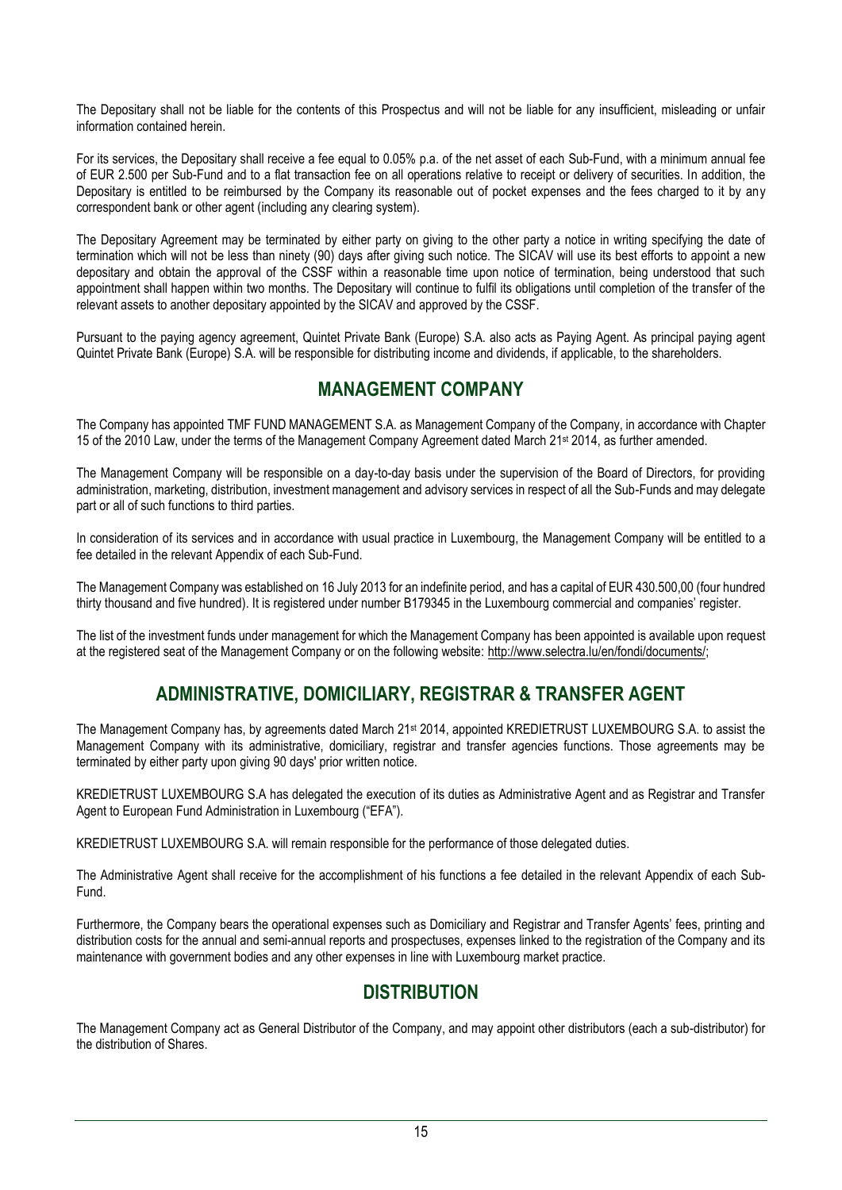The Depositary shall not be liable for the contents of this Prospectus and will not be liable for any insufficient, misleading or unfair information contained herein.

For its services, the Depositary shall receive a fee equal to 0.05% p.a. of the net asset of each Sub-Fund, with a minimum annual fee of EUR 2.500 per Sub-Fund and to a flat transaction fee on all operations relative to receipt or delivery of securities. In addition, the Depositary is entitled to be reimbursed by the Company its reasonable out of pocket expenses and the fees charged to it by any correspondent bank or other agent (including any clearing system).

The Depositary Agreement may be terminated by either party on giving to the other party a notice in writing specifying the date of termination which will not be less than ninety (90) days after giving such notice. The SICAV will use its best efforts to appoint a new depositary and obtain the approval of the CSSF within a reasonable time upon notice of termination, being understood that such appointment shall happen within two months. The Depositary will continue to fulfil its obligations until completion of the transfer of the relevant assets to another depositary appointed by the SICAV and approved by the CSSF.

Pursuant to the paying agency agreement, Quintet Private Bank (Europe) S.A. also acts as Paying Agent. As principal paying agent Quintet Private Bank (Europe) S.A. will be responsible for distributing income and dividends, if applicable, to the shareholders.

## MANAGEMENT COMPANY

The Company has appointed TMF FUND MANAGEMENT S.A. as Management Company of the Company, in accordance with Chapter 15 of the 2010 Law, under the terms of the Management Company Agreement dated March 21st 2014, as further amended.

The Management Company will be responsible on a day-to-day basis under the supervision of the Board of Directors, for providing administration, marketing, distribution, investment management and advisory services in respect of all the Sub-Funds and may delegate part or all of such functions to third parties.

In consideration of its services and in accordance with usual practice in Luxembourg, the Management Company will be entitled to a fee detailed in the relevant Appendix of each Sub-Fund.

The Management Company was established on 16 July 2013 for an indefinite period, and has a capital of EUR 430.500,00 (four hundred thirty thousand and five hundred). It is registered under number B179345 in the Luxembourg commercial and companies' register.

The list of the investment funds under management for which the Management Company has been appointed is available upon request at the registered seat of the Management Company or on the following website: http://www.selectra.lu/en/fondi/documents/;

## ADMINISTRATIVE, DOMICILIARY, REGISTRAR & TRANSFER AGENT

The Management Company has, by agreements dated March 21st 2014, appointed KREDIETRUST LUXEMBOURG S.A. to assist the Management Company with its administrative, domiciliary, registrar and transfer agencies functions. Those agreements may be terminated by either party upon giving 90 days' prior written notice.

KREDIETRUST LUXEMBOURG S.A has delegated the execution of its duties as Administrative Agent and as Registrar and Transfer Agent to European Fund Administration in Luxembourg ("EFA").

KREDIETRUST LUXEMBOURG S.A. will remain responsible for the performance of those delegated duties.

The Administrative Agent shall receive for the accomplishment of his functions a fee detailed in the relevant Appendix of each Sub-Fund.

Furthermore, the Company bears the operational expenses such as Domiciliary and Registrar and Transfer Agents' fees, printing and distribution costs for the annual and semi-annual reports and prospectuses, expenses linked to the registration of the Company and its maintenance with government bodies and any other expenses in line with Luxembourg market practice.

## DISTRIBUTION

The Management Company act as General Distributor of the Company, and may appoint other distributors (each a sub-distributor) for the distribution of Shares.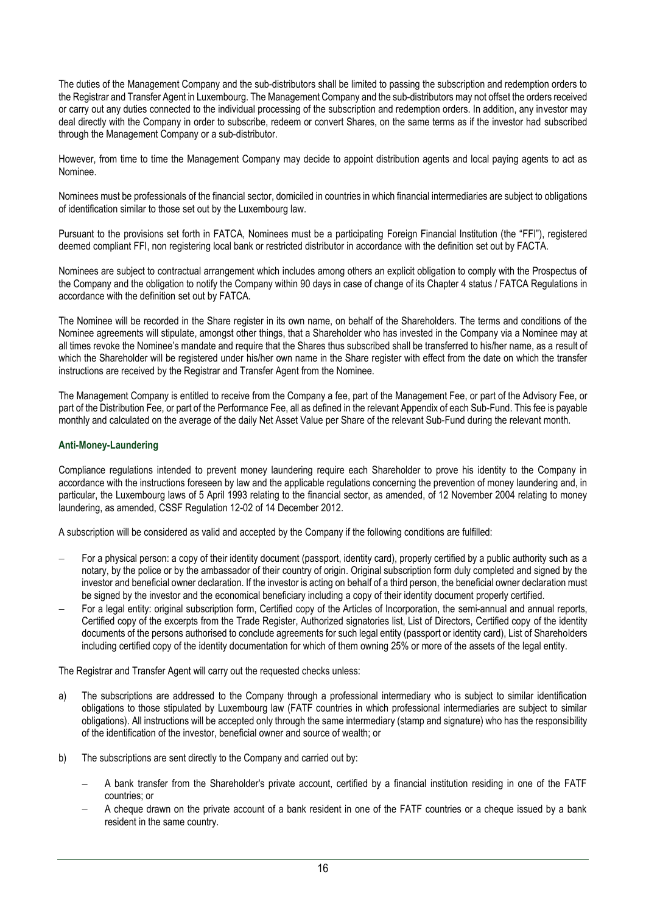The duties of the Management Company and the sub-distributors shall be limited to passing the subscription and redemption orders to the Registrar and Transfer Agent in Luxembourg. The Management Company and the sub-distributors may not offset the orders received or carry out any duties connected to the individual processing of the subscription and redemption orders. In addition, any investor may deal directly with the Company in order to subscribe, redeem or convert Shares, on the same terms as if the investor had subscribed through the Management Company or a sub-distributor.

However, from time to time the Management Company may decide to appoint distribution agents and local paying agents to act as Nominee.

Nominees must be professionals of the financial sector, domiciled in countries in which financial intermediaries are subject to obligations of identification similar to those set out by the Luxembourg law.

Pursuant to the provisions set forth in FATCA, Nominees must be a participating Foreign Financial Institution (the "FFI"), registered deemed compliant FFI, non registering local bank or restricted distributor in accordance with the definition set out by FACTA.

Nominees are subject to contractual arrangement which includes among others an explicit obligation to comply with the Prospectus of the Company and the obligation to notify the Company within 90 days in case of change of its Chapter 4 status / FATCA Regulations in accordance with the definition set out by FATCA.

The Nominee will be recorded in the Share register in its own name, on behalf of the Shareholders. The terms and conditions of the Nominee agreements will stipulate, amongst other things, that a Shareholder who has invested in the Company via a Nominee may at all times revoke the Nominee's mandate and require that the Shares thus subscribed shall be transferred to his/her name, as a result of which the Shareholder will be registered under his/her own name in the Share register with effect from the date on which the transfer instructions are received by the Registrar and Transfer Agent from the Nominee.

The Management Company is entitled to receive from the Company a fee, part of the Management Fee, or part of the Advisory Fee, or part of the Distribution Fee, or part of the Performance Fee, all as defined in the relevant Appendix of each Sub-Fund. This fee is payable monthly and calculated on the average of the daily Net Asset Value per Share of the relevant Sub-Fund during the relevant month.

## Anti-Money-Laundering

Compliance regulations intended to prevent money laundering require each Shareholder to prove his identity to the Company in accordance with the instructions foreseen by law and the applicable regulations concerning the prevention of money laundering and, in particular, the Luxembourg laws of 5 April 1993 relating to the financial sector, as amended, of 12 November 2004 relating to money laundering, as amended, CSSF Regulation 12-02 of 14 December 2012.

A subscription will be considered as valid and accepted by the Company if the following conditions are fulfilled:

- For a physical person: a copy of their identity document (passport, identity card), properly certified by a public authority such as a notary, by the police or by the ambassador of their country of origin. Original subscription form duly completed and signed by the investor and beneficial owner declaration. If the investor is acting on behalf of a third person, the beneficial owner declaration must be signed by the investor and the economical beneficiary including a copy of their identity document properly certified.
- For a legal entity: original subscription form, Certified copy of the Articles of Incorporation, the semi-annual and annual reports, Certified copy of the excerpts from the Trade Register, Authorized signatories list, List of Directors, Certified copy of the identity documents of the persons authorised to conclude agreements for such legal entity (passport or identity card), List of Shareholders including certified copy of the identity documentation for which of them owning 25% or more of the assets of the legal entity.

The Registrar and Transfer Agent will carry out the requested checks unless:

a) The subscriptions are addressed to the Company through a professional intermediary who is subject to similar identification obligations to those stipulated by Luxembourg law (FATF countries in which professional intermediaries are subject to similar obligations). All instructions will be accepted only through the same intermediary (stamp and signature) who has the responsibility of the identification of the investor, beneficial owner and source of wealth; or

b) The subscriptions are sent directly to the Company and carried out by:

   - A bank transfer from the Shareholder's private account, certified by a financial institution residing in one of the FATF countries; or
   - A cheque drawn on the private account of a bank resident in one of the FATF countries or a cheque issued by a bank resident in the same country.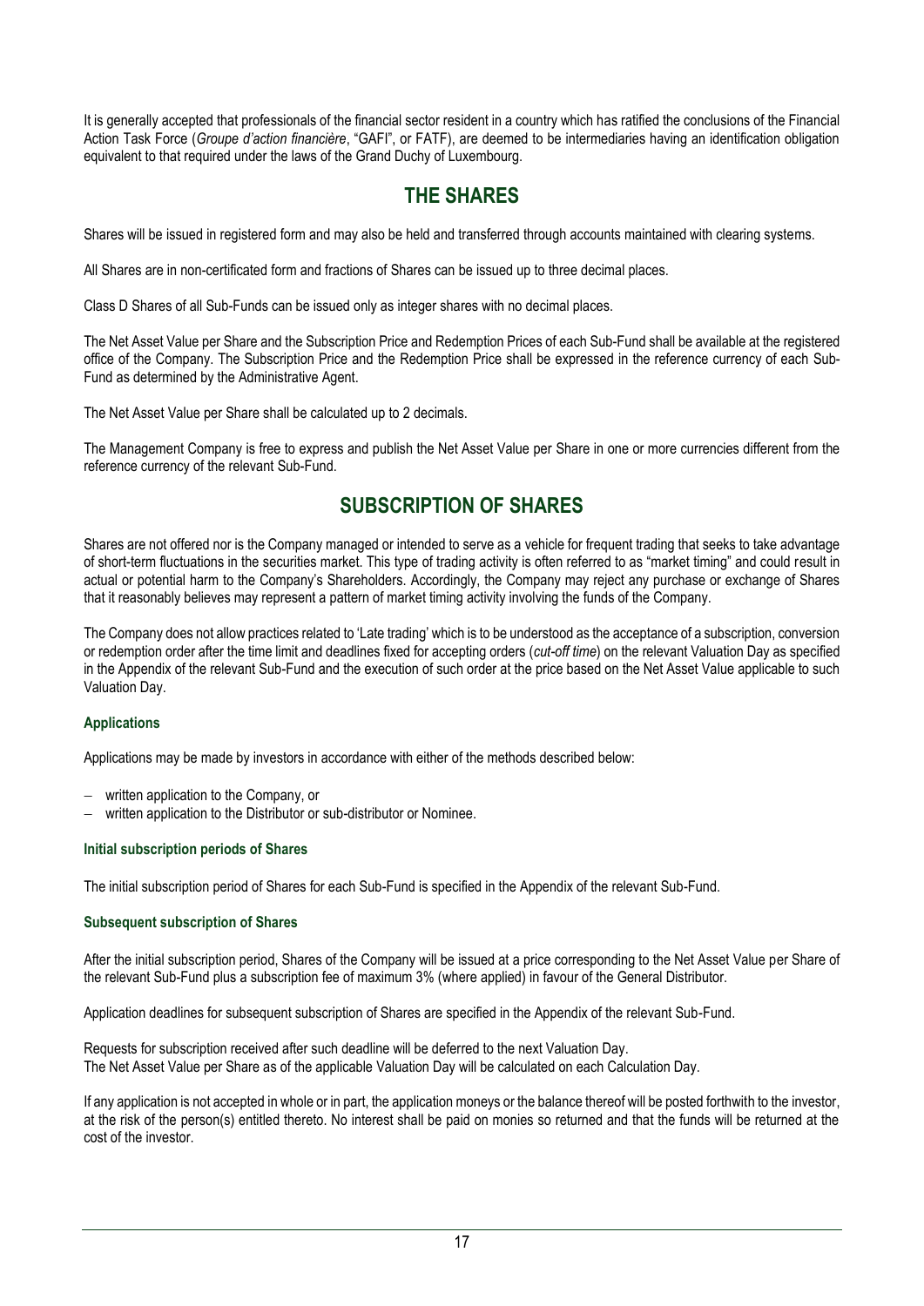It is generally accepted that professionals of the financial sector resident in a country which has ratified the conclusions of the Financial Action Task Force (*Groupe d'action financière*, "GAFI", or FATF), are deemed to be intermediaries having an identification obligation equivalent to that required under the laws of the Grand Duchy of Luxembourg.

# THE SHARES

Shares will be issued in registered form and may also be held and transferred through accounts maintained with clearing systems.

All Shares are in non-certificated form and fractions of Shares can be issued up to three decimal places.

Class D Shares of all Sub-Funds can be issued only as integer shares with no decimal places.

The Net Asset Value per Share and the Subscription Price and Redemption Prices of each Sub-Fund shall be available at the registered office of the Company. The Subscription Price and the Redemption Price shall be expressed in the reference currency of each Sub-Fund as determined by the Administrative Agent.

The Net Asset Value per Share shall be calculated up to 2 decimals.

The Management Company is free to express and publish the Net Asset Value per Share in one or more currencies different from the reference currency of the relevant Sub-Fund.

# SUBSCRIPTION OF SHARES

Shares are not offered nor is the Company managed or intended to serve as a vehicle for frequent trading that seeks to take advantage of short-term fluctuations in the securities market. This type of trading activity is often referred to as "market timing" and could result in actual or potential harm to the Company's Shareholders. Accordingly, the Company may reject any purchase or exchange of Shares that it reasonably believes may represent a pattern of market timing activity involving the funds of the Company.

The Company does not allow practices related to 'Late trading' which is to be understood as the acceptance of a subscription, conversion or redemption order after the time limit and deadlines fixed for accepting orders (*cut-off time*) on the relevant Valuation Day as specified in the Appendix of the relevant Sub-Fund and the execution of such order at the price based on the Net Asset Value applicable to such Valuation Day.

### Applications

Applications may be made by investors in accordance with either of the methods described below:

- written application to the Company, or
- written application to the Distributor or sub-distributor or Nominee.

### Initial subscription periods of Shares

The initial subscription period of Shares for each Sub-Fund is specified in the Appendix of the relevant Sub-Fund.

### Subsequent subscription of Shares

After the initial subscription period, Shares of the Company will be issued at a price corresponding to the Net Asset Value per Share of the relevant Sub-Fund plus a subscription fee of maximum 3% (where applied) in favour of the General Distributor.

Application deadlines for subsequent subscription of Shares are specified in the Appendix of the relevant Sub-Fund.

Requests for subscription received after such deadline will be deferred to the next Valuation Day.
The Net Asset Value per Share as of the applicable Valuation Day will be calculated on each Calculation Day.

If any application is not accepted in whole or in part, the application moneys or the balance thereof will be posted forthwith to the investor, at the risk of the person(s) entitled thereto. No interest shall be paid on monies so returned and that the funds will be returned at the cost of the investor.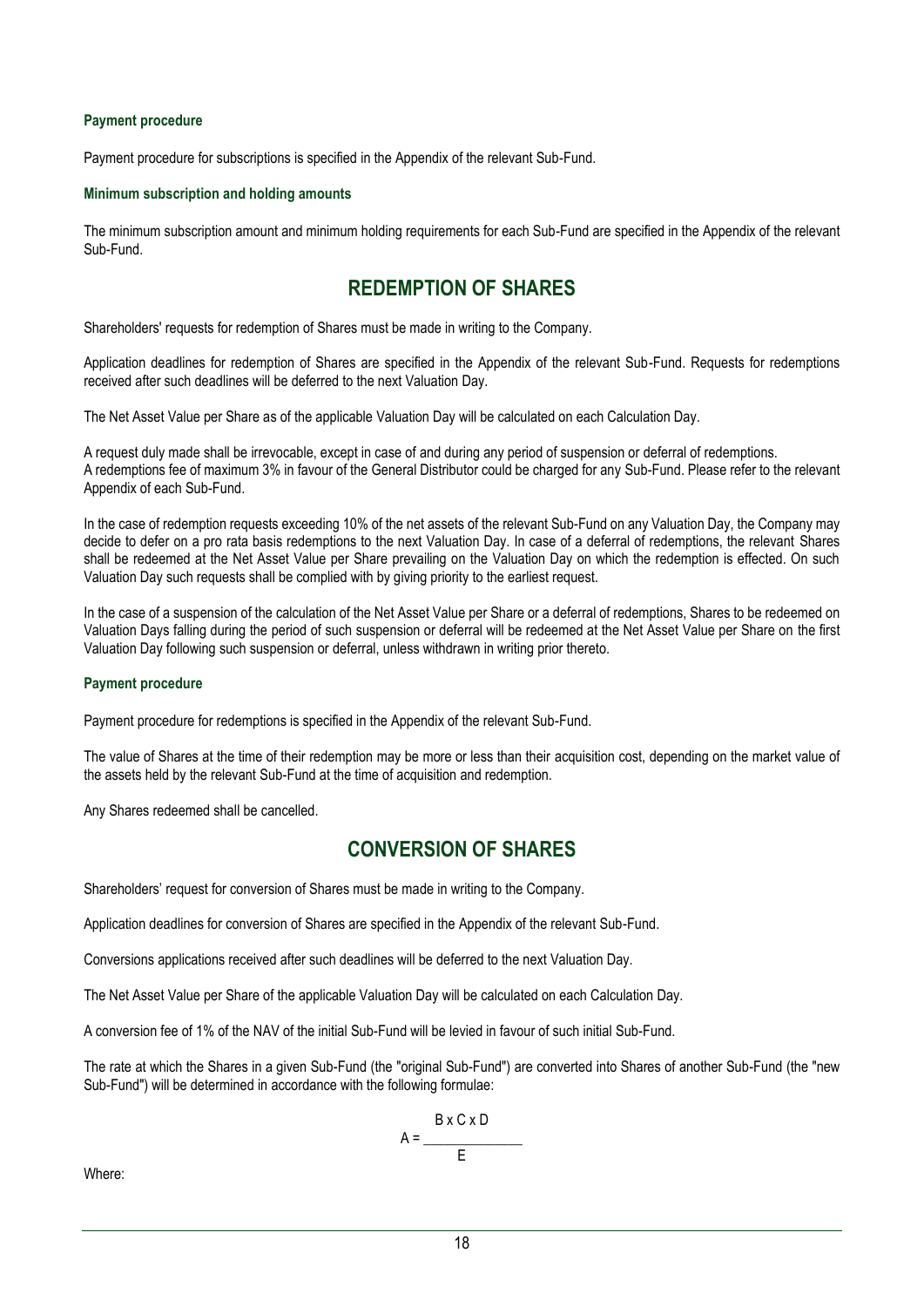### Payment procedure

Payment procedure for subscriptions is specified in the Appendix of the relevant Sub-Fund.

### Minimum subscription and holding amounts

The minimum subscription amount and minimum holding requirements for each Sub-Fund are specified in the Appendix of the relevant Sub-Fund.

## REDEMPTION OF SHARES

Shareholders' requests for redemption of Shares must be made in writing to the Company.

Application deadlines for redemption of Shares are specified in the Appendix of the relevant Sub-Fund. Requests for redemptions received after such deadlines will be deferred to the next Valuation Day.

The Net Asset Value per Share as of the applicable Valuation Day will be calculated on each Calculation Day.

A request duly made shall be irrevocable, except in case of and during any period of suspension or deferral of redemptions.
A redemptions fee of maximum 3% in favour of the General Distributor could be charged for any Sub-Fund. Please refer to the relevant Appendix of each Sub-Fund.

In the case of redemption requests exceeding 10% of the net assets of the relevant Sub-Fund on any Valuation Day, the Company may decide to defer on a pro rata basis redemptions to the next Valuation Day. In case of a deferral of redemptions, the relevant Shares shall be redeemed at the Net Asset Value per Share prevailing on the Valuation Day on which the redemption is effected. On such Valuation Day such requests shall be complied with by giving priority to the earliest request.

In the case of a suspension of the calculation of the Net Asset Value per Share or a deferral of redemptions, Shares to be redeemed on Valuation Days falling during the period of such suspension or deferral will be redeemed at the Net Asset Value per Share on the first Valuation Day following such suspension or deferral, unless withdrawn in writing prior thereto.

### Payment procedure

Payment procedure for redemptions is specified in the Appendix of the relevant Sub-Fund.

The value of Shares at the time of their redemption may be more or less than their acquisition cost, depending on the market value of the assets held by the relevant Sub-Fund at the time of acquisition and redemption.

Any Shares redeemed shall be cancelled.

## CONVERSION OF SHARES

Shareholders' request for conversion of Shares must be made in writing to the Company.

Application deadlines for conversion of Shares are specified in the Appendix of the relevant Sub-Fund.

Conversions applications received after such deadlines will be deferred to the next Valuation Day.

The Net Asset Value per Share of the applicable Valuation Day will be calculated on each Calculation Day.

A conversion fee of 1% of the NAV of the initial Sub-Fund will be levied in favour of such initial Sub-Fund.

The rate at which the Shares in a given Sub-Fund (the "original Sub-Fund") are converted into Shares of another Sub-Fund (the "new Sub-Fund") will be determined in accordance with the following formulae:

$$A = \frac{B \times C \times D}{E}$$

Where: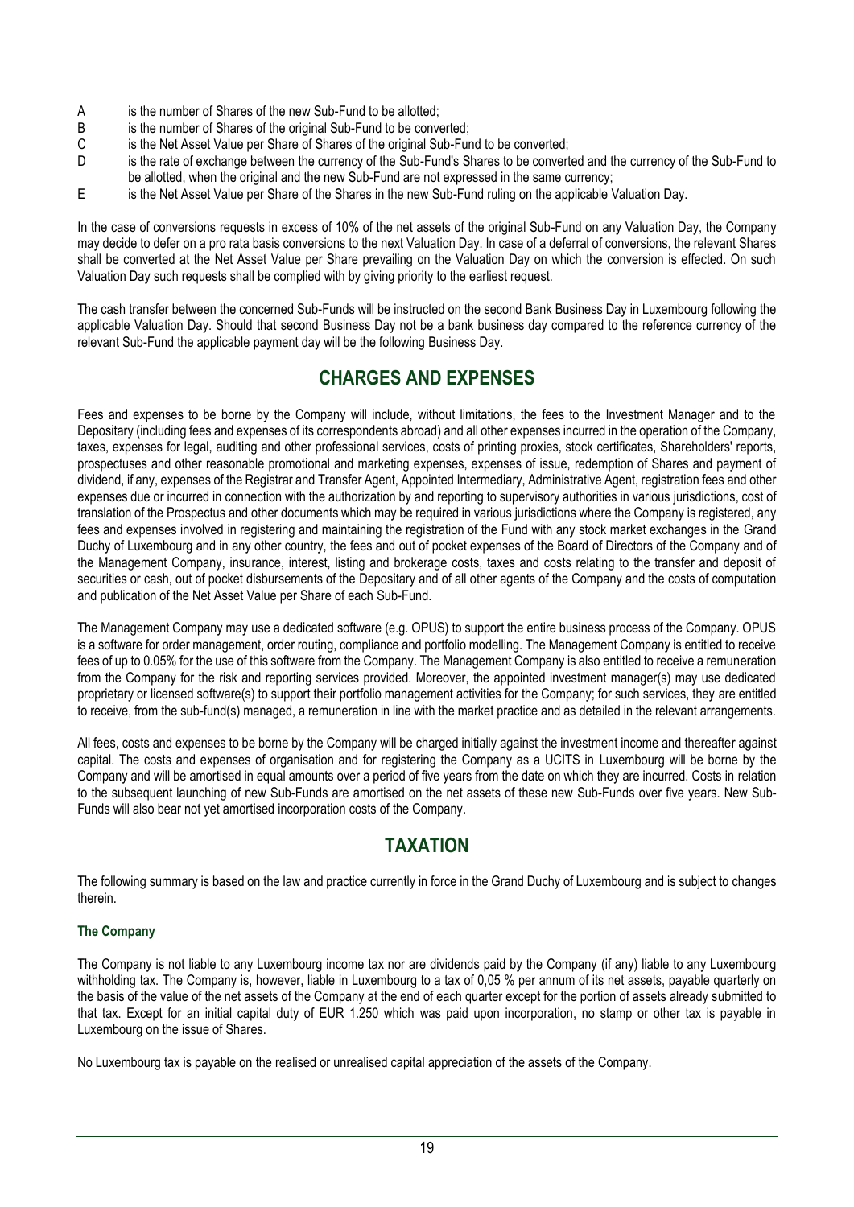A is the number of Shares of the new Sub-Fund to be allotted;

B is the number of Shares of the original Sub-Fund to be converted;

C is the Net Asset Value per Share of Shares of the original Sub-Fund to be converted;

D is the rate of exchange between the currency of the Sub-Fund's Shares to be converted and the currency of the Sub-Fund to be allotted, when the original and the new Sub-Fund are not expressed in the same currency;

E is the Net Asset Value per Share of the Shares in the new Sub-Fund ruling on the applicable Valuation Day.

In the case of conversions requests in excess of 10% of the net assets of the original Sub-Fund on any Valuation Day, the Company may decide to defer on a pro rata basis conversions to the next Valuation Day. In case of a deferral of conversions, the relevant Shares shall be converted at the Net Asset Value per Share prevailing on the Valuation Day on which the conversion is effected. On such Valuation Day such requests shall be complied with by giving priority to the earliest request.

The cash transfer between the concerned Sub-Funds will be instructed on the second Bank Business Day in Luxembourg following the applicable Valuation Day. Should that second Business Day not be a bank business day compared to the reference currency of the relevant Sub-Fund the applicable payment day will be the following Business Day.

# CHARGES AND EXPENSES

Fees and expenses to be borne by the Company will include, without limitations, the fees to the Investment Manager and to the Depositary (including fees and expenses of its correspondents abroad) and all other expenses incurred in the operation of the Company, taxes, expenses for legal, auditing and other professional services, costs of printing proxies, stock certificates, Shareholders' reports, prospectuses and other reasonable promotional and marketing expenses, expenses of issue, redemption of Shares and payment of dividend, if any, expenses of the Registrar and Transfer Agent, Appointed Intermediary, Administrative Agent, registration fees and other expenses due or incurred in connection with the authorization by and reporting to supervisory authorities in various jurisdictions, cost of translation of the Prospectus and other documents which may be required in various jurisdictions where the Company is registered, any fees and expenses involved in registering and maintaining the registration of the Fund with any stock market exchanges in the Grand Duchy of Luxembourg and in any other country, the fees and out of pocket expenses of the Board of Directors of the Company and of the Management Company, insurance, interest, listing and brokerage costs, taxes and costs relating to the transfer and deposit of securities or cash, out of pocket disbursements of the Depositary and of all other agents of the Company and the costs of computation and publication of the Net Asset Value per Share of each Sub-Fund.

The Management Company may use a dedicated software (e.g. OPUS) to support the entire business process of the Company. OPUS is a software for order management, order routing, compliance and portfolio modelling. The Management Company is entitled to receive fees of up to 0.05% for the use of this software from the Company. The Management Company is also entitled to receive a remuneration from the Company for the risk and reporting services provided. Moreover, the appointed investment manager(s) may use dedicated proprietary or licensed software(s) to support their portfolio management activities for the Company; for such services, they are entitled to receive, from the sub-fund(s) managed, a remuneration in line with the market practice and as detailed in the relevant arrangements.

All fees, costs and expenses to be borne by the Company will be charged initially against the investment income and thereafter against capital. The costs and expenses of organisation and for registering the Company as a UCITS in Luxembourg will be borne by the Company and will be amortised in equal amounts over a period of five years from the date on which they are incurred. Costs in relation to the subsequent launching of new Sub-Funds are amortised on the net assets of these new Sub-Funds over five years. New Sub-Funds will also bear not yet amortised incorporation costs of the Company.

# TAXATION

The following summary is based on the law and practice currently in force in the Grand Duchy of Luxembourg and is subject to changes therein.

### The Company

The Company is not liable to any Luxembourg income tax nor are dividends paid by the Company (if any) liable to any Luxembourg withholding tax. The Company is, however, liable in Luxembourg to a tax of 0,05 % per annum of its net assets, payable quarterly on the basis of the value of the net assets of the Company at the end of each quarter except for the portion of assets already submitted to that tax. Except for an initial capital duty of EUR 1.250 which was paid upon incorporation, no stamp or other tax is payable in Luxembourg on the issue of Shares.

No Luxembourg tax is payable on the realised or unrealised capital appreciation of the assets of the Company.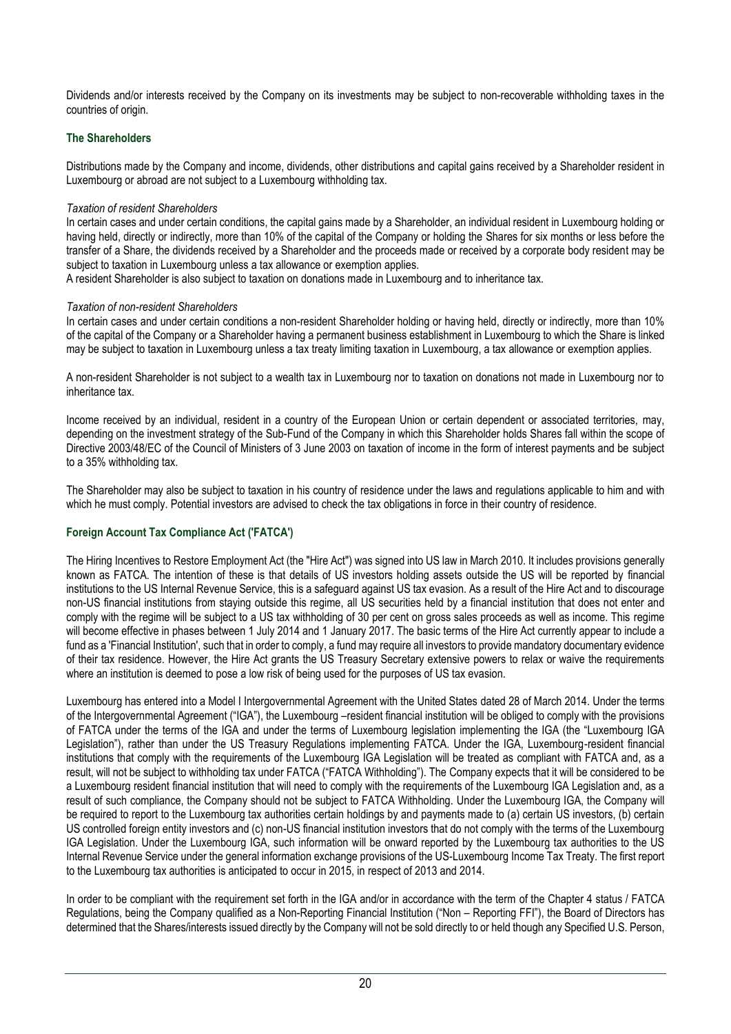Dividends and/or interests received by the Company on its investments may be subject to non-recoverable withholding taxes in the countries of origin.

### The Shareholders

Distributions made by the Company and income, dividends, other distributions and capital gains received by a Shareholder resident in Luxembourg or abroad are not subject to a Luxembourg withholding tax.

*Taxation of resident Shareholders*

In certain cases and under certain conditions, the capital gains made by a Shareholder, an individual resident in Luxembourg holding or having held, directly or indirectly, more than 10% of the capital of the Company or holding the Shares for six months or less before the transfer of a Share, the dividends received by a Shareholder and the proceeds made or received by a corporate body resident may be subject to taxation in Luxembourg unless a tax allowance or exemption applies.

A resident Shareholder is also subject to taxation on donations made in Luxembourg and to inheritance tax.

*Taxation of non-resident Shareholders*

In certain cases and under certain conditions a non-resident Shareholder holding or having held, directly or indirectly, more than 10% of the capital of the Company or a Shareholder having a permanent business establishment in Luxembourg to which the Share is linked may be subject to taxation in Luxembourg unless a tax treaty limiting taxation in Luxembourg, a tax allowance or exemption applies.

A non-resident Shareholder is not subject to a wealth tax in Luxembourg nor to taxation on donations not made in Luxembourg nor to inheritance tax.

Income received by an individual, resident in a country of the European Union or certain dependent or associated territories, may, depending on the investment strategy of the Sub-Fund of the Company in which this Shareholder holds Shares fall within the scope of Directive 2003/48/EC of the Council of Ministers of 3 June 2003 on taxation of income in the form of interest payments and be subject to a 35% withholding tax.

The Shareholder may also be subject to taxation in his country of residence under the laws and regulations applicable to him and with which he must comply. Potential investors are advised to check the tax obligations in force in their country of residence.

### Foreign Account Tax Compliance Act ('FATCA')

The Hiring Incentives to Restore Employment Act (the "Hire Act") was signed into US law in March 2010. It includes provisions generally known as FATCA. The intention of these is that details of US investors holding assets outside the US will be reported by financial institutions to the US Internal Revenue Service, this is a safeguard against US tax evasion. As a result of the Hire Act and to discourage non-US financial institutions from staying outside this regime, all US securities held by a financial institution that does not enter and comply with the regime will be subject to a US tax withholding of 30 per cent on gross sales proceeds as well as income. This regime will become effective in phases between 1 July 2014 and 1 January 2017. The basic terms of the Hire Act currently appear to include a fund as a 'Financial Institution', such that in order to comply, a fund may require all investors to provide mandatory documentary evidence of their tax residence. However, the Hire Act grants the US Treasury Secretary extensive powers to relax or waive the requirements where an institution is deemed to pose a low risk of being used for the purposes of US tax evasion.

Luxembourg has entered into a Model I Intergovernmental Agreement with the United States dated 28 of March 2014. Under the terms of the Intergovernmental Agreement ("IGA"), the Luxembourg –resident financial institution will be obliged to comply with the provisions of FATCA under the terms of the IGA and under the terms of Luxembourg legislation implementing the IGA (the "Luxembourg IGA Legislation"), rather than under the US Treasury Regulations implementing FATCA. Under the IGA, Luxembourg-resident financial institutions that comply with the requirements of the Luxembourg IGA Legislation will be treated as compliant with FATCA and, as a result, will not be subject to withholding tax under FATCA ("FATCA Withholding"). The Company expects that it will be considered to be a Luxembourg resident financial institution that will need to comply with the requirements of the Luxembourg IGA Legislation and, as a result of such compliance, the Company should not be subject to FATCA Withholding. Under the Luxembourg IGA, the Company will be required to report to the Luxembourg tax authorities certain holdings by and payments made to (a) certain US investors, (b) certain US controlled foreign entity investors and (c) non-US financial institution investors that do not comply with the terms of the Luxembourg IGA Legislation. Under the Luxembourg IGA, such information will be onward reported by the Luxembourg tax authorities to the US Internal Revenue Service under the general information exchange provisions of the US-Luxembourg Income Tax Treaty. The first report to the Luxembourg tax authorities is anticipated to occur in 2015, in respect of 2013 and 2014.

In order to be compliant with the requirement set forth in the IGA and/or in accordance with the term of the Chapter 4 status / FATCA Regulations, being the Company qualified as a Non-Reporting Financial Institution ("Non – Reporting FFI"), the Board of Directors has determined that the Shares/interests issued directly by the Company will not be sold directly to or held though any Specified U.S. Person,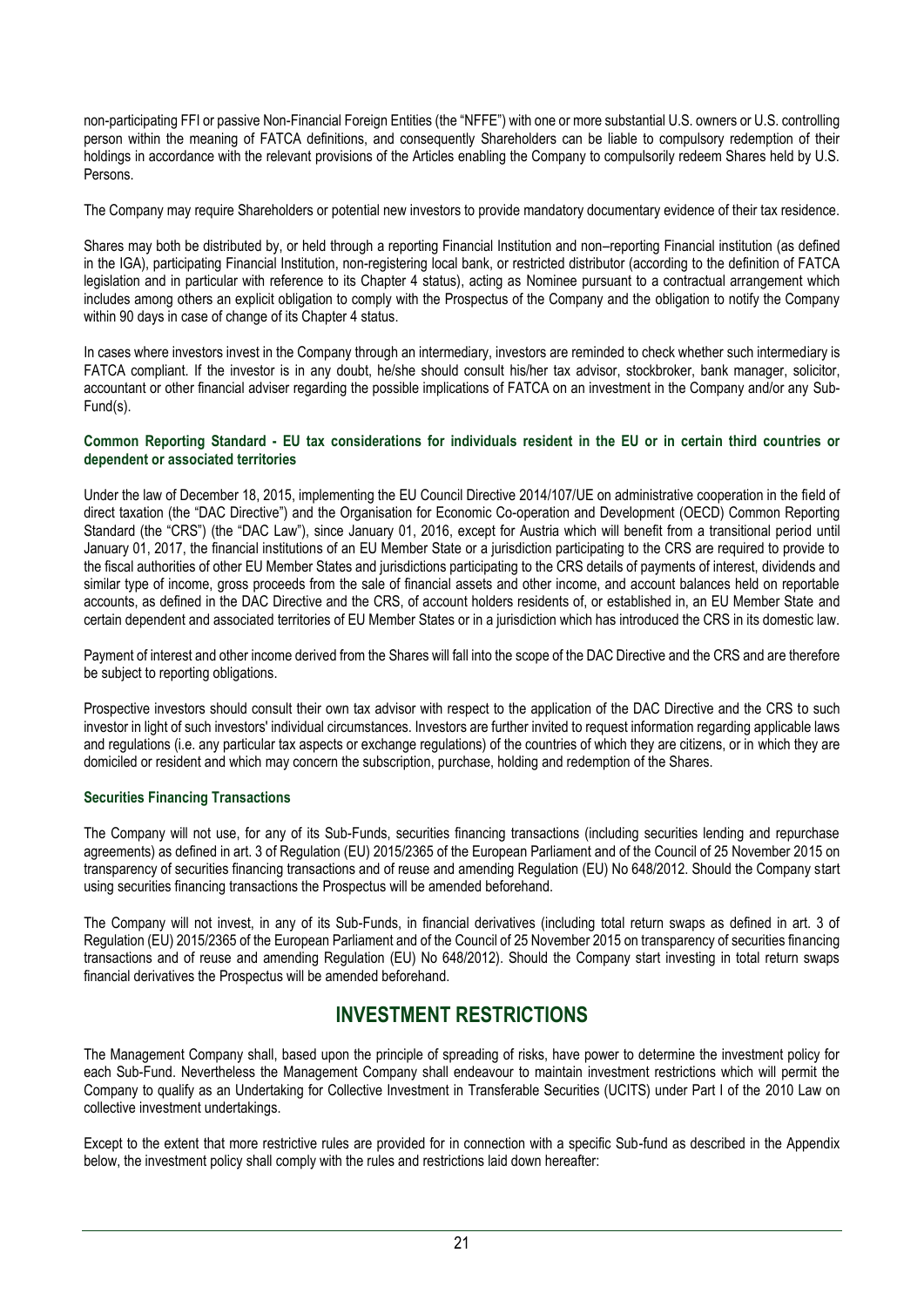non-participating FFI or passive Non-Financial Foreign Entities (the "NFFE") with one or more substantial U.S. owners or U.S. controlling person within the meaning of FATCA definitions, and consequently Shareholders can be liable to compulsory redemption of their holdings in accordance with the relevant provisions of the Articles enabling the Company to compulsorily redeem Shares held by U.S. Persons.

The Company may require Shareholders or potential new investors to provide mandatory documentary evidence of their tax residence.

Shares may both be distributed by, or held through a reporting Financial Institution and non–reporting Financial institution (as defined in the IGA), participating Financial Institution, non-registering local bank, or restricted distributor (according to the definition of FATCA legislation and in particular with reference to its Chapter 4 status), acting as Nominee pursuant to a contractual arrangement which includes among others an explicit obligation to comply with the Prospectus of the Company and the obligation to notify the Company within 90 days in case of change of its Chapter 4 status.

In cases where investors invest in the Company through an intermediary, investors are reminded to check whether such intermediary is FATCA compliant. If the investor is in any doubt, he/she should consult his/her tax advisor, stockbroker, bank manager, solicitor, accountant or other financial adviser regarding the possible implications of FATCA on an investment in the Company and/or any Sub-Fund(s).

**Common Reporting Standard - EU tax considerations for individuals resident in the EU or in certain third countries or dependent or associated territories**

Under the law of December 18, 2015, implementing the EU Council Directive 2014/107/UE on administrative cooperation in the field of direct taxation (the "DAC Directive") and the Organisation for Economic Co-operation and Development (OECD) Common Reporting Standard (the "CRS") (the "DAC Law"), since January 01, 2016, except for Austria which will benefit from a transitional period until January 01, 2017, the financial institutions of an EU Member State or a jurisdiction participating to the CRS are required to provide to the fiscal authorities of other EU Member States and jurisdictions participating to the CRS details of payments of interest, dividends and similar type of income, gross proceeds from the sale of financial assets and other income, and account balances held on reportable accounts, as defined in the DAC Directive and the CRS, of account holders residents of, or established in, an EU Member State and certain dependent and associated territories of EU Member States or in a jurisdiction which has introduced the CRS in its domestic law.

Payment of interest and other income derived from the Shares will fall into the scope of the DAC Directive and the CRS and are therefore be subject to reporting obligations.

Prospective investors should consult their own tax advisor with respect to the application of the DAC Directive and the CRS to such investor in light of such investors' individual circumstances. Investors are further invited to request information regarding applicable laws and regulations (i.e. any particular tax aspects or exchange regulations) of the countries of which they are citizens, or in which they are domiciled or resident and which may concern the subscription, purchase, holding and redemption of the Shares.

**Securities Financing Transactions**

The Company will not use, for any of its Sub-Funds, securities financing transactions (including securities lending and repurchase agreements) as defined in art. 3 of Regulation (EU) 2015/2365 of the European Parliament and of the Council of 25 November 2015 on transparency of securities financing transactions and of reuse and amending Regulation (EU) No 648/2012. Should the Company start using securities financing transactions the Prospectus will be amended beforehand.

The Company will not invest, in any of its Sub-Funds, in financial derivatives (including total return swaps as defined in art. 3 of Regulation (EU) 2015/2365 of the European Parliament and of the Council of 25 November 2015 on transparency of securities financing transactions and of reuse and amending Regulation (EU) No 648/2012). Should the Company start investing in total return swaps financial derivatives the Prospectus will be amended beforehand.

# INVESTMENT RESTRICTIONS

The Management Company shall, based upon the principle of spreading of risks, have power to determine the investment policy for each Sub-Fund. Nevertheless the Management Company shall endeavour to maintain investment restrictions which will permit the Company to qualify as an Undertaking for Collective Investment in Transferable Securities (UCITS) under Part I of the 2010 Law on collective investment undertakings.

Except to the extent that more restrictive rules are provided for in connection with a specific Sub-fund as described in the Appendix below, the investment policy shall comply with the rules and restrictions laid down hereafter: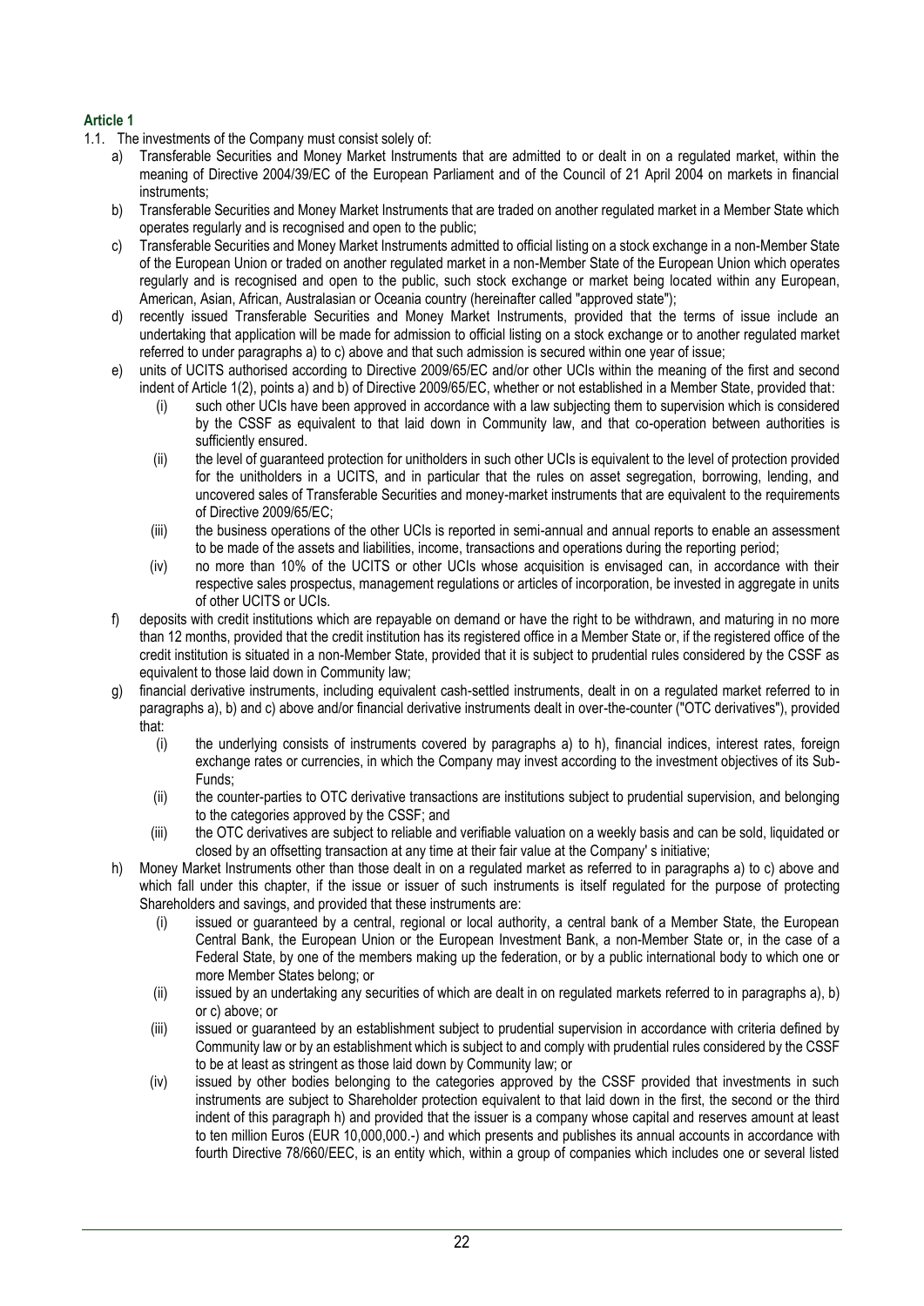### Article 1

1.1. The investments of the Company must consist solely of:

a) Transferable Securities and Money Market Instruments that are admitted to or dealt in on a regulated market, within the meaning of Directive 2004/39/EC of the European Parliament and of the Council of 21 April 2004 on markets in financial instruments;

b) Transferable Securities and Money Market Instruments that are traded on another regulated market in a Member State which operates regularly and is recognised and open to the public;

c) Transferable Securities and Money Market Instruments admitted to official listing on a stock exchange in a non-Member State of the European Union or traded on another regulated market in a non-Member State of the European Union which operates regularly and is recognised and open to the public, such stock exchange or market being located within any European, American, Asian, African, Australasian or Oceania country (hereinafter called "approved state");

d) recently issued Transferable Securities and Money Market Instruments, provided that the terms of issue include an undertaking that application will be made for admission to official listing on a stock exchange or to another regulated market referred to under paragraphs a) to c) above and that such admission is secured within one year of issue;

e) units of UCITS authorised according to Directive 2009/65/EC and/or other UCIs within the meaning of the first and second indent of Article 1(2), points a) and b) of Directive 2009/65/EC, whether or not established in a Member State, provided that:

   (i) such other UCIs have been approved in accordance with a law subjecting them to supervision which is considered by the CSSF as equivalent to that laid down in Community law, and that co-operation between authorities is sufficiently ensured.

   (ii) the level of guaranteed protection for unitholders in such other UCIs is equivalent to the level of protection provided for the unitholders in a UCITS, and in particular that the rules on asset segregation, borrowing, lending, and uncovered sales of Transferable Securities and money-market instruments that are equivalent to the requirements of Directive 2009/65/EC;

   (iii) the business operations of the other UCIs is reported in semi-annual and annual reports to enable an assessment to be made of the assets and liabilities, income, transactions and operations during the reporting period;

   (iv) no more than 10% of the UCITS or other UCIs whose acquisition is envisaged can, in accordance with their respective sales prospectus, management regulations or articles of incorporation, be invested in aggregate in units of other UCITS or UCIs.

f) deposits with credit institutions which are repayable on demand or have the right to be withdrawn, and maturing in no more than 12 months, provided that the credit institution has its registered office in a Member State or, if the registered office of the credit institution is situated in a non-Member State, provided that it is subject to prudential rules considered by the CSSF as equivalent to those laid down in Community law;

g) financial derivative instruments, including equivalent cash-settled instruments, dealt in on a regulated market referred to in paragraphs a), b) and c) above and/or financial derivative instruments dealt in over-the-counter ("OTC derivatives"), provided that:

   (i) the underlying consists of instruments covered by paragraphs a) to h), financial indices, interest rates, foreign exchange rates or currencies, in which the Company may invest according to the investment objectives of its Sub-Funds;

   (ii) the counter-parties to OTC derivative transactions are institutions subject to prudential supervision, and belonging to the categories approved by the CSSF; and

   (iii) the OTC derivatives are subject to reliable and verifiable valuation on a weekly basis and can be sold, liquidated or closed by an offsetting transaction at any time at their fair value at the Company' s initiative;

h) Money Market Instruments other than those dealt in on a regulated market as referred to in paragraphs a) to c) above and which fall under this chapter, if the issue or issuer of such instruments is itself regulated for the purpose of protecting Shareholders and savings, and provided that these instruments are:

   (i) issued or guaranteed by a central, regional or local authority, a central bank of a Member State, the European Central Bank, the European Union or the European Investment Bank, a non-Member State or, in the case of a Federal State, by one of the members making up the federation, or by a public international body to which one or more Member States belong; or

   (ii) issued by an undertaking any securities of which are dealt in on regulated markets referred to in paragraphs a), b) or c) above; or

   (iii) issued or guaranteed by an establishment subject to prudential supervision in accordance with criteria defined by Community law or by an establishment which is subject to and comply with prudential rules considered by the CSSF to be at least as stringent as those laid down by Community law; or

   (iv) issued by other bodies belonging to the categories approved by the CSSF provided that investments in such instruments are subject to Shareholder protection equivalent to that laid down in the first, the second or the third indent of this paragraph h) and provided that the issuer is a company whose capital and reserves amount at least to ten million Euros (EUR 10,000,000.-) and which presents and publishes its annual accounts in accordance with fourth Directive 78/660/EEC, is an entity which, within a group of companies which includes one or several listed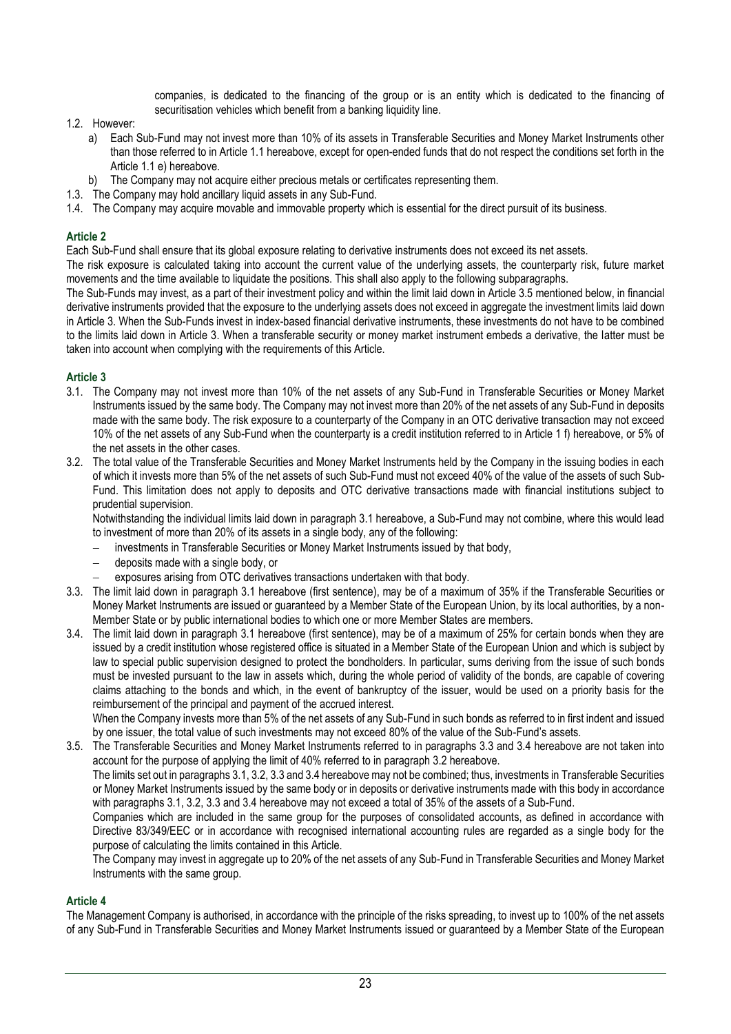companies, is dedicated to the financing of the group or is an entity which is dedicated to the financing of securitisation vehicles which benefit from a banking liquidity line.

1.2. However:

a) Each Sub-Fund may not invest more than 10% of its assets in Transferable Securities and Money Market Instruments other than those referred to in Article 1.1 hereabove, except for open-ended funds that do not respect the conditions set forth in the Article 1.1 e) hereabove.

b) The Company may not acquire either precious metals or certificates representing them.

1.3. The Company may hold ancillary liquid assets in any Sub-Fund.

1.4. The Company may acquire movable and immovable property which is essential for the direct pursuit of its business.

### Article 2

Each Sub-Fund shall ensure that its global exposure relating to derivative instruments does not exceed its net assets.

The risk exposure is calculated taking into account the current value of the underlying assets, the counterparty risk, future market movements and the time available to liquidate the positions. This shall also apply to the following subparagraphs.

The Sub-Funds may invest, as a part of their investment policy and within the limit laid down in Article 3.5 mentioned below, in financial derivative instruments provided that the exposure to the underlying assets does not exceed in aggregate the investment limits laid down in Article 3. When the Sub-Funds invest in index-based financial derivative instruments, these investments do not have to be combined to the limits laid down in Article 3. When a transferable security or money market instrument embeds a derivative, the latter must be taken into account when complying with the requirements of this Article.

### Article 3

3.1. The Company may not invest more than 10% of the net assets of any Sub-Fund in Transferable Securities or Money Market Instruments issued by the same body. The Company may not invest more than 20% of the net assets of any Sub-Fund in deposits made with the same body. The risk exposure to a counterparty of the Company in an OTC derivative transaction may not exceed 10% of the net assets of any Sub-Fund when the counterparty is a credit institution referred to in Article 1 f) hereabove, or 5% of the net assets in the other cases.

3.2. The total value of the Transferable Securities and Money Market Instruments held by the Company in the issuing bodies in each of which it invests more than 5% of the net assets of such Sub-Fund must not exceed 40% of the value of the assets of such Sub-Fund. This limitation does not apply to deposits and OTC derivative transactions made with financial institutions subject to prudential supervision.

Notwithstanding the individual limits laid down in paragraph 3.1 hereabove, a Sub-Fund may not combine, where this would lead to investment of more than 20% of its assets in a single body, any of the following:

- investments in Transferable Securities or Money Market Instruments issued by that body,
- deposits made with a single body, or
- exposures arising from OTC derivatives transactions undertaken with that body.

3.3. The limit laid down in paragraph 3.1 hereabove (first sentence), may be of a maximum of 35% if the Transferable Securities or Money Market Instruments are issued or guaranteed by a Member State of the European Union, by its local authorities, by a non-Member State or by public international bodies to which one or more Member States are members.

3.4. The limit laid down in paragraph 3.1 hereabove (first sentence), may be of a maximum of 25% for certain bonds when they are issued by a credit institution whose registered office is situated in a Member State of the European Union and which is subject by law to special public supervision designed to protect the bondholders. In particular, sums deriving from the issue of such bonds must be invested pursuant to the law in assets which, during the whole period of validity of the bonds, are capable of covering claims attaching to the bonds and which, in the event of bankruptcy of the issuer, would be used on a priority basis for the reimbursement of the principal and payment of the accrued interest.

When the Company invests more than 5% of the net assets of any Sub-Fund in such bonds as referred to in first indent and issued by one issuer, the total value of such investments may not exceed 80% of the value of the Sub-Fund's assets.

3.5. The Transferable Securities and Money Market Instruments referred to in paragraphs 3.3 and 3.4 hereabove are not taken into account for the purpose of applying the limit of 40% referred to in paragraph 3.2 hereabove.

The limits set out in paragraphs 3.1, 3.2, 3.3 and 3.4 hereabove may not be combined; thus, investments in Transferable Securities or Money Market Instruments issued by the same body or in deposits or derivative instruments made with this body in accordance with paragraphs 3.1, 3.2, 3.3 and 3.4 hereabove may not exceed a total of 35% of the assets of a Sub-Fund.

Companies which are included in the same group for the purposes of consolidated accounts, as defined in accordance with Directive 83/349/EEC or in accordance with recognised international accounting rules are regarded as a single body for the purpose of calculating the limits contained in this Article.

The Company may invest in aggregate up to 20% of the net assets of any Sub-Fund in Transferable Securities and Money Market Instruments with the same group.

### Article 4

The Management Company is authorised, in accordance with the principle of the risks spreading, to invest up to 100% of the net assets of any Sub-Fund in Transferable Securities and Money Market Instruments issued or guaranteed by a Member State of the European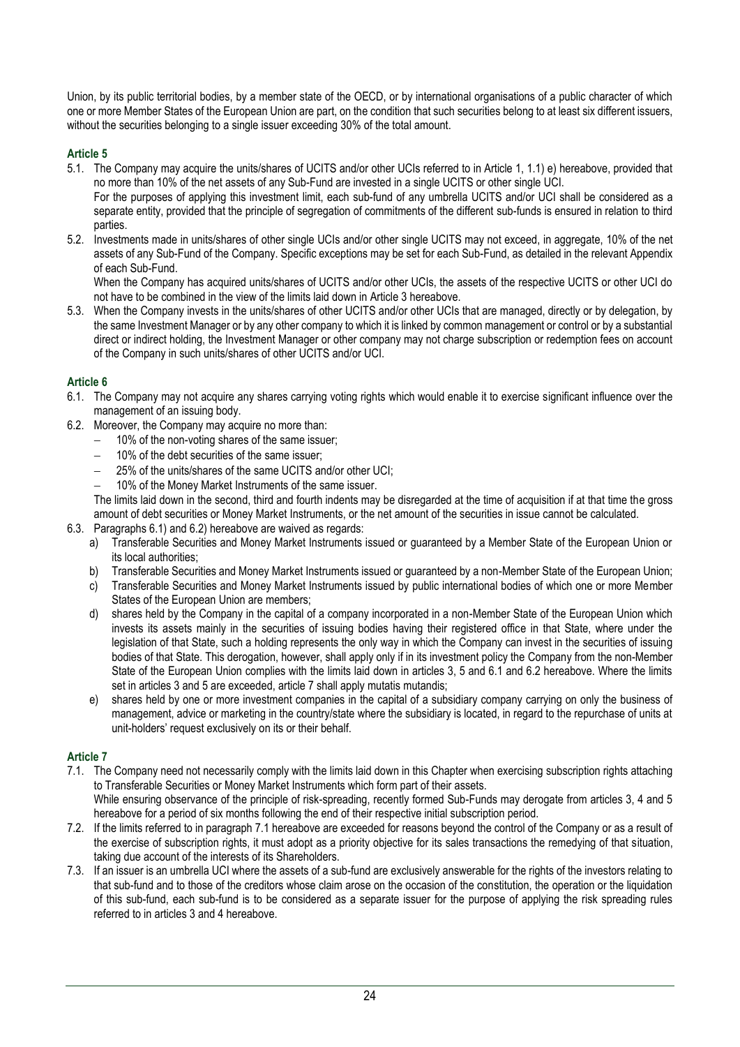Union, by its public territorial bodies, by a member state of the OECD, or by international organisations of a public character of which one or more Member States of the European Union are part, on the condition that such securities belong to at least six different issuers, without the securities belonging to a single issuer exceeding 30% of the total amount.

### Article 5

5.1. The Company may acquire the units/shares of UCITS and/or other UCIs referred to in Article 1, 1.1) e) hereabove, provided that no more than 10% of the net assets of any Sub-Fund are invested in a single UCITS or other single UCI.
For the purposes of applying this investment limit, each sub-fund of any umbrella UCITS and/or UCI shall be considered as a separate entity, provided that the principle of segregation of commitments of the different sub-funds is ensured in relation to third parties.

5.2. Investments made in units/shares of other single UCIs and/or other single UCITS may not exceed, in aggregate, 10% of the net assets of any Sub-Fund of the Company. Specific exceptions may be set for each Sub-Fund, as detailed in the relevant Appendix of each Sub-Fund.
When the Company has acquired units/shares of UCITS and/or other UCIs, the assets of the respective UCITS or other UCI do not have to be combined in the view of the limits laid down in Article 3 hereabove.

5.3. When the Company invests in the units/shares of other UCITS and/or other UCIs that are managed, directly or by delegation, by the same Investment Manager or by any other company to which it is linked by common management or control or by a substantial direct or indirect holding, the Investment Manager or other company may not charge subscription or redemption fees on account of the Company in such units/shares of other UCITS and/or UCI.

### Article 6

6.1. The Company may not acquire any shares carrying voting rights which would enable it to exercise significant influence over the management of an issuing body.

6.2. Moreover, the Company may acquire no more than:
- 10% of the non-voting shares of the same issuer;
- 10% of the debt securities of the same issuer;
- 25% of the units/shares of the same UCITS and/or other UCI;
- 10% of the Money Market Instruments of the same issuer.

The limits laid down in the second, third and fourth indents may be disregarded at the time of acquisition if at that time the gross amount of debt securities or Money Market Instruments, or the net amount of the securities in issue cannot be calculated.

6.3. Paragraphs 6.1) and 6.2) hereabove are waived as regards:
  a) Transferable Securities and Money Market Instruments issued or guaranteed by a Member State of the European Union or its local authorities;
  b) Transferable Securities and Money Market Instruments issued or guaranteed by a non-Member State of the European Union;
  c) Transferable Securities and Money Market Instruments issued by public international bodies of which one or more Member States of the European Union are members;
  d) shares held by the Company in the capital of a company incorporated in a non-Member State of the European Union which invests its assets mainly in the securities of issuing bodies having their registered office in that State, where under the legislation of that State, such a holding represents the only way in which the Company can invest in the securities of issuing bodies of that State. This derogation, however, shall apply only if in its investment policy the Company from the non-Member State of the European Union complies with the limits laid down in articles 3, 5 and 6.1 and 6.2 hereabove. Where the limits set in articles 3 and 5 are exceeded, article 7 shall apply mutatis mutandis;
  e) shares held by one or more investment companies in the capital of a subsidiary company carrying on only the business of management, advice or marketing in the country/state where the subsidiary is located, in regard to the repurchase of units at unit-holders' request exclusively on its or their behalf.

### Article 7

7.1. The Company need not necessarily comply with the limits laid down in this Chapter when exercising subscription rights attaching to Transferable Securities or Money Market Instruments which form part of their assets.
While ensuring observance of the principle of risk-spreading, recently formed Sub-Funds may derogate from articles 3, 4 and 5 hereabove for a period of six months following the end of their respective initial subscription period.

7.2. If the limits referred to in paragraph 7.1 hereabove are exceeded for reasons beyond the control of the Company or as a result of the exercise of subscription rights, it must adopt as a priority objective for its sales transactions the remedying of that situation, taking due account of the interests of its Shareholders.

7.3. If an issuer is an umbrella UCI where the assets of a sub-fund are exclusively answerable for the rights of the investors relating to that sub-fund and to those of the creditors whose claim arose on the occasion of the constitution, the operation or the liquidation of this sub-fund, each sub-fund is to be considered as a separate issuer for the purpose of applying the risk spreading rules referred to in articles 3 and 4 hereabove.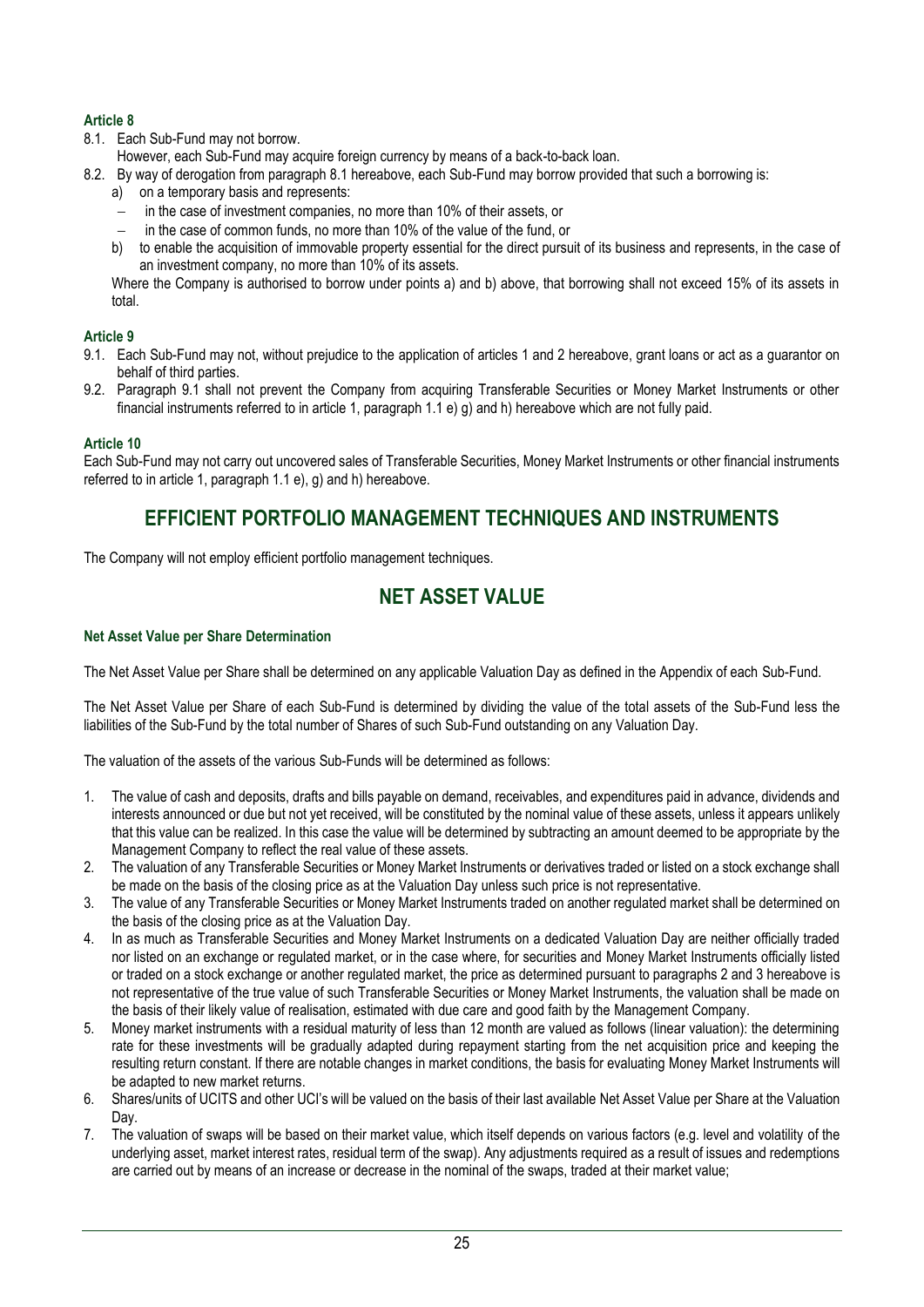### Article 8

8.1. Each Sub-Fund may not borrow.
However, each Sub-Fund may acquire foreign currency by means of a back-to-back loan.

8.2. By way of derogation from paragraph 8.1 hereabove, each Sub-Fund may borrow provided that such a borrowing is:

a) on a temporary basis and represents:
   - in the case of investment companies, no more than 10% of their assets, or
   - in the case of common funds, no more than 10% of the value of the fund, or

b) to enable the acquisition of immovable property essential for the direct pursuit of its business and represents, in the case of an investment company, no more than 10% of its assets.

Where the Company is authorised to borrow under points a) and b) above, that borrowing shall not exceed 15% of its assets in total.

### Article 9

9.1. Each Sub-Fund may not, without prejudice to the application of articles 1 and 2 hereabove, grant loans or act as a guarantor on behalf of third parties.

9.2. Paragraph 9.1 shall not prevent the Company from acquiring Transferable Securities or Money Market Instruments or other financial instruments referred to in article 1, paragraph 1.1 e) g) and h) hereabove which are not fully paid.

### Article 10

Each Sub-Fund may not carry out uncovered sales of Transferable Securities, Money Market Instruments or other financial instruments referred to in article 1, paragraph 1.1 e), g) and h) hereabove.

## EFFICIENT PORTFOLIO MANAGEMENT TECHNIQUES AND INSTRUMENTS

The Company will not employ efficient portfolio management techniques.

## NET ASSET VALUE

#### Net Asset Value per Share Determination

The Net Asset Value per Share shall be determined on any applicable Valuation Day as defined in the Appendix of each Sub-Fund.

The Net Asset Value per Share of each Sub-Fund is determined by dividing the value of the total assets of the Sub-Fund less the liabilities of the Sub-Fund by the total number of Shares of such Sub-Fund outstanding on any Valuation Day.

The valuation of the assets of the various Sub-Funds will be determined as follows:

1. The value of cash and deposits, drafts and bills payable on demand, receivables, and expenditures paid in advance, dividends and interests announced or due but not yet received, will be constituted by the nominal value of these assets, unless it appears unlikely that this value can be realized. In this case the value will be determined by subtracting an amount deemed to be appropriate by the Management Company to reflect the real value of these assets.
2. The valuation of any Transferable Securities or Money Market Instruments or derivatives traded or listed on a stock exchange shall be made on the basis of the closing price as at the Valuation Day unless such price is not representative.
3. The value of any Transferable Securities or Money Market Instruments traded on another regulated market shall be determined on the basis of the closing price as at the Valuation Day.
4. In as much as Transferable Securities and Money Market Instruments on a dedicated Valuation Day are neither officially traded nor listed on an exchange or regulated market, or in the case where, for securities and Money Market Instruments officially listed or traded on a stock exchange or another regulated market, the price as determined pursuant to paragraphs 2 and 3 hereabove is not representative of the true value of such Transferable Securities or Money Market Instruments, the valuation shall be made on the basis of their likely value of realisation, estimated with due care and good faith by the Management Company.
5. Money market instruments with a residual maturity of less than 12 month are valued as follows (linear valuation): the determining rate for these investments will be gradually adapted during repayment starting from the net acquisition price and keeping the resulting return constant. If there are notable changes in market conditions, the basis for evaluating Money Market Instruments will be adapted to new market returns.
6. Shares/units of UCITS and other UCI's will be valued on the basis of their last available Net Asset Value per Share at the Valuation Day.
7. The valuation of swaps will be based on their market value, which itself depends on various factors (e.g. level and volatility of the underlying asset, market interest rates, residual term of the swap). Any adjustments required as a result of issues and redemptions are carried out by means of an increase or decrease in the nominal of the swaps, traded at their market value;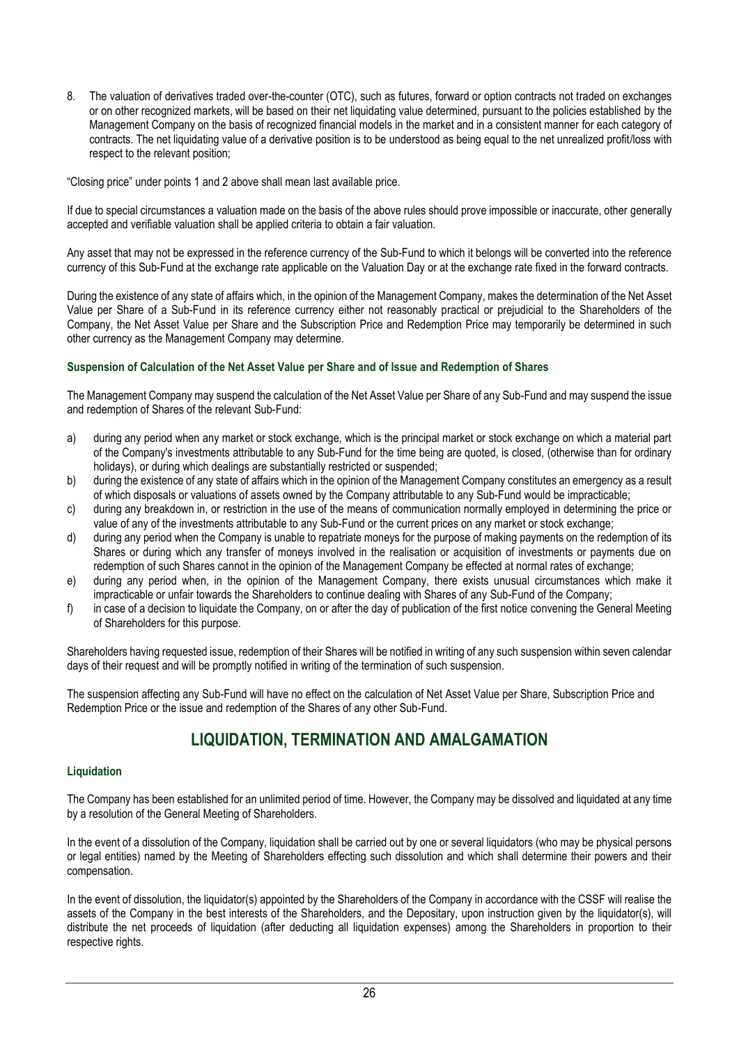8. The valuation of derivatives traded over-the-counter (OTC), such as futures, forward or option contracts not traded on exchanges or on other recognized markets, will be based on their net liquidating value determined, pursuant to the policies established by the Management Company on the basis of recognized financial models in the market and in a consistent manner for each category of contracts. The net liquidating value of a derivative position is to be understood as being equal to the net unrealized profit/loss with respect to the relevant position;

"Closing price" under points 1 and 2 above shall mean last available price.

If due to special circumstances a valuation made on the basis of the above rules should prove impossible or inaccurate, other generally accepted and verifiable valuation shall be applied criteria to obtain a fair valuation.

Any asset that may not be expressed in the reference currency of the Sub-Fund to which it belongs will be converted into the reference currency of this Sub-Fund at the exchange rate applicable on the Valuation Day or at the exchange rate fixed in the forward contracts.

During the existence of any state of affairs which, in the opinion of the Management Company, makes the determination of the Net Asset Value per Share of a Sub-Fund in its reference currency either not reasonably practical or prejudicial to the Shareholders of the Company, the Net Asset Value per Share and the Subscription Price and Redemption Price may temporarily be determined in such other currency as the Management Company may determine.

### Suspension of Calculation of the Net Asset Value per Share and of Issue and Redemption of Shares

The Management Company may suspend the calculation of the Net Asset Value per Share of any Sub-Fund and may suspend the issue and redemption of Shares of the relevant Sub-Fund:

a) during any period when any market or stock exchange, which is the principal market or stock exchange on which a material part of the Company's investments attributable to any Sub-Fund for the time being are quoted, is closed, (otherwise than for ordinary holidays), or during which dealings are substantially restricted or suspended;
b) during the existence of any state of affairs which in the opinion of the Management Company constitutes an emergency as a result of which disposals or valuations of assets owned by the Company attributable to any Sub-Fund would be impracticable;
c) during any breakdown in, or restriction in the use of the means of communication normally employed in determining the price or value of any of the investments attributable to any Sub-Fund or the current prices on any market or stock exchange;
d) during any period when the Company is unable to repatriate moneys for the purpose of making payments on the redemption of its Shares or during which any transfer of moneys involved in the realisation or acquisition of investments or payments due on redemption of such Shares cannot in the opinion of the Management Company be effected at normal rates of exchange;
e) during any period when, in the opinion of the Management Company, there exists unusual circumstances which make it impracticable or unfair towards the Shareholders to continue dealing with Shares of any Sub-Fund of the Company;
f) in case of a decision to liquidate the Company, on or after the day of publication of the first notice convening the General Meeting of Shareholders for this purpose.

Shareholders having requested issue, redemption of their Shares will be notified in writing of any such suspension within seven calendar days of their request and will be promptly notified in writing of the termination of such suspension.

The suspension affecting any Sub-Fund will have no effect on the calculation of Net Asset Value per Share, Subscription Price and Redemption Price or the issue and redemption of the Shares of any other Sub-Fund.

## LIQUIDATION, TERMINATION AND AMALGAMATION

### Liquidation

The Company has been established for an unlimited period of time. However, the Company may be dissolved and liquidated at any time by a resolution of the General Meeting of Shareholders.

In the event of a dissolution of the Company, liquidation shall be carried out by one or several liquidators (who may be physical persons or legal entities) named by the Meeting of Shareholders effecting such dissolution and which shall determine their powers and their compensation.

In the event of dissolution, the liquidator(s) appointed by the Shareholders of the Company in accordance with the CSSF will realise the assets of the Company in the best interests of the Shareholders, and the Depositary, upon instruction given by the liquidator(s), will distribute the net proceeds of liquidation (after deducting all liquidation expenses) among the Shareholders in proportion to their respective rights.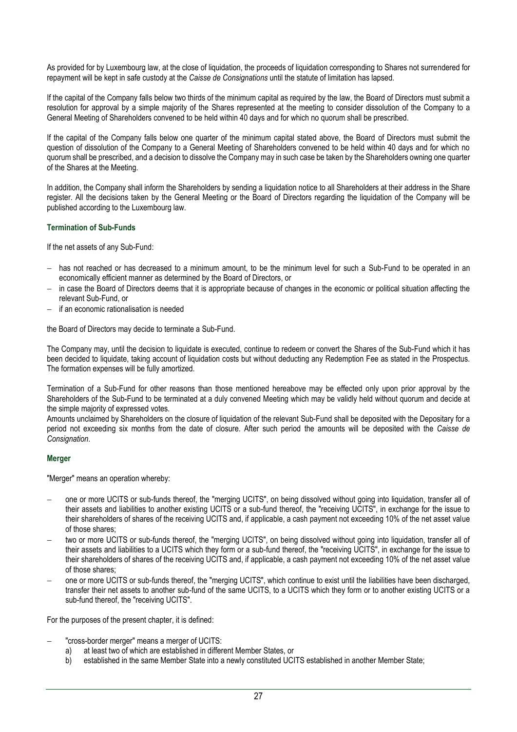As provided for by Luxembourg law, at the close of liquidation, the proceeds of liquidation corresponding to Shares not surrendered for repayment will be kept in safe custody at the *Caisse de Consignations* until the statute of limitation has lapsed.

If the capital of the Company falls below two thirds of the minimum capital as required by the law, the Board of Directors must submit a resolution for approval by a simple majority of the Shares represented at the meeting to consider dissolution of the Company to a General Meeting of Shareholders convened to be held within 40 days and for which no quorum shall be prescribed.

If the capital of the Company falls below one quarter of the minimum capital stated above, the Board of Directors must submit the question of dissolution of the Company to a General Meeting of Shareholders convened to be held within 40 days and for which no quorum shall be prescribed, and a decision to dissolve the Company may in such case be taken by the Shareholders owning one quarter of the Shares at the Meeting.

In addition, the Company shall inform the Shareholders by sending a liquidation notice to all Shareholders at their address in the Share register. All the decisions taken by the General Meeting or the Board of Directors regarding the liquidation of the Company will be published according to the Luxembourg law.

**Termination of Sub-Funds**

If the net assets of any Sub-Fund:

- has not reached or has decreased to a minimum amount, to be the minimum level for such a Sub-Fund to be operated in an economically efficient manner as determined by the Board of Directors, or
- in case the Board of Directors deems that it is appropriate because of changes in the economic or political situation affecting the relevant Sub-Fund, or
- if an economic rationalisation is needed

the Board of Directors may decide to terminate a Sub-Fund.

The Company may, until the decision to liquidate is executed, continue to redeem or convert the Shares of the Sub-Fund which it has been decided to liquidate, taking account of liquidation costs but without deducting any Redemption Fee as stated in the Prospectus. The formation expenses will be fully amortized.

Termination of a Sub-Fund for other reasons than those mentioned hereabove may be effected only upon prior approval by the Shareholders of the Sub-Fund to be terminated at a duly convened Meeting which may be validly held without quorum and decide at the simple majority of expressed votes.
Amounts unclaimed by Shareholders on the closure of liquidation of the relevant Sub-Fund shall be deposited with the Depositary for a period not exceeding six months from the date of closure. After such period the amounts will be deposited with the *Caisse de Consignation*.

**Merger**

"Merger" means an operation whereby:

- one or more UCITS or sub-funds thereof, the "merging UCITS", on being dissolved without going into liquidation, transfer all of their assets and liabilities to another existing UCITS or a sub-fund thereof, the "receiving UCITS", in exchange for the issue to their shareholders of shares of the receiving UCITS and, if applicable, a cash payment not exceeding 10% of the net asset value of those shares;
- two or more UCITS or sub-funds thereof, the "merging UCITS", on being dissolved without going into liquidation, transfer all of their assets and liabilities to a UCITS which they form or a sub-fund thereof, the "receiving UCITS", in exchange for the issue to their shareholders of shares of the receiving UCITS and, if applicable, a cash payment not exceeding 10% of the net asset value of those shares;
- one or more UCITS or sub-funds thereof, the "merging UCITS", which continue to exist until the liabilities have been discharged, transfer their net assets to another sub-fund of the same UCITS, to a UCITS which they form or to another existing UCITS or a sub-fund thereof, the "receiving UCITS".

For the purposes of the present chapter, it is defined:

- "cross-border merger" means a merger of UCITS:
  a) at least two of which are established in different Member States, or
  b) established in the same Member State into a newly constituted UCITS established in another Member State;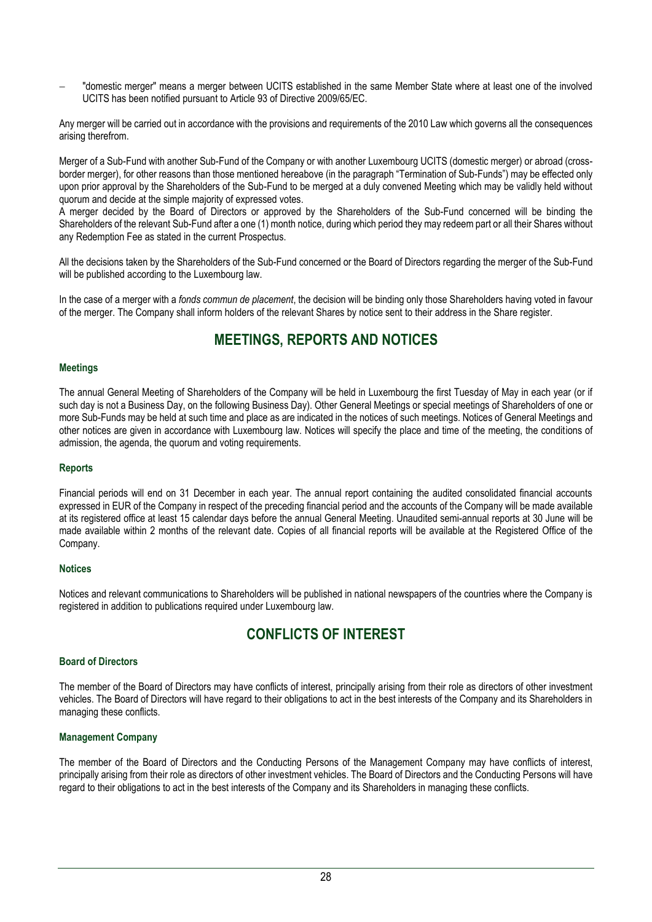- "domestic merger" means a merger between UCITS established in the same Member State where at least one of the involved UCITS has been notified pursuant to Article 93 of Directive 2009/65/EC.

Any merger will be carried out in accordance with the provisions and requirements of the 2010 Law which governs all the consequences arising therefrom.

Merger of a Sub-Fund with another Sub-Fund of the Company or with another Luxembourg UCITS (domestic merger) or abroad (cross-border merger), for other reasons than those mentioned hereabove (in the paragraph "Termination of Sub-Funds") may be effected only upon prior approval by the Shareholders of the Sub-Fund to be merged at a duly convened Meeting which may be validly held without quorum and decide at the simple majority of expressed votes.
A merger decided by the Board of Directors or approved by the Shareholders of the Sub-Fund concerned will be binding the Shareholders of the relevant Sub-Fund after a one (1) month notice, during which period they may redeem part or all their Shares without any Redemption Fee as stated in the current Prospectus.

All the decisions taken by the Shareholders of the Sub-Fund concerned or the Board of Directors regarding the merger of the Sub-Fund will be published according to the Luxembourg law.

In the case of a merger with a *fonds commun de placement*, the decision will be binding only those Shareholders having voted in favour of the merger. The Company shall inform holders of the relevant Shares by notice sent to their address in the Share register.

# MEETINGS, REPORTS AND NOTICES

### Meetings

The annual General Meeting of Shareholders of the Company will be held in Luxembourg the first Tuesday of May in each year (or if such day is not a Business Day, on the following Business Day). Other General Meetings or special meetings of Shareholders of one or more Sub-Funds may be held at such time and place as are indicated in the notices of such meetings. Notices of General Meetings and other notices are given in accordance with Luxembourg law. Notices will specify the place and time of the meeting, the conditions of admission, the agenda, the quorum and voting requirements.

### Reports

Financial periods will end on 31 December in each year. The annual report containing the audited consolidated financial accounts expressed in EUR of the Company in respect of the preceding financial period and the accounts of the Company will be made available at its registered office at least 15 calendar days before the annual General Meeting. Unaudited semi-annual reports at 30 June will be made available within 2 months of the relevant date. Copies of all financial reports will be available at the Registered Office of the Company.

### Notices

Notices and relevant communications to Shareholders will be published in national newspapers of the countries where the Company is registered in addition to publications required under Luxembourg law.

# CONFLICTS OF INTEREST

### Board of Directors

The member of the Board of Directors may have conflicts of interest, principally arising from their role as directors of other investment vehicles. The Board of Directors will have regard to their obligations to act in the best interests of the Company and its Shareholders in managing these conflicts.

### Management Company

The member of the Board of Directors and the Conducting Persons of the Management Company may have conflicts of interest, principally arising from their role as directors of other investment vehicles. The Board of Directors and the Conducting Persons will have regard to their obligations to act in the best interests of the Company and its Shareholders in managing these conflicts.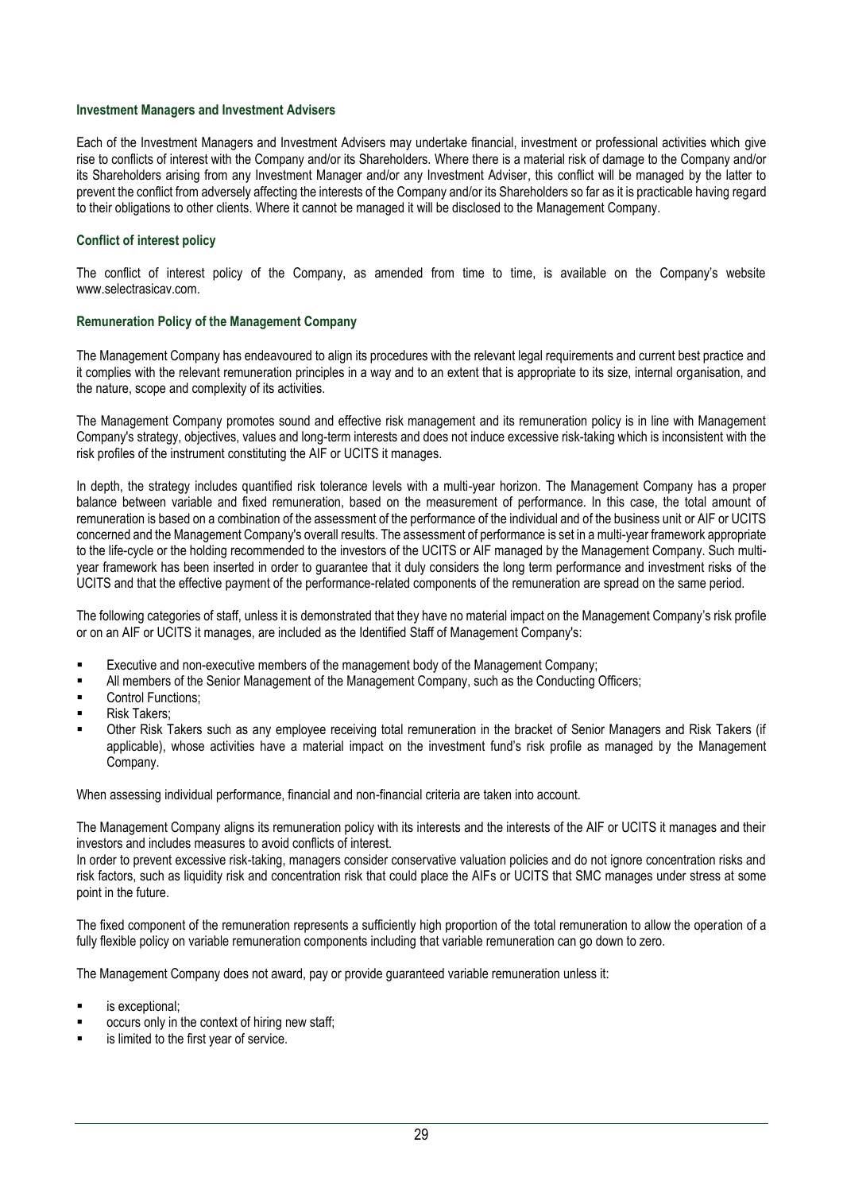#### Investment Managers and Investment Advisers

Each of the Investment Managers and Investment Advisers may undertake financial, investment or professional activities which give rise to conflicts of interest with the Company and/or its Shareholders. Where there is a material risk of damage to the Company and/or its Shareholders arising from any Investment Manager and/or any Investment Adviser, this conflict will be managed by the latter to prevent the conflict from adversely affecting the interests of the Company and/or its Shareholders so far as it is practicable having regard to their obligations to other clients. Where it cannot be managed it will be disclosed to the Management Company.

#### Conflict of interest policy

The conflict of interest policy of the Company, as amended from time to time, is available on the Company's website www.selectrasicav.com.

#### Remuneration Policy of the Management Company

The Management Company has endeavoured to align its procedures with the relevant legal requirements and current best practice and it complies with the relevant remuneration principles in a way and to an extent that is appropriate to its size, internal organisation, and the nature, scope and complexity of its activities.

The Management Company promotes sound and effective risk management and its remuneration policy is in line with Management Company's strategy, objectives, values and long-term interests and does not induce excessive risk-taking which is inconsistent with the risk profiles of the instrument constituting the AIF or UCITS it manages.

In depth, the strategy includes quantified risk tolerance levels with a multi-year horizon. The Management Company has a proper balance between variable and fixed remuneration, based on the measurement of performance. In this case, the total amount of remuneration is based on a combination of the assessment of the performance of the individual and of the business unit or AIF or UCITS concerned and the Management Company's overall results. The assessment of performance is set in a multi-year framework appropriate to the life-cycle or the holding recommended to the investors of the UCITS or AIF managed by the Management Company. Such multi-year framework has been inserted in order to guarantee that it duly considers the long term performance and investment risks of the UCITS and that the effective payment of the performance-related components of the remuneration are spread on the same period.

The following categories of staff, unless it is demonstrated that they have no material impact on the Management Company's risk profile or on an AIF or UCITS it manages, are included as the Identified Staff of Management Company's:

- Executive and non-executive members of the management body of the Management Company;
- All members of the Senior Management of the Management Company, such as the Conducting Officers;
- Control Functions;
- Risk Takers;
- Other Risk Takers such as any employee receiving total remuneration in the bracket of Senior Managers and Risk Takers (if applicable), whose activities have a material impact on the investment fund's risk profile as managed by the Management Company.

When assessing individual performance, financial and non-financial criteria are taken into account.

The Management Company aligns its remuneration policy with its interests and the interests of the AIF or UCITS it manages and their investors and includes measures to avoid conflicts of interest.
In order to prevent excessive risk-taking, managers consider conservative valuation policies and do not ignore concentration risks and risk factors, such as liquidity risk and concentration risk that could place the AIFs or UCITS that SMC manages under stress at some point in the future.

The fixed component of the remuneration represents a sufficiently high proportion of the total remuneration to allow the operation of a fully flexible policy on variable remuneration components including that variable remuneration can go down to zero.

The Management Company does not award, pay or provide guaranteed variable remuneration unless it:

- is exceptional;
- occurs only in the context of hiring new staff;
- is limited to the first year of service.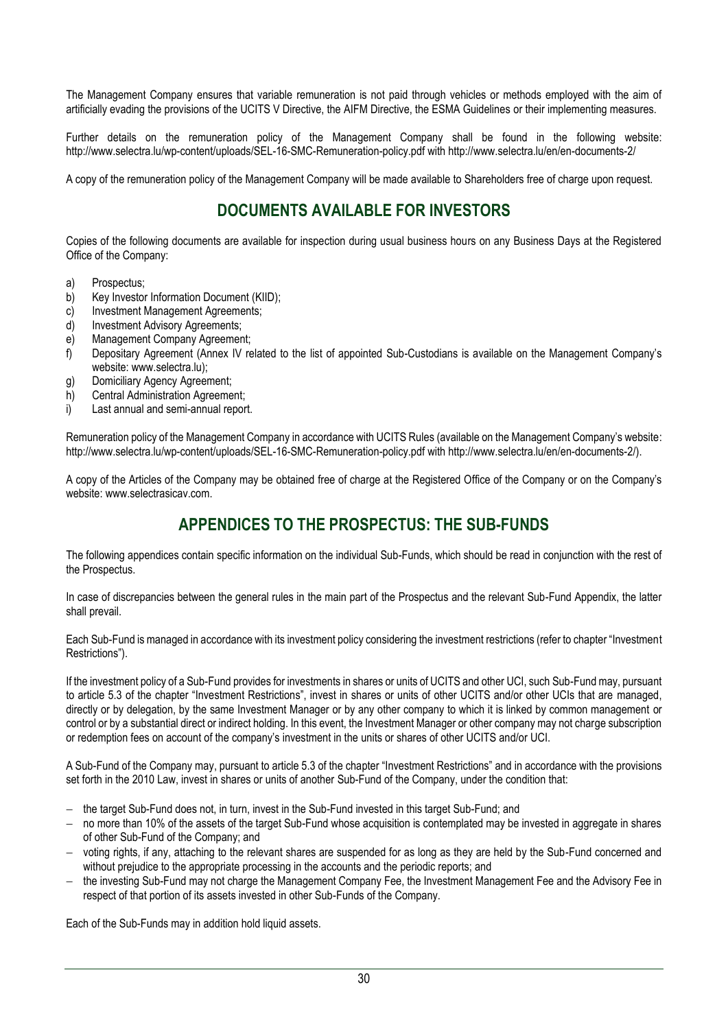The Management Company ensures that variable remuneration is not paid through vehicles or methods employed with the aim of artificially evading the provisions of the UCITS V Directive, the AIFM Directive, the ESMA Guidelines or their implementing measures.

Further details on the remuneration policy of the Management Company shall be found in the following website: http://www.selectra.lu/wp-content/uploads/SEL-16-SMC-Remuneration-policy.pdf with http://www.selectra.lu/en/en-documents-2/

A copy of the remuneration policy of the Management Company will be made available to Shareholders free of charge upon request.

## DOCUMENTS AVAILABLE FOR INVESTORS

Copies of the following documents are available for inspection during usual business hours on any Business Days at the Registered Office of the Company:

a) Prospectus;
b) Key Investor Information Document (KIID);
c) Investment Management Agreements;
d) Investment Advisory Agreements;
e) Management Company Agreement;
f) Depositary Agreement (Annex IV related to the list of appointed Sub-Custodians is available on the Management Company's website: www.selectra.lu);
g) Domiciliary Agency Agreement;
h) Central Administration Agreement;
i) Last annual and semi-annual report.

Remuneration policy of the Management Company in accordance with UCITS Rules (available on the Management Company's website: http://www.selectra.lu/wp-content/uploads/SEL-16-SMC-Remuneration-policy.pdf with http://www.selectra.lu/en/en-documents-2/).

A copy of the Articles of the Company may be obtained free of charge at the Registered Office of the Company or on the Company's website: www.selectrasicav.com.

## APPENDICES TO THE PROSPECTUS: THE SUB-FUNDS

The following appendices contain specific information on the individual Sub-Funds, which should be read in conjunction with the rest of the Prospectus.

In case of discrepancies between the general rules in the main part of the Prospectus and the relevant Sub-Fund Appendix, the latter shall prevail.

Each Sub-Fund is managed in accordance with its investment policy considering the investment restrictions (refer to chapter "Investment Restrictions").

If the investment policy of a Sub-Fund provides for investments in shares or units of UCITS and other UCI, such Sub-Fund may, pursuant to article 5.3 of the chapter "Investment Restrictions", invest in shares or units of other UCITS and/or other UCIs that are managed, directly or by delegation, by the same Investment Manager or by any other company to which it is linked by common management or control or by a substantial direct or indirect holding. In this event, the Investment Manager or other company may not charge subscription or redemption fees on account of the company's investment in the units or shares of other UCITS and/or UCI.

A Sub-Fund of the Company may, pursuant to article 5.3 of the chapter "Investment Restrictions" and in accordance with the provisions set forth in the 2010 Law, invest in shares or units of another Sub-Fund of the Company, under the condition that:

- the target Sub-Fund does not, in turn, invest in the Sub-Fund invested in this target Sub-Fund; and
- no more than 10% of the assets of the target Sub-Fund whose acquisition is contemplated may be invested in aggregate in shares of other Sub-Fund of the Company; and
- voting rights, if any, attaching to the relevant shares are suspended for as long as they are held by the Sub-Fund concerned and without prejudice to the appropriate processing in the accounts and the periodic reports; and
- the investing Sub-Fund may not charge the Management Company Fee, the Investment Management Fee and the Advisory Fee in respect of that portion of its assets invested in other Sub-Funds of the Company.

Each of the Sub-Funds may in addition hold liquid assets.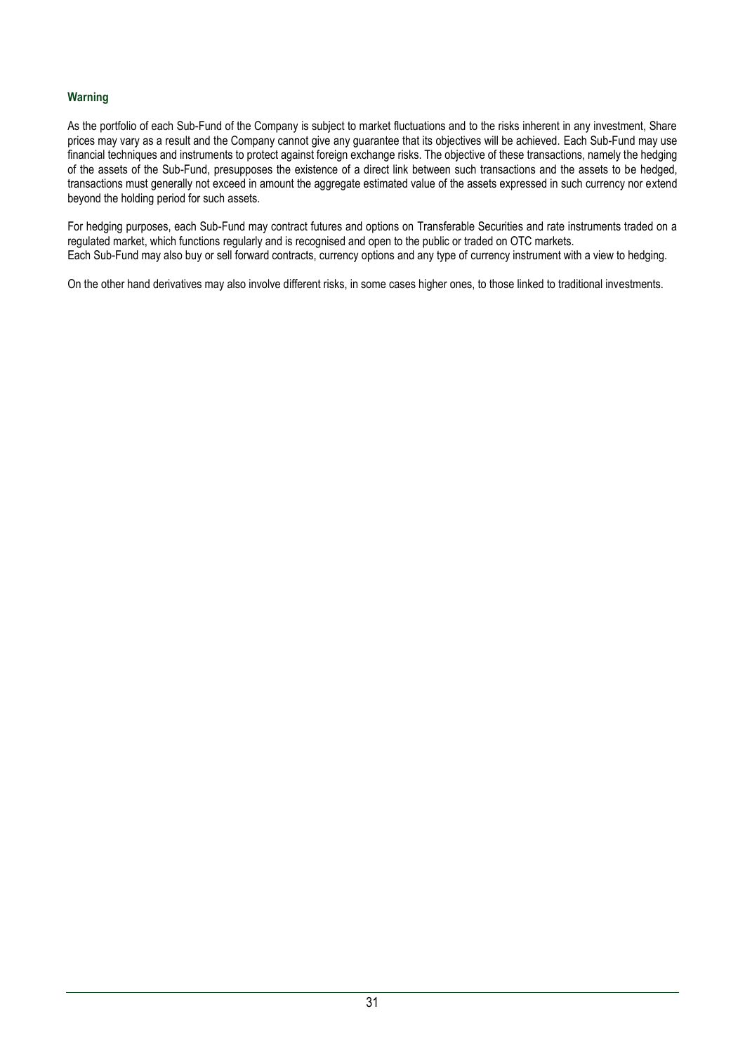### Warning

As the portfolio of each Sub-Fund of the Company is subject to market fluctuations and to the risks inherent in any investment, Share prices may vary as a result and the Company cannot give any guarantee that its objectives will be achieved. Each Sub-Fund may use financial techniques and instruments to protect against foreign exchange risks. The objective of these transactions, namely the hedging of the assets of the Sub-Fund, presupposes the existence of a direct link between such transactions and the assets to be hedged, transactions must generally not exceed in amount the aggregate estimated value of the assets expressed in such currency nor extend beyond the holding period for such assets.

For hedging purposes, each Sub-Fund may contract futures and options on Transferable Securities and rate instruments traded on a regulated market, which functions regularly and is recognised and open to the public or traded on OTC markets.
Each Sub-Fund may also buy or sell forward contracts, currency options and any type of currency instrument with a view to hedging.

On the other hand derivatives may also involve different risks, in some cases higher ones, to those linked to traditional investments.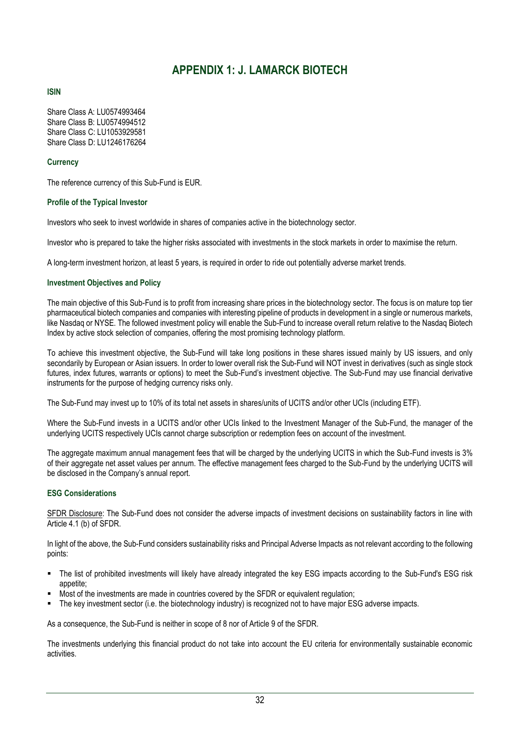# APPENDIX 1: J. LAMARCK BIOTECH

### ISIN

Share Class A: LU0574993464
Share Class B: LU0574994512
Share Class C: LU1053929581
Share Class D: LU1246176264

### Currency

The reference currency of this Sub-Fund is EUR.

### Profile of the Typical Investor

Investors who seek to invest worldwide in shares of companies active in the biotechnology sector.

Investor who is prepared to take the higher risks associated with investments in the stock markets in order to maximise the return.

A long-term investment horizon, at least 5 years, is required in order to ride out potentially adverse market trends.

### Investment Objectives and Policy

The main objective of this Sub-Fund is to profit from increasing share prices in the biotechnology sector. The focus is on mature top tier pharmaceutical biotech companies and companies with interesting pipeline of products in development in a single or numerous markets, like Nasdaq or NYSE. The followed investment policy will enable the Sub-Fund to increase overall return relative to the Nasdaq Biotech Index by active stock selection of companies, offering the most promising technology platform.

To achieve this investment objective, the Sub-Fund will take long positions in these shares issued mainly by US issuers, and only secondarily by European or Asian issuers. In order to lower overall risk the Sub-Fund will NOT invest in derivatives (such as single stock futures, index futures, warrants or options) to meet the Sub-Fund's investment objective. The Sub-Fund may use financial derivative instruments for the purpose of hedging currency risks only.

The Sub-Fund may invest up to 10% of its total net assets in shares/units of UCITS and/or other UCIs (including ETF).

Where the Sub-Fund invests in a UCITS and/or other UCIs linked to the Investment Manager of the Sub-Fund, the manager of the underlying UCITS respectively UCIs cannot charge subscription or redemption fees on account of the investment.

The aggregate maximum annual management fees that will be charged by the underlying UCITS in which the Sub-Fund invests is 3% of their aggregate net asset values per annum. The effective management fees charged to the Sub-Fund by the underlying UCITS will be disclosed in the Company's annual report.

### ESG Considerations

SFDR Disclosure: The Sub-Fund does not consider the adverse impacts of investment decisions on sustainability factors in line with Article 4.1 (b) of SFDR.

In light of the above, the Sub-Fund considers sustainability risks and Principal Adverse Impacts as not relevant according to the following points:

- The list of prohibited investments will likely have already integrated the key ESG impacts according to the Sub-Fund's ESG risk appetite;
- Most of the investments are made in countries covered by the SFDR or equivalent regulation;
- The key investment sector (i.e. the biotechnology industry) is recognized not to have major ESG adverse impacts.

As a consequence, the Sub-Fund is neither in scope of 8 nor of Article 9 of the SFDR.

The investments underlying this financial product do not take into account the EU criteria for environmentally sustainable economic activities.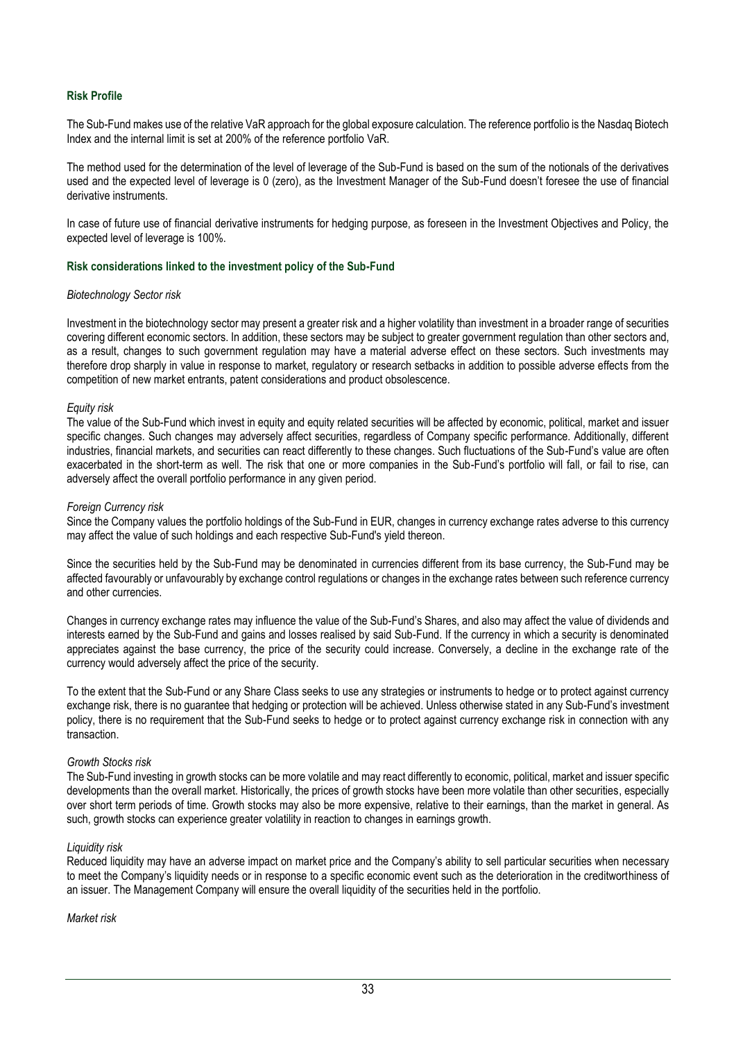**Risk Profile**

The Sub-Fund makes use of the relative VaR approach for the global exposure calculation. The reference portfolio is the Nasdaq Biotech Index and the internal limit is set at 200% of the reference portfolio VaR.

The method used for the determination of the level of leverage of the Sub-Fund is based on the sum of the notionals of the derivatives used and the expected level of leverage is 0 (zero), as the Investment Manager of the Sub-Fund doesn't foresee the use of financial derivative instruments.

In case of future use of financial derivative instruments for hedging purpose, as foreseen in the Investment Objectives and Policy, the expected level of leverage is 100%.

**Risk considerations linked to the investment policy of the Sub-Fund**

*Biotechnology Sector risk*

Investment in the biotechnology sector may present a greater risk and a higher volatility than investment in a broader range of securities covering different economic sectors. In addition, these sectors may be subject to greater government regulation than other sectors and, as a result, changes to such government regulation may have a material adverse effect on these sectors. Such investments may therefore drop sharply in value in response to market, regulatory or research setbacks in addition to possible adverse effects from the competition of new market entrants, patent considerations and product obsolescence.

*Equity risk*

The value of the Sub-Fund which invest in equity and equity related securities will be affected by economic, political, market and issuer specific changes. Such changes may adversely affect securities, regardless of Company specific performance. Additionally, different industries, financial markets, and securities can react differently to these changes. Such fluctuations of the Sub-Fund's value are often exacerbated in the short-term as well. The risk that one or more companies in the Sub-Fund's portfolio will fall, or fail to rise, can adversely affect the overall portfolio performance in any given period.

*Foreign Currency risk*

Since the Company values the portfolio holdings of the Sub-Fund in EUR, changes in currency exchange rates adverse to this currency may affect the value of such holdings and each respective Sub-Fund's yield thereon.

Since the securities held by the Sub-Fund may be denominated in currencies different from its base currency, the Sub-Fund may be affected favourably or unfavourably by exchange control regulations or changes in the exchange rates between such reference currency and other currencies.

Changes in currency exchange rates may influence the value of the Sub-Fund's Shares, and also may affect the value of dividends and interests earned by the Sub-Fund and gains and losses realised by said Sub-Fund. If the currency in which a security is denominated appreciates against the base currency, the price of the security could increase. Conversely, a decline in the exchange rate of the currency would adversely affect the price of the security.

To the extent that the Sub-Fund or any Share Class seeks to use any strategies or instruments to hedge or to protect against currency exchange risk, there is no guarantee that hedging or protection will be achieved. Unless otherwise stated in any Sub-Fund's investment policy, there is no requirement that the Sub-Fund seeks to hedge or to protect against currency exchange risk in connection with any transaction.

*Growth Stocks risk*

The Sub-Fund investing in growth stocks can be more volatile and may react differently to economic, political, market and issuer specific developments than the overall market. Historically, the prices of growth stocks have been more volatile than other securities, especially over short term periods of time. Growth stocks may also be more expensive, relative to their earnings, than the market in general. As such, growth stocks can experience greater volatility in reaction to changes in earnings growth.

*Liquidity risk*

Reduced liquidity may have an adverse impact on market price and the Company's ability to sell particular securities when necessary to meet the Company's liquidity needs or in response to a specific economic event such as the deterioration in the creditworthiness of an issuer. The Management Company will ensure the overall liquidity of the securities held in the portfolio.

*Market risk*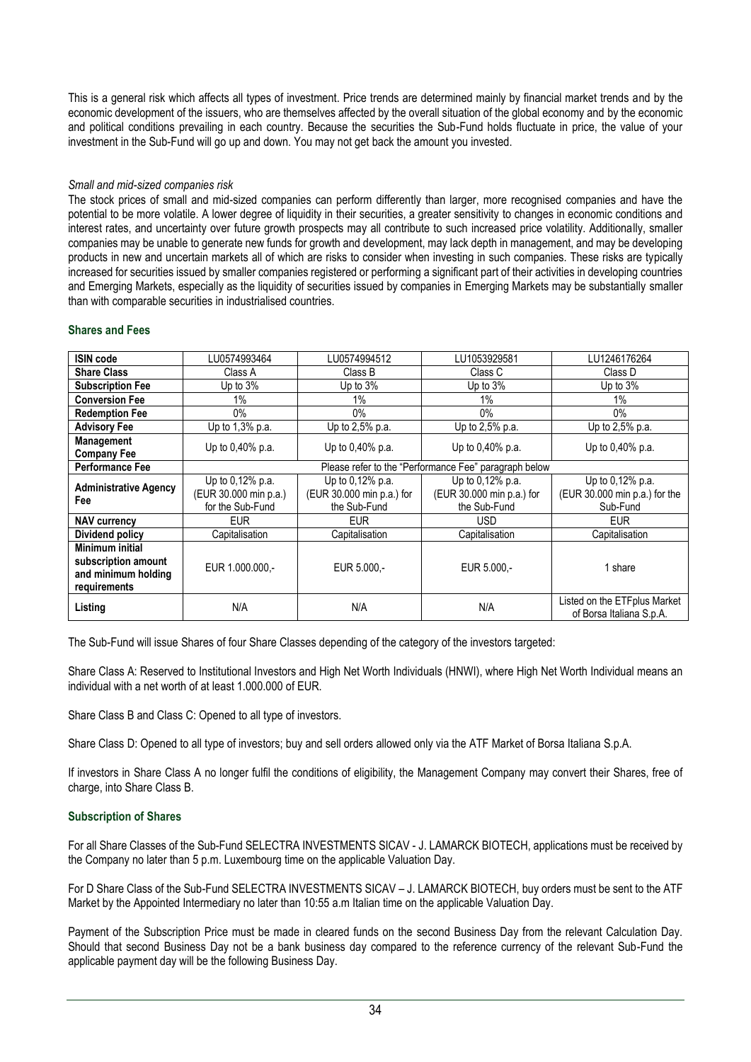This is a general risk which affects all types of investment. Price trends are determined mainly by financial market trends and by the economic development of the issuers, who are themselves affected by the overall situation of the global economy and by the economic and political conditions prevailing in each country. Because the securities the Sub-Fund holds fluctuate in price, the value of your investment in the Sub-Fund will go up and down. You may not get back the amount you invested.

*Small and mid-sized companies risk*

The stock prices of small and mid-sized companies can perform differently than larger, more recognised companies and have the potential to be more volatile. A lower degree of liquidity in their securities, a greater sensitivity to changes in economic conditions and interest rates, and uncertainty over future growth prospects may all contribute to such increased price volatility. Additionally, smaller companies may be unable to generate new funds for growth and development, may lack depth in management, and may be developing products in new and uncertain markets all of which are risks to consider when investing in such companies. These risks are typically increased for securities issued by smaller companies registered or performing a significant part of their activities in developing countries and Emerging Markets, especially as the liquidity of securities issued by companies in Emerging Markets may be substantially smaller than with comparable securities in industrialised countries.

### Shares and Fees

| **ISIN code** | LU0574993464 | LU0574994512 | LU1053929581 | LU1246176264 |
|---|---|---|---|---|
| **Share Class** | Class A | Class B | Class C | Class D |
| **Subscription Fee** | Up to 3% | Up to 3% | Up to 3% | Up to 3% |
| **Conversion Fee** | 1% | 1% | 1% | 1% |
| **Redemption Fee** | 0% | 0% | 0% | 0% |
| **Advisory Fee** | Up to 1,3% p.a. | Up to 2,5% p.a. | Up to 2,5% p.a. | Up to 2,5% p.a. |
| **Management Company Fee** | Up to 0,40% p.a. | Up to 0,40% p.a. | Up to 0,40% p.a. | Up to 0,40% p.a. |
| **Performance Fee** | Please refer to the "Performance Fee" paragraph below | | | |
| **Administrative Agency Fee** | Up to 0,12% p.a. (EUR 30.000 min p.a.) for the Sub-Fund | Up to 0,12% p.a. (EUR 30.000 min p.a.) for the Sub-Fund | Up to 0,12% p.a. (EUR 30.000 min p.a.) for the Sub-Fund | Up to 0,12% p.a. (EUR 30.000 min p.a.) for the Sub-Fund |
| **NAV currency** | EUR | EUR | USD | EUR |
| **Dividend policy** | Capitalisation | Capitalisation | Capitalisation | Capitalisation |
| **Minimum initial subscription amount and minimum holding requirements** | EUR 1.000.000,- | EUR 5.000,- | EUR 5.000,- | 1 share |
| **Listing** | N/A | N/A | N/A | Listed on the ETFplus Market of Borsa Italiana S.p.A. |

The Sub-Fund will issue Shares of four Share Classes depending of the category of the investors targeted:

Share Class A: Reserved to Institutional Investors and High Net Worth Individuals (HNWI), where High Net Worth Individual means an individual with a net worth of at least 1.000.000 of EUR.

Share Class B and Class C: Opened to all type of investors.

Share Class D: Opened to all type of investors; buy and sell orders allowed only via the ATF Market of Borsa Italiana S.p.A.

If investors in Share Class A no longer fulfil the conditions of eligibility, the Management Company may convert their Shares, free of charge, into Share Class B.

### Subscription of Shares

For all Share Classes of the Sub-Fund SELECTRA INVESTMENTS SICAV - J. LAMARCK BIOTECH, applications must be received by the Company no later than 5 p.m. Luxembourg time on the applicable Valuation Day.

For D Share Class of the Sub-Fund SELECTRA INVESTMENTS SICAV – J. LAMARCK BIOTECH, buy orders must be sent to the ATF Market by the Appointed Intermediary no later than 10:55 a.m Italian time on the applicable Valuation Day.

Payment of the Subscription Price must be made in cleared funds on the second Business Day from the relevant Calculation Day. Should that second Business Day not be a bank business day compared to the reference currency of the relevant Sub-Fund the applicable payment day will be the following Business Day.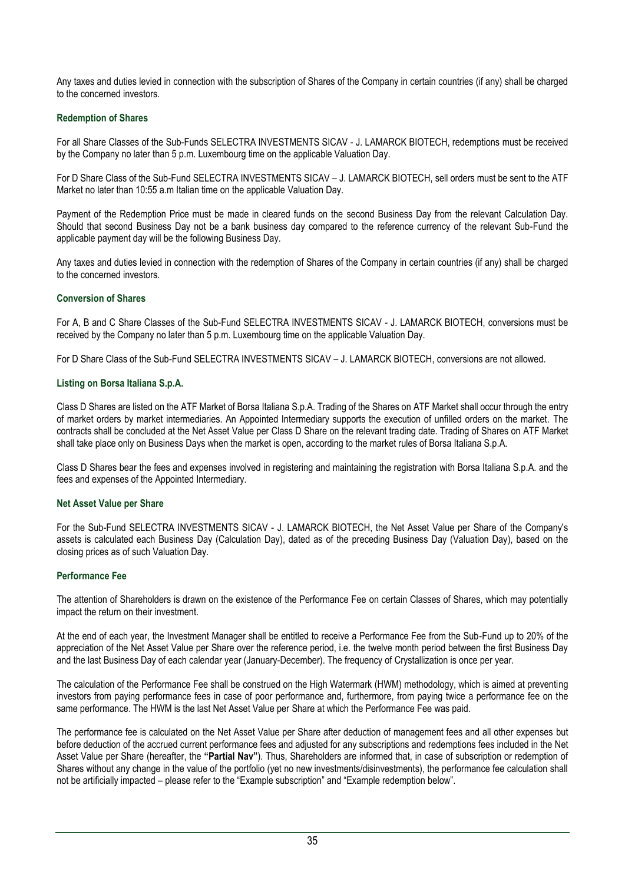Any taxes and duties levied in connection with the subscription of Shares of the Company in certain countries (if any) shall be charged to the concerned investors.

### Redemption of Shares

For all Share Classes of the Sub-Funds SELECTRA INVESTMENTS SICAV - J. LAMARCK BIOTECH, redemptions must be received by the Company no later than 5 p.m. Luxembourg time on the applicable Valuation Day.

For D Share Class of the Sub-Fund SELECTRA INVESTMENTS SICAV – J. LAMARCK BIOTECH, sell orders must be sent to the ATF Market no later than 10:55 a.m Italian time on the applicable Valuation Day.

Payment of the Redemption Price must be made in cleared funds on the second Business Day from the relevant Calculation Day. Should that second Business Day not be a bank business day compared to the reference currency of the relevant Sub-Fund the applicable payment day will be the following Business Day.

Any taxes and duties levied in connection with the redemption of Shares of the Company in certain countries (if any) shall be charged to the concerned investors.

### Conversion of Shares

For A, B and C Share Classes of the Sub-Fund SELECTRA INVESTMENTS SICAV - J. LAMARCK BIOTECH, conversions must be received by the Company no later than 5 p.m. Luxembourg time on the applicable Valuation Day.

For D Share Class of the Sub-Fund SELECTRA INVESTMENTS SICAV – J. LAMARCK BIOTECH, conversions are not allowed.

### Listing on Borsa Italiana S.p.A.

Class D Shares are listed on the ATF Market of Borsa Italiana S.p.A. Trading of the Shares on ATF Market shall occur through the entry of market orders by market intermediaries. An Appointed Intermediary supports the execution of unfilled orders on the market. The contracts shall be concluded at the Net Asset Value per Class D Share on the relevant trading date. Trading of Shares on ATF Market shall take place only on Business Days when the market is open, according to the market rules of Borsa Italiana S.p.A.

Class D Shares bear the fees and expenses involved in registering and maintaining the registration with Borsa Italiana S.p.A. and the fees and expenses of the Appointed Intermediary.

### Net Asset Value per Share

For the Sub-Fund SELECTRA INVESTMENTS SICAV - J. LAMARCK BIOTECH, the Net Asset Value per Share of the Company's assets is calculated each Business Day (Calculation Day), dated as of the preceding Business Day (Valuation Day), based on the closing prices as of such Valuation Day.

### Performance Fee

The attention of Shareholders is drawn on the existence of the Performance Fee on certain Classes of Shares, which may potentially impact the return on their investment.

At the end of each year, the Investment Manager shall be entitled to receive a Performance Fee from the Sub-Fund up to 20% of the appreciation of the Net Asset Value per Share over the reference period, i.e. the twelve month period between the first Business Day and the last Business Day of each calendar year (January-December). The frequency of Crystallization is once per year.

The calculation of the Performance Fee shall be construed on the High Watermark (HWM) methodology, which is aimed at preventing investors from paying performance fees in case of poor performance and, furthermore, from paying twice a performance fee on the same performance. The HWM is the last Net Asset Value per Share at which the Performance Fee was paid.

The performance fee is calculated on the Net Asset Value per Share after deduction of management fees and all other expenses but before deduction of the accrued current performance fees and adjusted for any subscriptions and redemptions fees included in the Net Asset Value per Share (hereafter, the **"Partial Nav"**). Thus, Shareholders are informed that, in case of subscription or redemption of Shares without any change in the value of the portfolio (yet no new investments/disinvestments), the performance fee calculation shall not be artificially impacted – please refer to the "Example subscription" and "Example redemption below".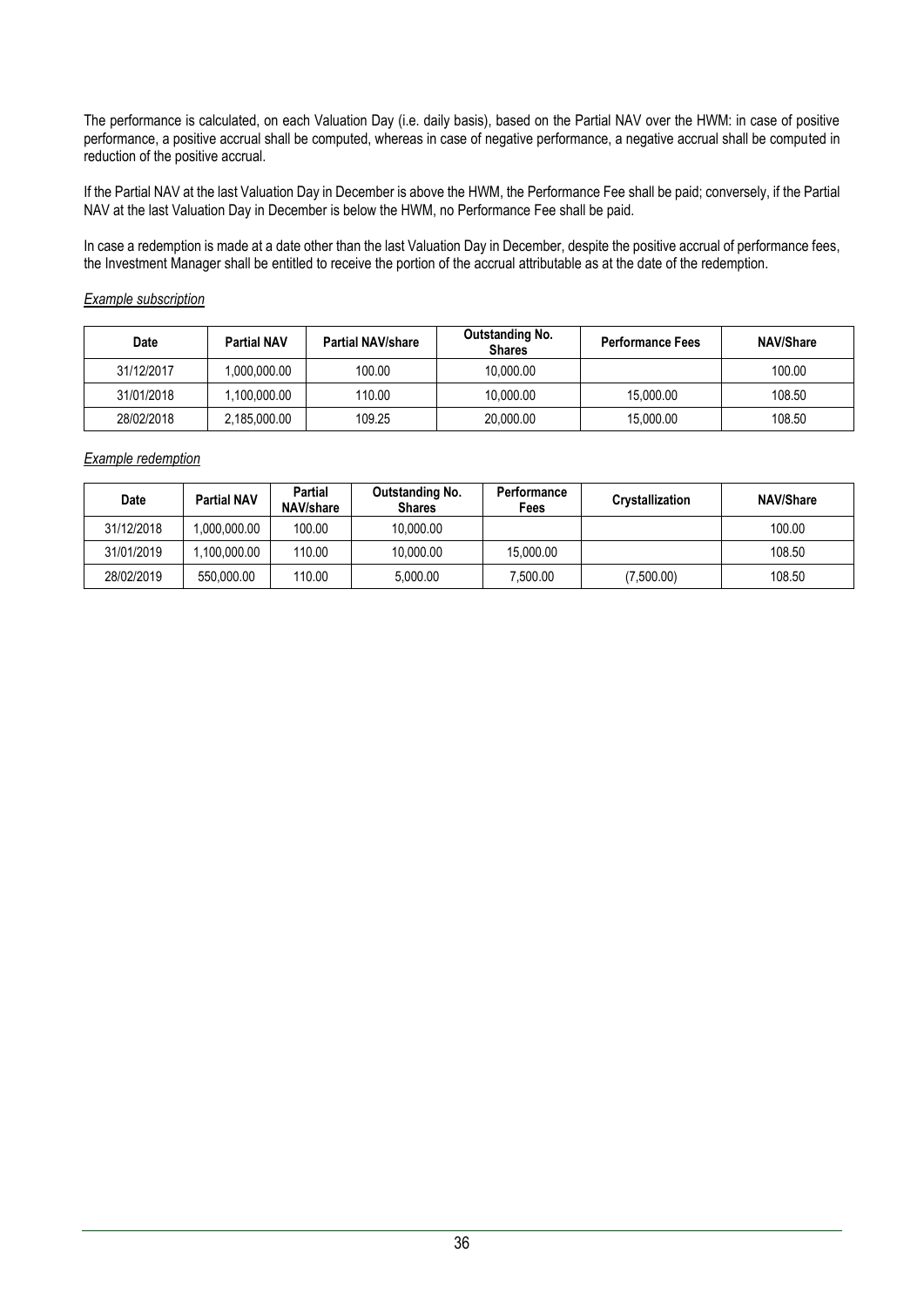The performance is calculated, on each Valuation Day (i.e. daily basis), based on the Partial NAV over the HWM: in case of positive performance, a positive accrual shall be computed, whereas in case of negative performance, a negative accrual shall be computed in reduction of the positive accrual.

If the Partial NAV at the last Valuation Day in December is above the HWM, the Performance Fee shall be paid; conversely, if the Partial NAV at the last Valuation Day in December is below the HWM, no Performance Fee shall be paid.

In case a redemption is made at a date other than the last Valuation Day in December, despite the positive accrual of performance fees, the Investment Manager shall be entitled to receive the portion of the accrual attributable as at the date of the redemption.

*Example subscription*

| Date | Partial NAV | Partial NAV/share | Outstanding No. Shares | Performance Fees | NAV/Share |
|---|---|---|---|---|---|
| 31/12/2017 | 1,000,000.00 | 100.00 | 10,000.00 | | 100.00 |
| 31/01/2018 | 1,100,000.00 | 110.00 | 10,000.00 | 15,000.00 | 108.50 |
| 28/02/2018 | 2,185,000.00 | 109.25 | 20,000.00 | 15,000.00 | 108.50 |

*Example redemption*

| Date | Partial NAV | Partial NAV/share | Outstanding No. Shares | Performance Fees | Crystallization | NAV/Share |
|---|---|---|---|---|---|---|
| 31/12/2018 | 1,000,000.00 | 100.00 | 10,000.00 | | | 100.00 |
| 31/01/2019 | 1,100,000.00 | 110.00 | 10,000.00 | 15,000.00 | | 108.50 |
| 28/02/2019 | 550,000.00 | 110.00 | 5,000.00 | 7,500.00 | (7,500.00) | 108.50 |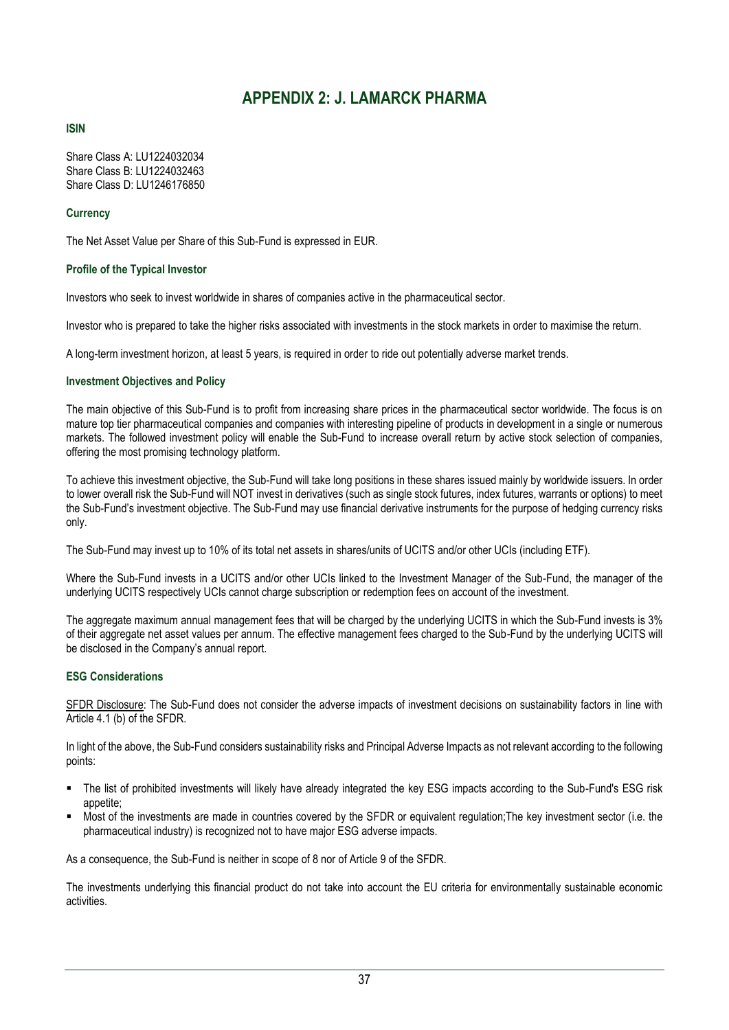# APPENDIX 2: J. LAMARCK PHARMA

**ISIN**

Share Class A: LU1224032034
Share Class B: LU1224032463
Share Class D: LU1246176850

**Currency**

The Net Asset Value per Share of this Sub-Fund is expressed in EUR.

**Profile of the Typical Investor**

Investors who seek to invest worldwide in shares of companies active in the pharmaceutical sector.

Investor who is prepared to take the higher risks associated with investments in the stock markets in order to maximise the return.

A long-term investment horizon, at least 5 years, is required in order to ride out potentially adverse market trends.

**Investment Objectives and Policy**

The main objective of this Sub-Fund is to profit from increasing share prices in the pharmaceutical sector worldwide. The focus is on mature top tier pharmaceutical companies and companies with interesting pipeline of products in development in a single or numerous markets. The followed investment policy will enable the Sub-Fund to increase overall return by active stock selection of companies, offering the most promising technology platform.

To achieve this investment objective, the Sub-Fund will take long positions in these shares issued mainly by worldwide issuers. In order to lower overall risk the Sub-Fund will NOT invest in derivatives (such as single stock futures, index futures, warrants or options) to meet the Sub-Fund's investment objective. The Sub-Fund may use financial derivative instruments for the purpose of hedging currency risks only.

The Sub-Fund may invest up to 10% of its total net assets in shares/units of UCITS and/or other UCIs (including ETF).

Where the Sub-Fund invests in a UCITS and/or other UCIs linked to the Investment Manager of the Sub-Fund, the manager of the underlying UCITS respectively UCIs cannot charge subscription or redemption fees on account of the investment.

The aggregate maximum annual management fees that will be charged by the underlying UCITS in which the Sub-Fund invests is 3% of their aggregate net asset values per annum. The effective management fees charged to the Sub-Fund by the underlying UCITS will be disclosed in the Company's annual report.

**ESG Considerations**

SFDR Disclosure: The Sub-Fund does not consider the adverse impacts of investment decisions on sustainability factors in line with Article 4.1 (b) of the SFDR.

In light of the above, the Sub-Fund considers sustainability risks and Principal Adverse Impacts as not relevant according to the following points:

- The list of prohibited investments will likely have already integrated the key ESG impacts according to the Sub-Fund's ESG risk appetite;
- Most of the investments are made in countries covered by the SFDR or equivalent regulation;The key investment sector (i.e. the pharmaceutical industry) is recognized not to have major ESG adverse impacts.

As a consequence, the Sub-Fund is neither in scope of 8 nor of Article 9 of the SFDR.

The investments underlying this financial product do not take into account the EU criteria for environmentally sustainable economic activities.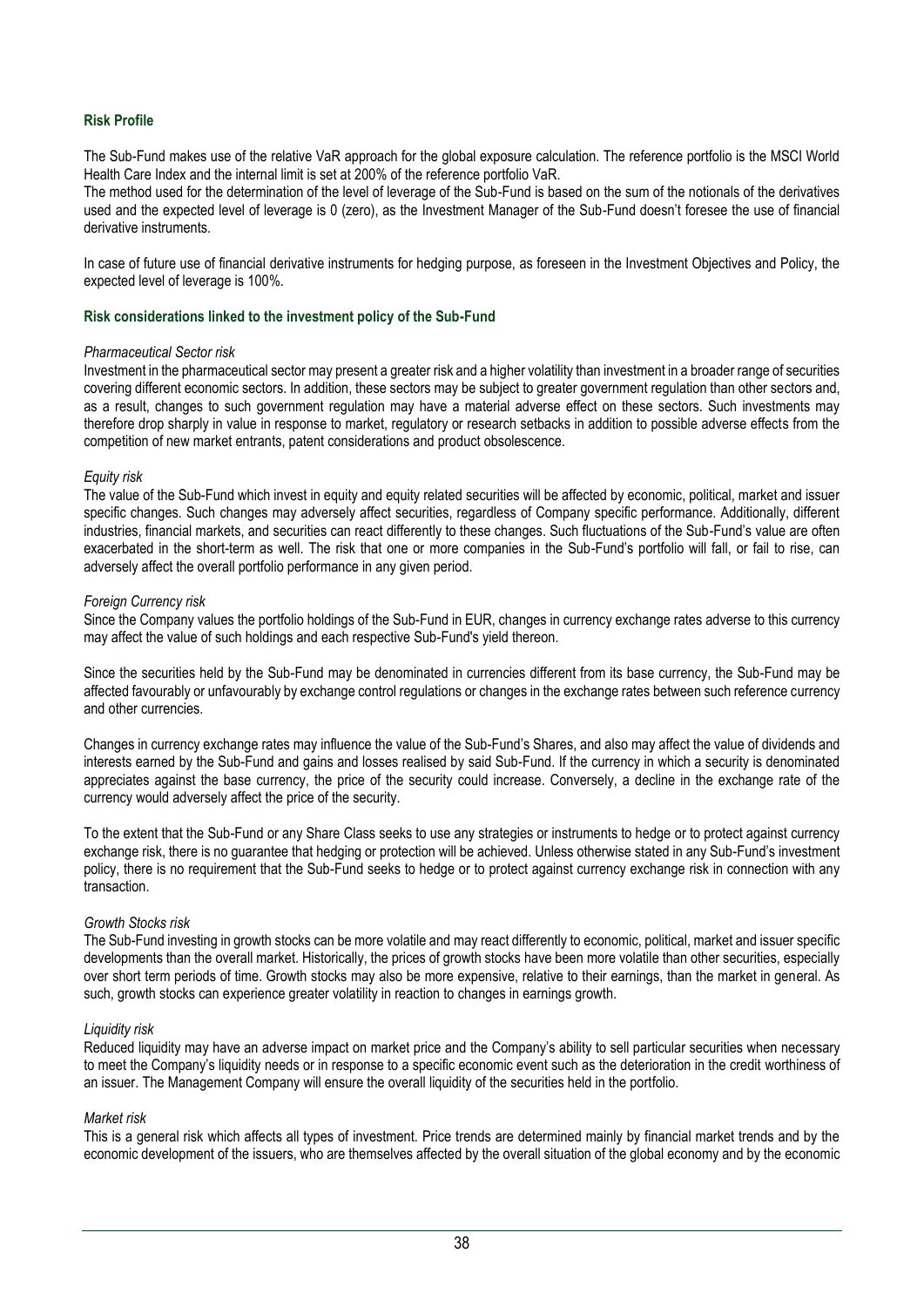**Risk Profile**

The Sub-Fund makes use of the relative VaR approach for the global exposure calculation. The reference portfolio is the MSCI World Health Care Index and the internal limit is set at 200% of the reference portfolio VaR.
The method used for the determination of the level of leverage of the Sub-Fund is based on the sum of the notionals of the derivatives used and the expected level of leverage is 0 (zero), as the Investment Manager of the Sub-Fund doesn't foresee the use of financial derivative instruments.

In case of future use of financial derivative instruments for hedging purpose, as foreseen in the Investment Objectives and Policy, the expected level of leverage is 100%.

**Risk considerations linked to the investment policy of the Sub-Fund**

*Pharmaceutical Sector risk*
Investment in the pharmaceutical sector may present a greater risk and a higher volatility than investment in a broader range of securities covering different economic sectors. In addition, these sectors may be subject to greater government regulation than other sectors and, as a result, changes to such government regulation may have a material adverse effect on these sectors. Such investments may therefore drop sharply in value in response to market, regulatory or research setbacks in addition to possible adverse effects from the competition of new market entrants, patent considerations and product obsolescence.

*Equity risk*
The value of the Sub-Fund which invest in equity and equity related securities will be affected by economic, political, market and issuer specific changes. Such changes may adversely affect securities, regardless of Company specific performance. Additionally, different industries, financial markets, and securities can react differently to these changes. Such fluctuations of the Sub-Fund's value are often exacerbated in the short-term as well. The risk that one or more companies in the Sub-Fund's portfolio will fall, or fail to rise, can adversely affect the overall portfolio performance in any given period.

*Foreign Currency risk*
Since the Company values the portfolio holdings of the Sub-Fund in EUR, changes in currency exchange rates adverse to this currency may affect the value of such holdings and each respective Sub-Fund's yield thereon.

Since the securities held by the Sub-Fund may be denominated in currencies different from its base currency, the Sub-Fund may be affected favourably or unfavourably by exchange control regulations or changes in the exchange rates between such reference currency and other currencies.

Changes in currency exchange rates may influence the value of the Sub-Fund's Shares, and also may affect the value of dividends and interests earned by the Sub-Fund and gains and losses realised by said Sub-Fund. If the currency in which a security is denominated appreciates against the base currency, the price of the security could increase. Conversely, a decline in the exchange rate of the currency would adversely affect the price of the security.

To the extent that the Sub-Fund or any Share Class seeks to use any strategies or instruments to hedge or to protect against currency exchange risk, there is no guarantee that hedging or protection will be achieved. Unless otherwise stated in any Sub-Fund's investment policy, there is no requirement that the Sub-Fund seeks to hedge or to protect against currency exchange risk in connection with any transaction.

*Growth Stocks risk*
The Sub-Fund investing in growth stocks can be more volatile and may react differently to economic, political, market and issuer specific developments than the overall market. Historically, the prices of growth stocks have been more volatile than other securities, especially over short term periods of time. Growth stocks may also be more expensive, relative to their earnings, than the market in general. As such, growth stocks can experience greater volatility in reaction to changes in earnings growth.

*Liquidity risk*
Reduced liquidity may have an adverse impact on market price and the Company's ability to sell particular securities when necessary to meet the Company's liquidity needs or in response to a specific economic event such as the deterioration in the credit worthiness of an issuer. The Management Company will ensure the overall liquidity of the securities held in the portfolio.

*Market risk*
This is a general risk which affects all types of investment. Price trends are determined mainly by financial market trends and by the economic development of the issuers, who are themselves affected by the overall situation of the global economy and by the economic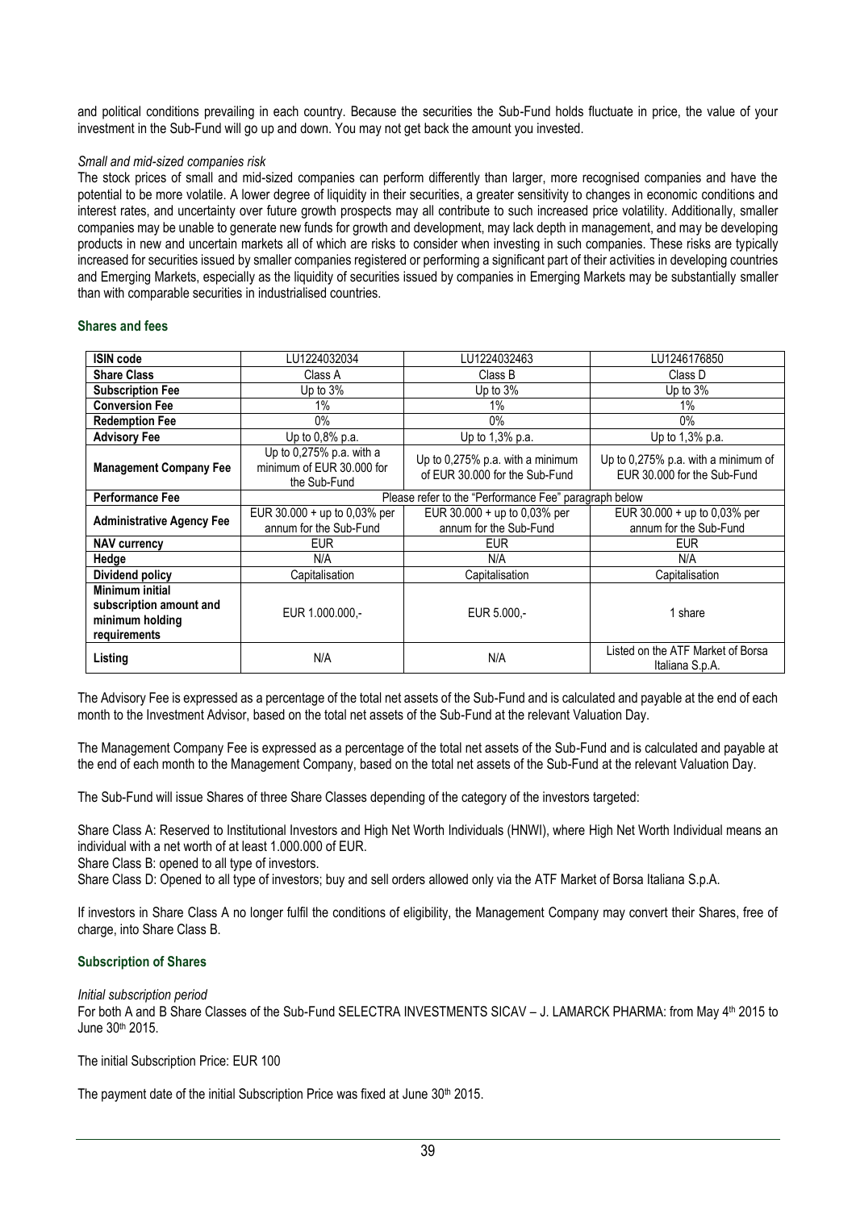and political conditions prevailing in each country. Because the securities the Sub-Fund holds fluctuate in price, the value of your investment in the Sub-Fund will go up and down. You may not get back the amount you invested.

*Small and mid-sized companies risk*

The stock prices of small and mid-sized companies can perform differently than larger, more recognised companies and have the potential to be more volatile. A lower degree of liquidity in their securities, a greater sensitivity to changes in economic conditions and interest rates, and uncertainty over future growth prospects may all contribute to such increased price volatility. Additionally, smaller companies may be unable to generate new funds for growth and development, may lack depth in management, and may be developing products in new and uncertain markets all of which are risks to consider when investing in such companies. These risks are typically increased for securities issued by smaller companies registered or performing a significant part of their activities in developing countries and Emerging Markets, especially as the liquidity of securities issued by companies in Emerging Markets may be substantially smaller than with comparable securities in industrialised countries.

### Shares and fees

| ISIN code | LU1224032034 | LU1224032463 | LU1246176850 |
|---|---|---|---|
| **Share Class** | Class A | Class B | Class D |
| **Subscription Fee** | Up to 3% | Up to 3% | Up to 3% |
| **Conversion Fee** | 1% | 1% | 1% |
| **Redemption Fee** | 0% | 0% | 0% |
| **Advisory Fee** | Up to 0,8% p.a. | Up to 1,3% p.a. | Up to 1,3% p.a. |
| **Management Company Fee** | Up to 0,275% p.a. with a minimum of EUR 30.000 for the Sub-Fund | Up to 0,275% p.a. with a minimum of EUR 30.000 for the Sub-Fund | Up to 0,275% p.a. with a minimum of EUR 30.000 for the Sub-Fund |
| **Performance Fee** | Please refer to the "Performance Fee" paragraph below | | |
| **Administrative Agency Fee** | EUR 30.000 + up to 0,03% per annum for the Sub-Fund | EUR 30.000 + up to 0,03% per annum for the Sub-Fund | EUR 30.000 + up to 0,03% per annum for the Sub-Fund |
| **NAV currency** | EUR | EUR | EUR |
| **Hedge** | N/A | N/A | N/A |
| **Dividend policy** | Capitalisation | Capitalisation | Capitalisation |
| **Minimum initial subscription amount and minimum holding requirements** | EUR 1.000.000,- | EUR 5.000,- | 1 share |
| **Listing** | N/A | N/A | Listed on the ATF Market of Borsa Italiana S.p.A. |

The Advisory Fee is expressed as a percentage of the total net assets of the Sub-Fund and is calculated and payable at the end of each month to the Investment Advisor, based on the total net assets of the Sub-Fund at the relevant Valuation Day.

The Management Company Fee is expressed as a percentage of the total net assets of the Sub-Fund and is calculated and payable at the end of each month to the Management Company, based on the total net assets of the Sub-Fund at the relevant Valuation Day.

The Sub-Fund will issue Shares of three Share Classes depending of the category of the investors targeted:

Share Class A: Reserved to Institutional Investors and High Net Worth Individuals (HNWI), where High Net Worth Individual means an individual with a net worth of at least 1.000.000 of EUR.

Share Class B: opened to all type of investors.

Share Class D: Opened to all type of investors; buy and sell orders allowed only via the ATF Market of Borsa Italiana S.p.A.

If investors in Share Class A no longer fulfil the conditions of eligibility, the Management Company may convert their Shares, free of charge, into Share Class B.

### Subscription of Shares

*Initial subscription period*

For both A and B Share Classes of the Sub-Fund SELECTRA INVESTMENTS SICAV – J. LAMARCK PHARMA: from May 4th 2015 to June 30th 2015.

The initial Subscription Price: EUR 100

The payment date of the initial Subscription Price was fixed at June 30th 2015.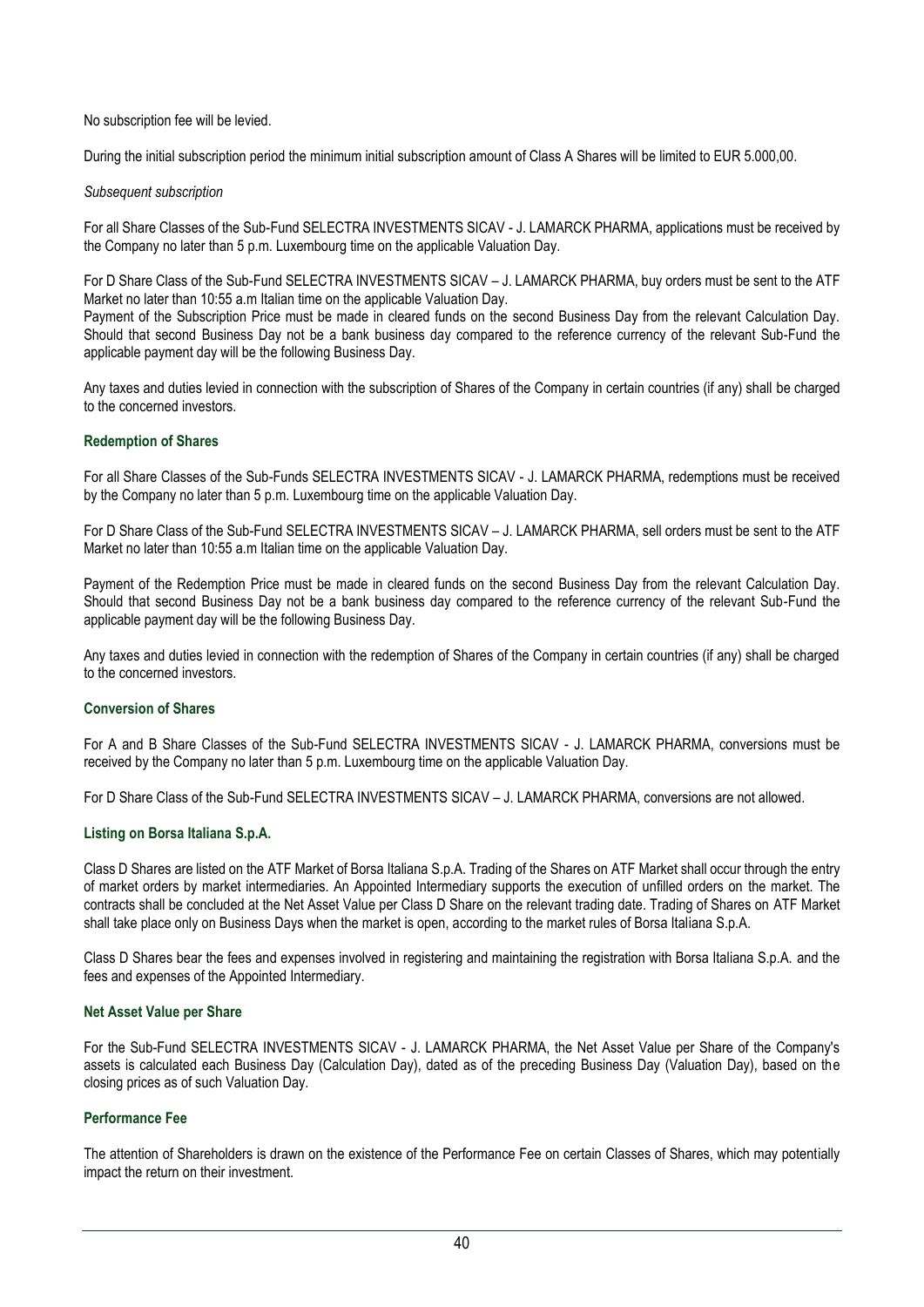No subscription fee will be levied.

During the initial subscription period the minimum initial subscription amount of Class A Shares will be limited to EUR 5.000,00.

*Subsequent subscription*

For all Share Classes of the Sub-Fund SELECTRA INVESTMENTS SICAV - J. LAMARCK PHARMA, applications must be received by the Company no later than 5 p.m. Luxembourg time on the applicable Valuation Day.

For D Share Class of the Sub-Fund SELECTRA INVESTMENTS SICAV – J. LAMARCK PHARMA, buy orders must be sent to the ATF Market no later than 10:55 a.m Italian time on the applicable Valuation Day.
Payment of the Subscription Price must be made in cleared funds on the second Business Day from the relevant Calculation Day. Should that second Business Day not be a bank business day compared to the reference currency of the relevant Sub-Fund the applicable payment day will be the following Business Day.

Any taxes and duties levied in connection with the subscription of Shares of the Company in certain countries (if any) shall be charged to the concerned investors.

### Redemption of Shares

For all Share Classes of the Sub-Funds SELECTRA INVESTMENTS SICAV - J. LAMARCK PHARMA, redemptions must be received by the Company no later than 5 p.m. Luxembourg time on the applicable Valuation Day.

For D Share Class of the Sub-Fund SELECTRA INVESTMENTS SICAV – J. LAMARCK PHARMA, sell orders must be sent to the ATF Market no later than 10:55 a.m Italian time on the applicable Valuation Day.

Payment of the Redemption Price must be made in cleared funds on the second Business Day from the relevant Calculation Day. Should that second Business Day not be a bank business day compared to the reference currency of the relevant Sub-Fund the applicable payment day will be the following Business Day.

Any taxes and duties levied in connection with the redemption of Shares of the Company in certain countries (if any) shall be charged to the concerned investors.

### Conversion of Shares

For A and B Share Classes of the Sub-Fund SELECTRA INVESTMENTS SICAV - J. LAMARCK PHARMA, conversions must be received by the Company no later than 5 p.m. Luxembourg time on the applicable Valuation Day.

For D Share Class of the Sub-Fund SELECTRA INVESTMENTS SICAV – J. LAMARCK PHARMA, conversions are not allowed.

### Listing on Borsa Italiana S.p.A.

Class D Shares are listed on the ATF Market of Borsa Italiana S.p.A. Trading of the Shares on ATF Market shall occur through the entry of market orders by market intermediaries. An Appointed Intermediary supports the execution of unfilled orders on the market. The contracts shall be concluded at the Net Asset Value per Class D Share on the relevant trading date. Trading of Shares on ATF Market shall take place only on Business Days when the market is open, according to the market rules of Borsa Italiana S.p.A.

Class D Shares bear the fees and expenses involved in registering and maintaining the registration with Borsa Italiana S.p.A. and the fees and expenses of the Appointed Intermediary.

### Net Asset Value per Share

For the Sub-Fund SELECTRA INVESTMENTS SICAV - J. LAMARCK PHARMA, the Net Asset Value per Share of the Company's assets is calculated each Business Day (Calculation Day), dated as of the preceding Business Day (Valuation Day), based on the closing prices as of such Valuation Day.

### Performance Fee

The attention of Shareholders is drawn on the existence of the Performance Fee on certain Classes of Shares, which may potentially impact the return on their investment.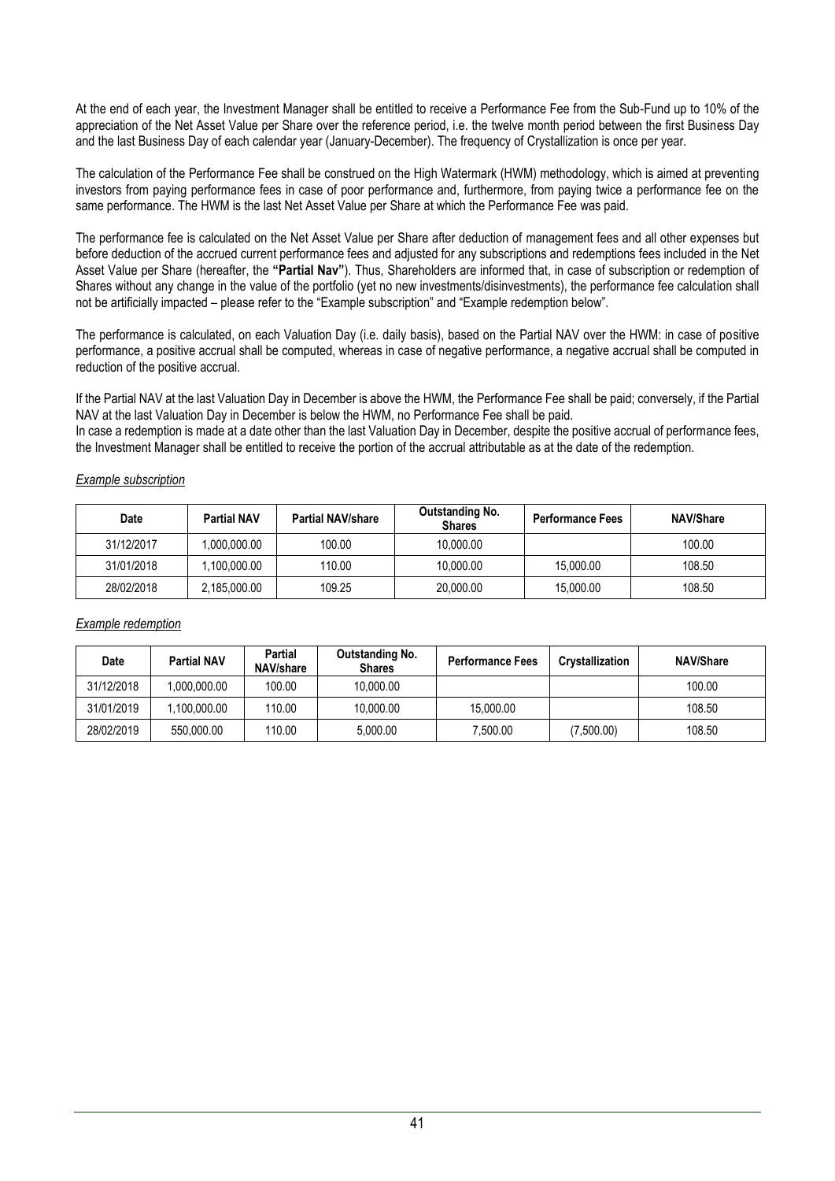At the end of each year, the Investment Manager shall be entitled to receive a Performance Fee from the Sub-Fund up to 10% of the appreciation of the Net Asset Value per Share over the reference period, i.e. the twelve month period between the first Business Day and the last Business Day of each calendar year (January-December). The frequency of Crystallization is once per year.

The calculation of the Performance Fee shall be construed on the High Watermark (HWM) methodology, which is aimed at preventing investors from paying performance fees in case of poor performance and, furthermore, from paying twice a performance fee on the same performance. The HWM is the last Net Asset Value per Share at which the Performance Fee was paid.

The performance fee is calculated on the Net Asset Value per Share after deduction of management fees and all other expenses but before deduction of the accrued current performance fees and adjusted for any subscriptions and redemptions fees included in the Net Asset Value per Share (hereafter, the **"Partial Nav"**). Thus, Shareholders are informed that, in case of subscription or redemption of Shares without any change in the value of the portfolio (yet no new investments/disinvestments), the performance fee calculation shall not be artificially impacted – please refer to the "Example subscription" and "Example redemption below".

The performance is calculated, on each Valuation Day (i.e. daily basis), based on the Partial NAV over the HWM: in case of positive performance, a positive accrual shall be computed, whereas in case of negative performance, a negative accrual shall be computed in reduction of the positive accrual.

If the Partial NAV at the last Valuation Day in December is above the HWM, the Performance Fee shall be paid; conversely, if the Partial NAV at the last Valuation Day in December is below the HWM, no Performance Fee shall be paid.
In case a redemption is made at a date other than the last Valuation Day in December, despite the positive accrual of performance fees, the Investment Manager shall be entitled to receive the portion of the accrual attributable as at the date of the redemption.

*Example subscription*

| Date | Partial NAV | Partial NAV/share | Outstanding No. Shares | Performance Fees | NAV/Share |
|---|---|---|---|---|---|
| 31/12/2017 | 1,000,000.00 | 100.00 | 10,000.00 | | 100.00 |
| 31/01/2018 | 1,100,000.00 | 110.00 | 10,000.00 | 15,000.00 | 108.50 |
| 28/02/2018 | 2,185,000.00 | 109.25 | 20,000.00 | 15,000.00 | 108.50 |

*Example redemption*

| Date | Partial NAV | Partial NAV/share | Outstanding No. Shares | Performance Fees | Crystallization | NAV/Share |
|---|---|---|---|---|---|---|
| 31/12/2018 | 1,000,000.00 | 100.00 | 10,000.00 | | | 100.00 |
| 31/01/2019 | 1,100,000.00 | 110.00 | 10,000.00 | 15,000.00 | | 108.50 |
| 28/02/2019 | 550,000.00 | 110.00 | 5,000.00 | 7,500.00 | (7,500.00) | 108.50 |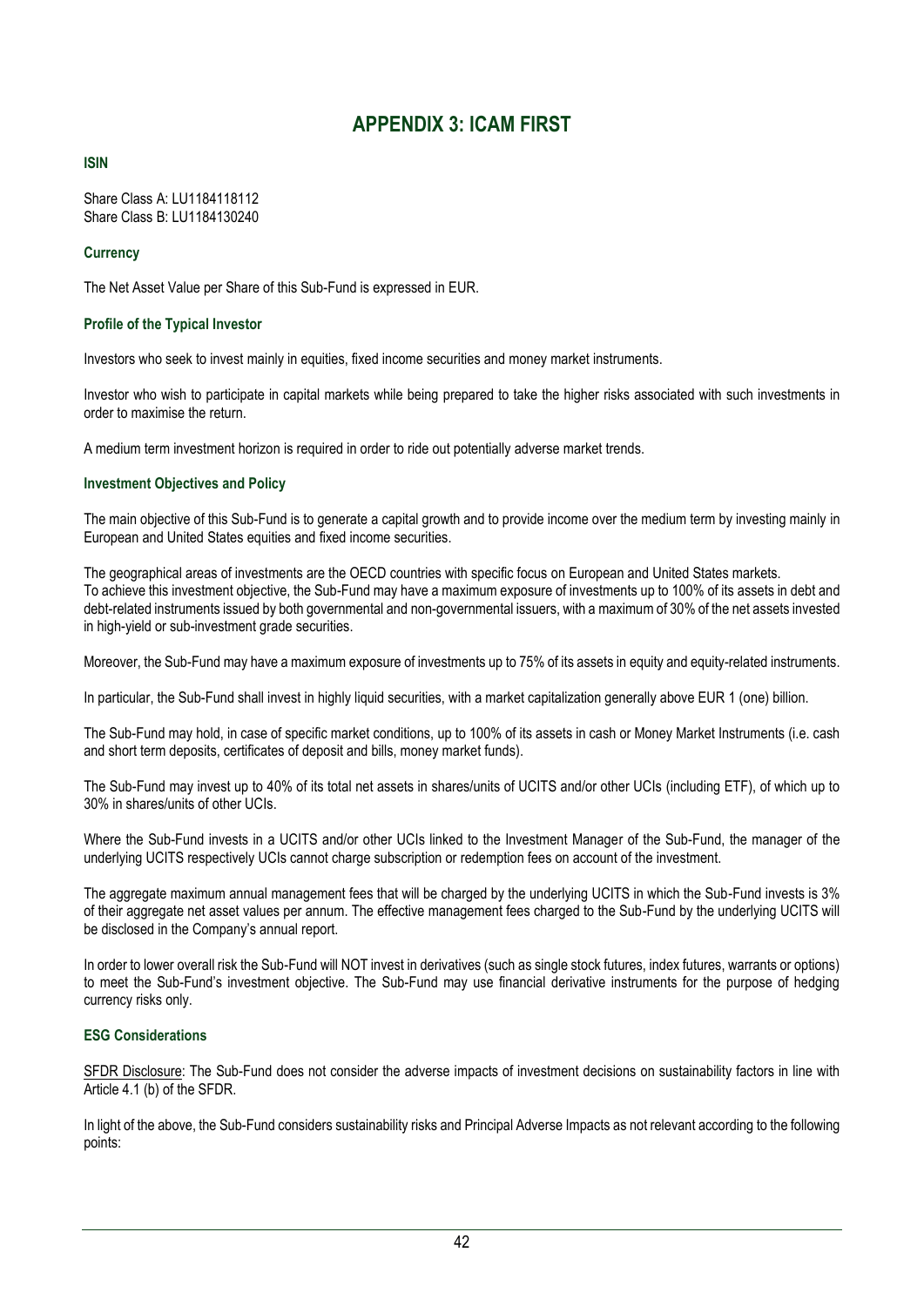# APPENDIX 3: ICAM FIRST

### ISIN

Share Class A: LU1184118112
Share Class B: LU1184130240

### Currency

The Net Asset Value per Share of this Sub-Fund is expressed in EUR.

### Profile of the Typical Investor

Investors who seek to invest mainly in equities, fixed income securities and money market instruments.

Investor who wish to participate in capital markets while being prepared to take the higher risks associated with such investments in order to maximise the return.

A medium term investment horizon is required in order to ride out potentially adverse market trends.

### Investment Objectives and Policy

The main objective of this Sub-Fund is to generate a capital growth and to provide income over the medium term by investing mainly in European and United States equities and fixed income securities.

The geographical areas of investments are the OECD countries with specific focus on European and United States markets.
To achieve this investment objective, the Sub-Fund may have a maximum exposure of investments up to 100% of its assets in debt and debt-related instruments issued by both governmental and non-governmental issuers, with a maximum of 30% of the net assets invested in high-yield or sub-investment grade securities.

Moreover, the Sub-Fund may have a maximum exposure of investments up to 75% of its assets in equity and equity-related instruments.

In particular, the Sub-Fund shall invest in highly liquid securities, with a market capitalization generally above EUR 1 (one) billion.

The Sub-Fund may hold, in case of specific market conditions, up to 100% of its assets in cash or Money Market Instruments (i.e. cash and short term deposits, certificates of deposit and bills, money market funds).

The Sub-Fund may invest up to 40% of its total net assets in shares/units of UCITS and/or other UCIs (including ETF), of which up to 30% in shares/units of other UCIs.

Where the Sub-Fund invests in a UCITS and/or other UCIs linked to the Investment Manager of the Sub-Fund, the manager of the underlying UCITS respectively UCIs cannot charge subscription or redemption fees on account of the investment.

The aggregate maximum annual management fees that will be charged by the underlying UCITS in which the Sub-Fund invests is 3% of their aggregate net asset values per annum. The effective management fees charged to the Sub-Fund by the underlying UCITS will be disclosed in the Company's annual report.

In order to lower overall risk the Sub-Fund will NOT invest in derivatives (such as single stock futures, index futures, warrants or options) to meet the Sub-Fund's investment objective. The Sub-Fund may use financial derivative instruments for the purpose of hedging currency risks only.

### ESG Considerations

SFDR Disclosure: The Sub-Fund does not consider the adverse impacts of investment decisions on sustainability factors in line with Article 4.1 (b) of the SFDR.

In light of the above, the Sub-Fund considers sustainability risks and Principal Adverse Impacts as not relevant according to the following points: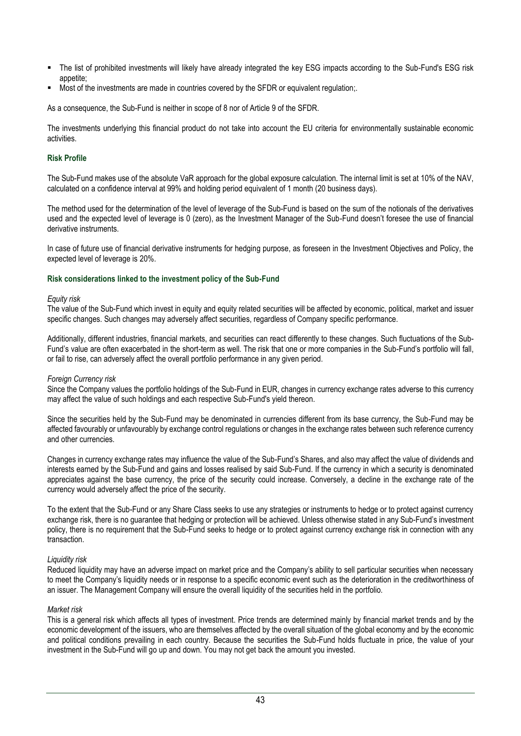- The list of prohibited investments will likely have already integrated the key ESG impacts according to the Sub-Fund's ESG risk appetite;
- Most of the investments are made in countries covered by the SFDR or equivalent regulation;.

As a consequence, the Sub-Fund is neither in scope of 8 nor of Article 9 of the SFDR.

The investments underlying this financial product do not take into account the EU criteria for environmentally sustainable economic activities.

### Risk Profile

The Sub-Fund makes use of the absolute VaR approach for the global exposure calculation. The internal limit is set at 10% of the NAV, calculated on a confidence interval at 99% and holding period equivalent of 1 month (20 business days).

The method used for the determination of the level of leverage of the Sub-Fund is based on the sum of the notionals of the derivatives used and the expected level of leverage is 0 (zero), as the Investment Manager of the Sub-Fund doesn't foresee the use of financial derivative instruments.

In case of future use of financial derivative instruments for hedging purpose, as foreseen in the Investment Objectives and Policy, the expected level of leverage is 20%.

### Risk considerations linked to the investment policy of the Sub-Fund

*Equity risk*
The value of the Sub-Fund which invest in equity and equity related securities will be affected by economic, political, market and issuer specific changes. Such changes may adversely affect securities, regardless of Company specific performance.

Additionally, different industries, financial markets, and securities can react differently to these changes. Such fluctuations of the Sub-Fund's value are often exacerbated in the short-term as well. The risk that one or more companies in the Sub-Fund's portfolio will fall, or fail to rise, can adversely affect the overall portfolio performance in any given period.

*Foreign Currency risk*
Since the Company values the portfolio holdings of the Sub-Fund in EUR, changes in currency exchange rates adverse to this currency may affect the value of such holdings and each respective Sub-Fund's yield thereon.

Since the securities held by the Sub-Fund may be denominated in currencies different from its base currency, the Sub-Fund may be affected favourably or unfavourably by exchange control regulations or changes in the exchange rates between such reference currency and other currencies.

Changes in currency exchange rates may influence the value of the Sub-Fund's Shares, and also may affect the value of dividends and interests earned by the Sub-Fund and gains and losses realised by said Sub-Fund. If the currency in which a security is denominated appreciates against the base currency, the price of the security could increase. Conversely, a decline in the exchange rate of the currency would adversely affect the price of the security.

To the extent that the Sub-Fund or any Share Class seeks to use any strategies or instruments to hedge or to protect against currency exchange risk, there is no guarantee that hedging or protection will be achieved. Unless otherwise stated in any Sub-Fund's investment policy, there is no requirement that the Sub-Fund seeks to hedge or to protect against currency exchange risk in connection with any transaction.

*Liquidity risk*
Reduced liquidity may have an adverse impact on market price and the Company's ability to sell particular securities when necessary to meet the Company's liquidity needs or in response to a specific economic event such as the deterioration in the creditworthiness of an issuer. The Management Company will ensure the overall liquidity of the securities held in the portfolio.

*Market risk*
This is a general risk which affects all types of investment. Price trends are determined mainly by financial market trends and by the economic development of the issuers, who are themselves affected by the overall situation of the global economy and by the economic and political conditions prevailing in each country. Because the securities the Sub-Fund holds fluctuate in price, the value of your investment in the Sub-Fund will go up and down. You may not get back the amount you invested.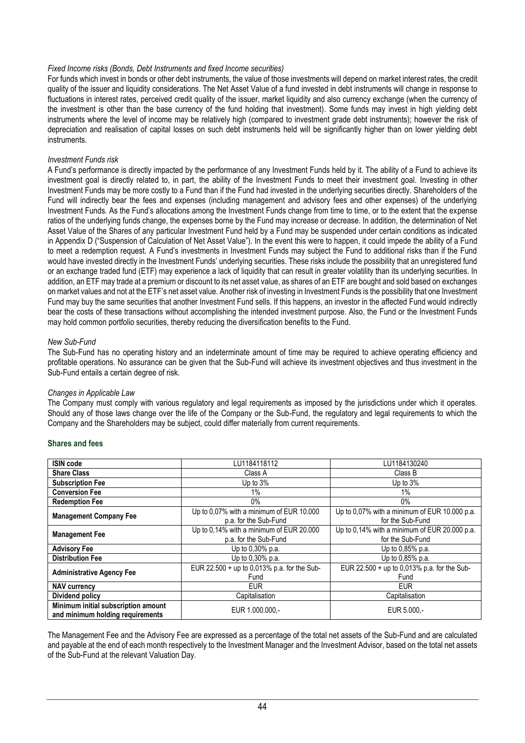*Fixed Income risks (Bonds, Debt Instruments and fixed Income securities)*

For funds which invest in bonds or other debt instruments, the value of those investments will depend on market interest rates, the credit quality of the issuer and liquidity considerations. The Net Asset Value of a fund invested in debt instruments will change in response to fluctuations in interest rates, perceived credit quality of the issuer, market liquidity and also currency exchange (when the currency of the investment is other than the base currency of the fund holding that investment). Some funds may invest in high yielding debt instruments where the level of income may be relatively high (compared to investment grade debt instruments); however the risk of depreciation and realisation of capital losses on such debt instruments held will be significantly higher than on lower yielding debt instruments.

*Investment Funds risk*

A Fund's performance is directly impacted by the performance of any Investment Funds held by it. The ability of a Fund to achieve its investment goal is directly related to, in part, the ability of the Investment Funds to meet their investment goal. Investing in other Investment Funds may be more costly to a Fund than if the Fund had invested in the underlying securities directly. Shareholders of the Fund will indirectly bear the fees and expenses (including management and advisory fees and other expenses) of the underlying Investment Funds. As the Fund's allocations among the Investment Funds change from time to time, or to the extent that the expense ratios of the underlying funds change, the expenses borne by the Fund may increase or decrease. In addition, the determination of Net Asset Value of the Shares of any particular Investment Fund held by a Fund may be suspended under certain conditions as indicated in Appendix D ("Suspension of Calculation of Net Asset Value"). In the event this were to happen, it could impede the ability of a Fund to meet a redemption request. A Fund's investments in Investment Funds may subject the Fund to additional risks than if the Fund would have invested directly in the Investment Funds' underlying securities. These risks include the possibility that an unregistered fund or an exchange traded fund (ETF) may experience a lack of liquidity that can result in greater volatility than its underlying securities. In addition, an ETF may trade at a premium or discount to its net asset value, as shares of an ETF are bought and sold based on exchanges on market values and not at the ETF's net asset value. Another risk of investing in Investment Funds is the possibility that one Investment Fund may buy the same securities that another Investment Fund sells. If this happens, an investor in the affected Fund would indirectly bear the costs of these transactions without accomplishing the intended investment purpose. Also, the Fund or the Investment Funds may hold common portfolio securities, thereby reducing the diversification benefits to the Fund.

*New Sub-Fund*

The Sub-Fund has no operating history and an indeterminate amount of time may be required to achieve operating efficiency and profitable operations. No assurance can be given that the Sub-Fund will achieve its investment objectives and thus investment in the Sub-Fund entails a certain degree of risk.

*Changes in Applicable Law*

The Company must comply with various regulatory and legal requirements as imposed by the jurisdictions under which it operates. Should any of those laws change over the life of the Company or the Sub-Fund, the regulatory and legal requirements to which the Company and the Shareholders may be subject, could differ materially from current requirements.

### Shares and fees

| **ISIN code** | LU1184118112 | LU1184130240 |
|---|---|---|
| **Share Class** | Class A | Class B |
| **Subscription Fee** | Up to 3% | Up to 3% |
| **Conversion Fee** | 1% | 1% |
| **Redemption Fee** | 0% | 0% |
| **Management Company Fee** | Up to 0,07% with a minimum of EUR 10.000 p.a. for the Sub-Fund | Up to 0,07% with a minimum of EUR 10.000 p.a. for the Sub-Fund |
| **Management Fee** | Up to 0,14% with a minimum of EUR 20.000 p.a. for the Sub-Fund | Up to 0,14% with a minimum of EUR 20.000 p.a. for the Sub-Fund |
| **Advisory Fee** | Up to 0,30% p.a. | Up to 0,85% p.a. |
| **Distribution Fee** | Up to 0,30% p.a. | Up to 0,85% p.a. |
| **Administrative Agency Fee** | EUR 22.500 + up to 0,013% p.a. for the Sub-Fund | EUR 22.500 + up to 0,013% p.a. for the Sub-Fund |
| **NAV currency** | EUR | EUR |
| **Dividend policy** | Capitalisation | Capitalisation |
| **Minimum initial subscription amount and minimum holding requirements** | EUR 1.000.000,- | EUR 5.000,- |

The Management Fee and the Advisory Fee are expressed as a percentage of the total net assets of the Sub-Fund and are calculated and payable at the end of each month respectively to the Investment Manager and the Investment Advisor, based on the total net assets of the Sub-Fund at the relevant Valuation Day.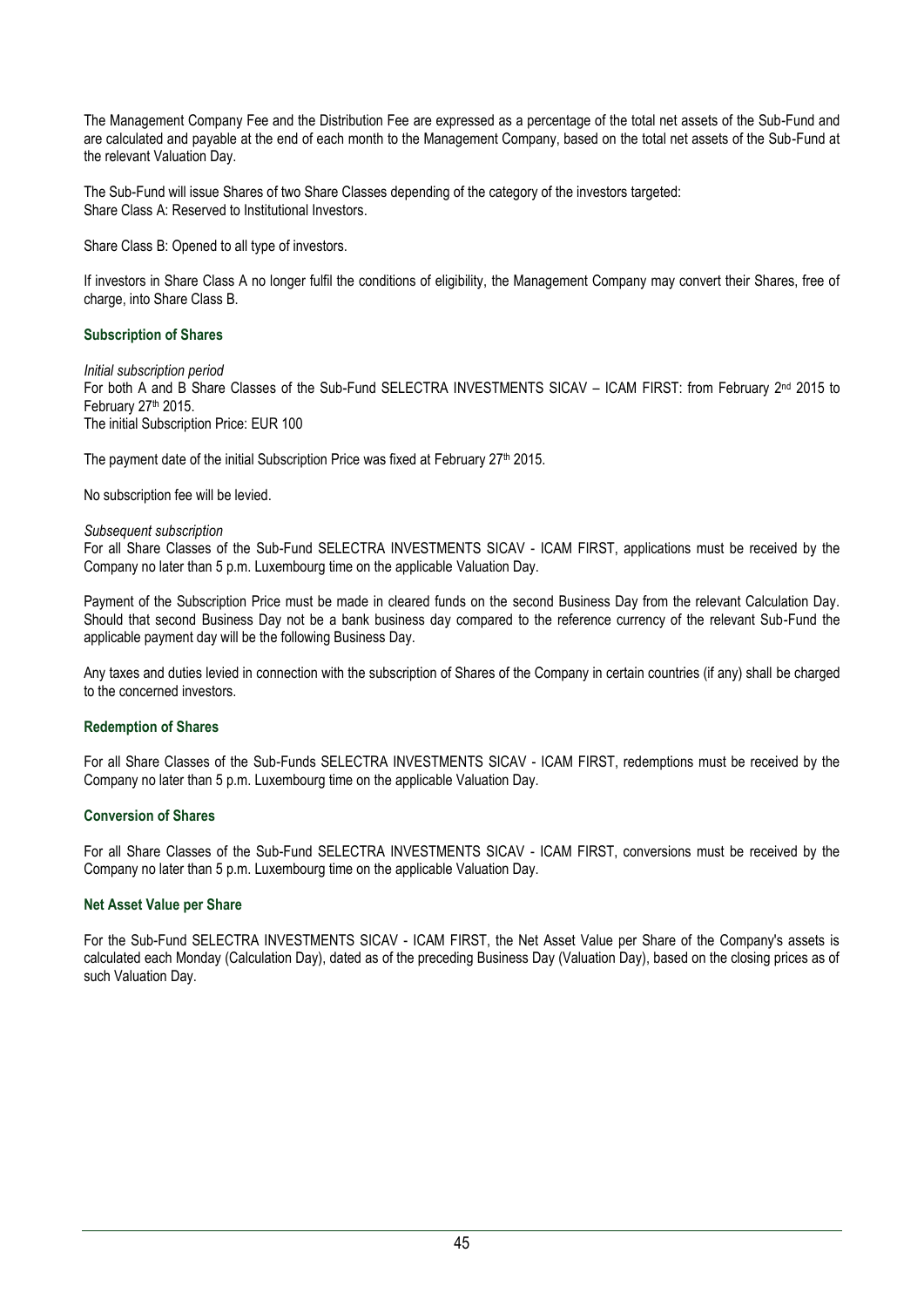The Management Company Fee and the Distribution Fee are expressed as a percentage of the total net assets of the Sub-Fund and are calculated and payable at the end of each month to the Management Company, based on the total net assets of the Sub-Fund at the relevant Valuation Day.

The Sub-Fund will issue Shares of two Share Classes depending of the category of the investors targeted:
Share Class A: Reserved to Institutional Investors.

Share Class B: Opened to all type of investors.

If investors in Share Class A no longer fulfil the conditions of eligibility, the Management Company may convert their Shares, free of charge, into Share Class B.

### Subscription of Shares

*Initial subscription period*
For both A and B Share Classes of the Sub-Fund SELECTRA INVESTMENTS SICAV – ICAM FIRST: from February 2nd 2015 to February 27th 2015.
The initial Subscription Price: EUR 100

The payment date of the initial Subscription Price was fixed at February 27th 2015.

No subscription fee will be levied.

*Subsequent subscription*
For all Share Classes of the Sub-Fund SELECTRA INVESTMENTS SICAV - ICAM FIRST, applications must be received by the Company no later than 5 p.m. Luxembourg time on the applicable Valuation Day.

Payment of the Subscription Price must be made in cleared funds on the second Business Day from the relevant Calculation Day. Should that second Business Day not be a bank business day compared to the reference currency of the relevant Sub-Fund the applicable payment day will be the following Business Day.

Any taxes and duties levied in connection with the subscription of Shares of the Company in certain countries (if any) shall be charged to the concerned investors.

### Redemption of Shares

For all Share Classes of the Sub-Funds SELECTRA INVESTMENTS SICAV - ICAM FIRST, redemptions must be received by the Company no later than 5 p.m. Luxembourg time on the applicable Valuation Day.

### Conversion of Shares

For all Share Classes of the Sub-Fund SELECTRA INVESTMENTS SICAV - ICAM FIRST, conversions must be received by the Company no later than 5 p.m. Luxembourg time on the applicable Valuation Day.

### Net Asset Value per Share

For the Sub-Fund SELECTRA INVESTMENTS SICAV - ICAM FIRST, the Net Asset Value per Share of the Company's assets is calculated each Monday (Calculation Day), dated as of the preceding Business Day (Valuation Day), based on the closing prices as of such Valuation Day.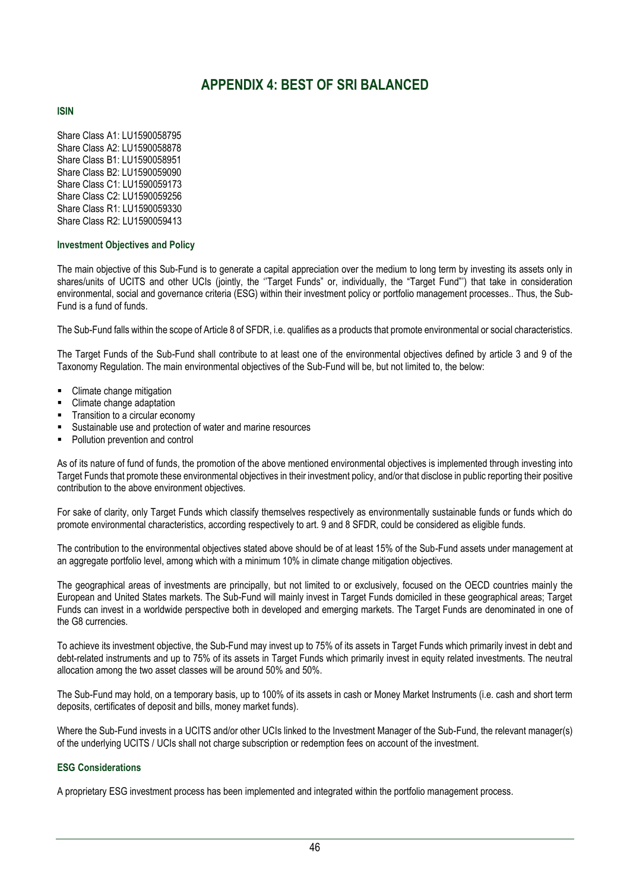# APPENDIX 4: BEST OF SRI BALANCED

### ISIN

Share Class A1: LU1590058795
Share Class A2: LU1590058878
Share Class B1: LU1590058951
Share Class B2: LU1590059090
Share Class C1: LU1590059173
Share Class C2: LU1590059256
Share Class R1: LU1590059330
Share Class R2: LU1590059413

### Investment Objectives and Policy

The main objective of this Sub-Fund is to generate a capital appreciation over the medium to long term by investing its assets only in shares/units of UCITS and other UCIs (jointly, the ''Target Funds" or, individually, the "Target Fund"') that take in consideration environmental, social and governance criteria (ESG) within their investment policy or portfolio management processes.. Thus, the Sub-Fund is a fund of funds.

The Sub-Fund falls within the scope of Article 8 of SFDR, i.e. qualifies as a products that promote environmental or social characteristics.

The Target Funds of the Sub-Fund shall contribute to at least one of the environmental objectives defined by article 3 and 9 of the Taxonomy Regulation. The main environmental objectives of the Sub-Fund will be, but not limited to, the below:

- Climate change mitigation
- Climate change adaptation
- Transition to a circular economy
- Sustainable use and protection of water and marine resources
- Pollution prevention and control

As of its nature of fund of funds, the promotion of the above mentioned environmental objectives is implemented through investing into Target Funds that promote these environmental objectives in their investment policy, and/or that disclose in public reporting their positive contribution to the above environment objectives.

For sake of clarity, only Target Funds which classify themselves respectively as environmentally sustainable funds or funds which do promote environmental characteristics, according respectively to art. 9 and 8 SFDR, could be considered as eligible funds.

The contribution to the environmental objectives stated above should be of at least 15% of the Sub-Fund assets under management at an aggregate portfolio level, among which with a minimum 10% in climate change mitigation objectives.

The geographical areas of investments are principally, but not limited to or exclusively, focused on the OECD countries mainly the European and United States markets. The Sub-Fund will mainly invest in Target Funds domiciled in these geographical areas; Target Funds can invest in a worldwide perspective both in developed and emerging markets. The Target Funds are denominated in one of the G8 currencies.

To achieve its investment objective, the Sub-Fund may invest up to 75% of its assets in Target Funds which primarily invest in debt and debt-related instruments and up to 75% of its assets in Target Funds which primarily invest in equity related investments. The neutral allocation among the two asset classes will be around 50% and 50%.

The Sub-Fund may hold, on a temporary basis, up to 100% of its assets in cash or Money Market Instruments (i.e. cash and short term deposits, certificates of deposit and bills, money market funds).

Where the Sub-Fund invests in a UCITS and/or other UCIs linked to the Investment Manager of the Sub-Fund, the relevant manager(s) of the underlying UCITS / UCIs shall not charge subscription or redemption fees on account of the investment.

### ESG Considerations

A proprietary ESG investment process has been implemented and integrated within the portfolio management process.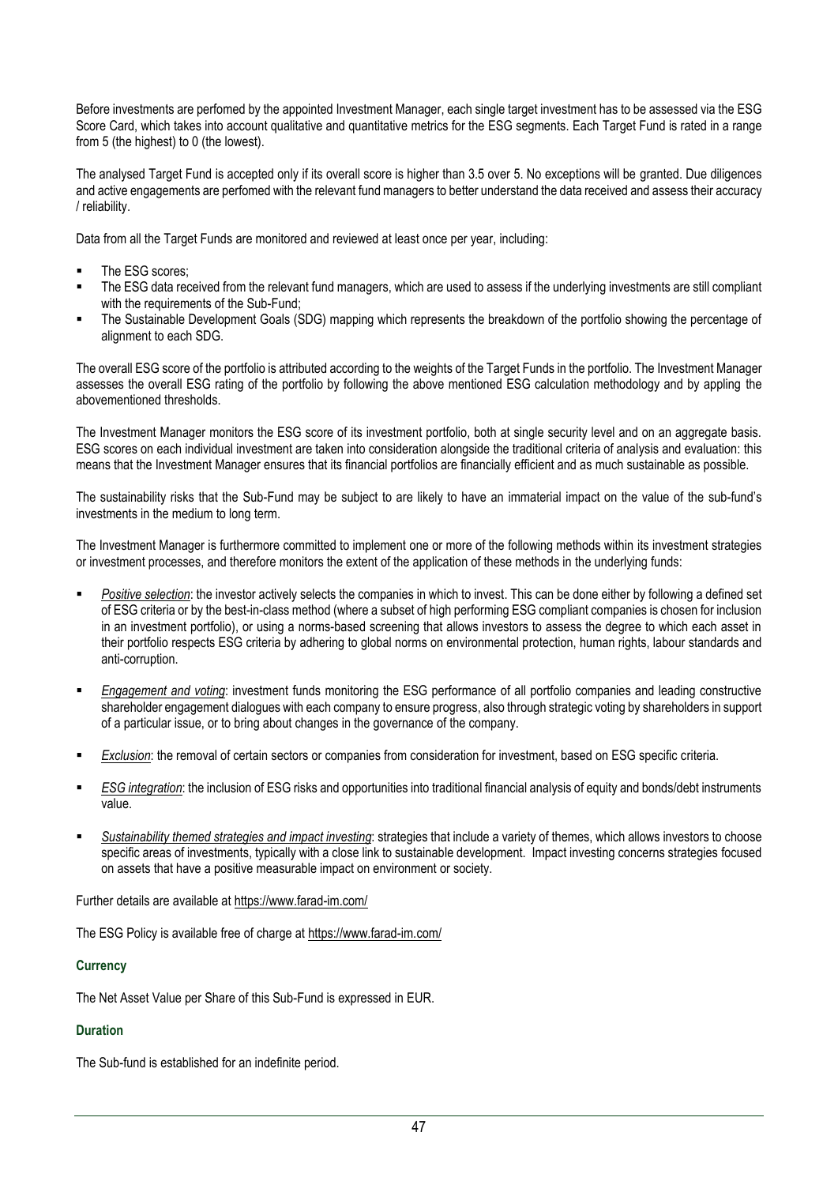Before investments are perfomed by the appointed Investment Manager, each single target investment has to be assessed via the ESG Score Card, which takes into account qualitative and quantitative metrics for the ESG segments. Each Target Fund is rated in a range from 5 (the highest) to 0 (the lowest).

The analysed Target Fund is accepted only if its overall score is higher than 3.5 over 5. No exceptions will be granted. Due diligences and active engagements are perfomed with the relevant fund managers to better understand the data received and assess their accuracy / reliability.

Data from all the Target Funds are monitored and reviewed at least once per year, including:

- The ESG scores;
- The ESG data received from the relevant fund managers, which are used to assess if the underlying investments are still compliant with the requirements of the Sub-Fund;
- The Sustainable Development Goals (SDG) mapping which represents the breakdown of the portfolio showing the percentage of alignment to each SDG.

The overall ESG score of the portfolio is attributed according to the weights of the Target Funds in the portfolio. The Investment Manager assesses the overall ESG rating of the portfolio by following the above mentioned ESG calculation methodology and by appling the abovementioned thresholds.

The Investment Manager monitors the ESG score of its investment portfolio, both at single security level and on an aggregate basis. ESG scores on each individual investment are taken into consideration alongside the traditional criteria of analysis and evaluation: this means that the Investment Manager ensures that its financial portfolios are financially efficient and as much sustainable as possible.

The sustainability risks that the Sub-Fund may be subject to are likely to have an immaterial impact on the value of the sub-fund's investments in the medium to long term.

The Investment Manager is furthermore committed to implement one or more of the following methods within its investment strategies or investment processes, and therefore monitors the extent of the application of these methods in the underlying funds:

- *Positive selection*: the investor actively selects the companies in which to invest. This can be done either by following a defined set of ESG criteria or by the best-in-class method (where a subset of high performing ESG compliant companies is chosen for inclusion in an investment portfolio), or using a norms-based screening that allows investors to assess the degree to which each asset in their portfolio respects ESG criteria by adhering to global norms on environmental protection, human rights, labour standards and anti-corruption.

- *Engagement and voting*: investment funds monitoring the ESG performance of all portfolio companies and leading constructive shareholder engagement dialogues with each company to ensure progress, also through strategic voting by shareholders in support of a particular issue, or to bring about changes in the governance of the company.

- *Exclusion*: the removal of certain sectors or companies from consideration for investment, based on ESG specific criteria.

- *ESG integration*: the inclusion of ESG risks and opportunities into traditional financial analysis of equity and bonds/debt instruments value.

- *Sustainability themed strategies and impact investing*: strategies that include a variety of themes, which allows investors to choose specific areas of investments, typically with a close link to sustainable development. Impact investing concerns strategies focused on assets that have a positive measurable impact on environment or society.

Further details are available at https://www.farad-im.com/

The ESG Policy is available free of charge at https://www.farad-im.com/

### Currency

The Net Asset Value per Share of this Sub-Fund is expressed in EUR.

### Duration

The Sub-fund is established for an indefinite period.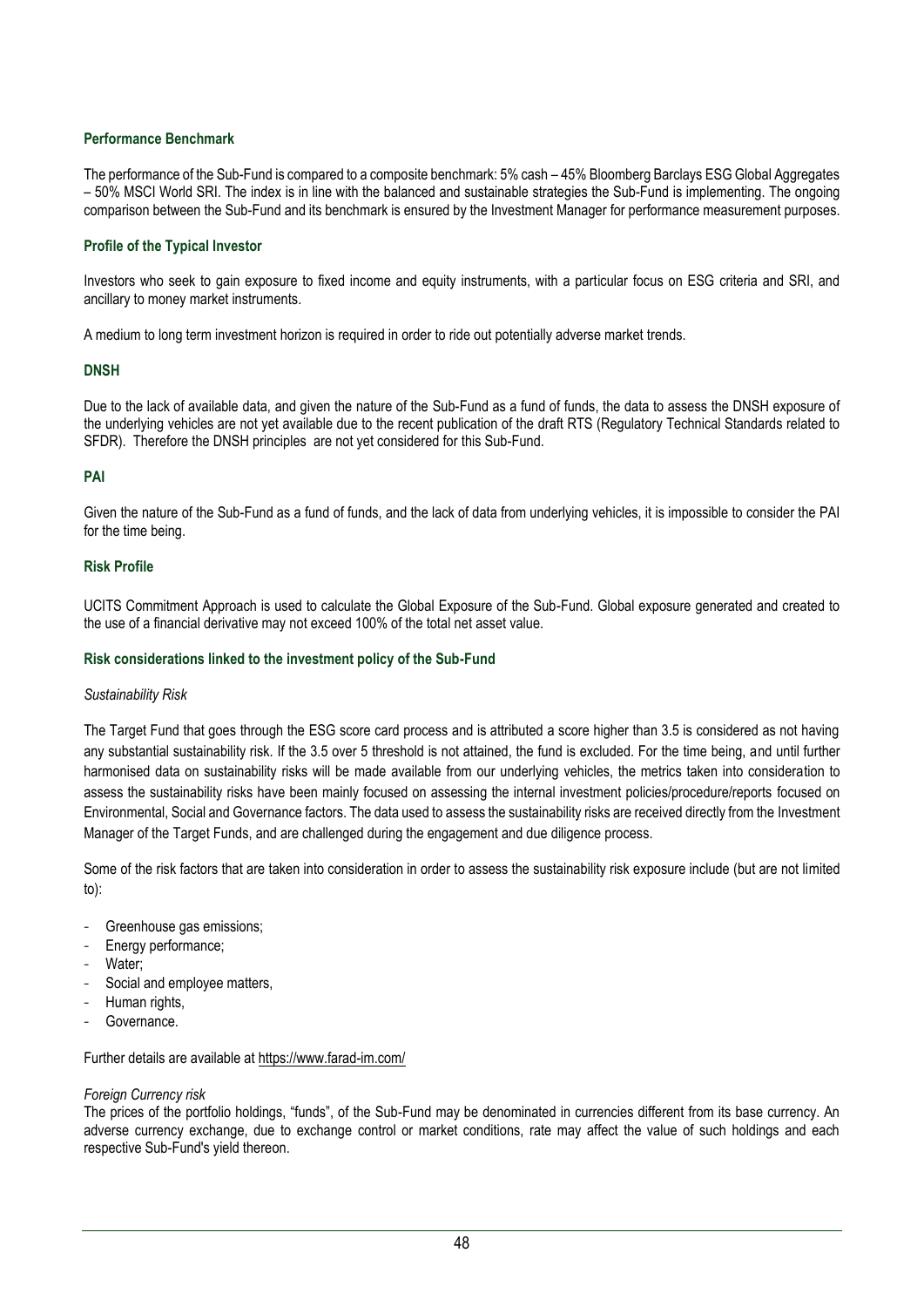### Performance Benchmark

The performance of the Sub-Fund is compared to a composite benchmark: 5% cash – 45% Bloomberg Barclays ESG Global Aggregates – 50% MSCI World SRI. The index is in line with the balanced and sustainable strategies the Sub-Fund is implementing. The ongoing comparison between the Sub-Fund and its benchmark is ensured by the Investment Manager for performance measurement purposes.

### Profile of the Typical Investor

Investors who seek to gain exposure to fixed income and equity instruments, with a particular focus on ESG criteria and SRI, and ancillary to money market instruments.

A medium to long term investment horizon is required in order to ride out potentially adverse market trends.

### DNSH

Due to the lack of available data, and given the nature of the Sub-Fund as a fund of funds, the data to assess the DNSH exposure of the underlying vehicles are not yet available due to the recent publication of the draft RTS (Regulatory Technical Standards related to SFDR). Therefore the DNSH principles are not yet considered for this Sub-Fund.

### PAI

Given the nature of the Sub-Fund as a fund of funds, and the lack of data from underlying vehicles, it is impossible to consider the PAI for the time being.

### Risk Profile

UCITS Commitment Approach is used to calculate the Global Exposure of the Sub-Fund. Global exposure generated and created to the use of a financial derivative may not exceed 100% of the total net asset value.

### Risk considerations linked to the investment policy of the Sub-Fund

*Sustainability Risk*

The Target Fund that goes through the ESG score card process and is attributed a score higher than 3.5 is considered as not having any substantial sustainability risk. If the 3.5 over 5 threshold is not attained, the fund is excluded. For the time being, and until further harmonised data on sustainability risks will be made available from our underlying vehicles, the metrics taken into consideration to assess the sustainability risks have been mainly focused on assessing the internal investment policies/procedure/reports focused on Environmental, Social and Governance factors. The data used to assess the sustainability risks are received directly from the Investment Manager of the Target Funds, and are challenged during the engagement and due diligence process.

Some of the risk factors that are taken into consideration in order to assess the sustainability risk exposure include (but are not limited to):

- Greenhouse gas emissions;
- Energy performance;
- Water;
- Social and employee matters,
- Human rights,
- Governance.

Further details are available at https://www.farad-im.com/

*Foreign Currency risk*

The prices of the portfolio holdings, "funds", of the Sub-Fund may be denominated in currencies different from its base currency. An adverse currency exchange, due to exchange control or market conditions, rate may affect the value of such holdings and each respective Sub-Fund's yield thereon.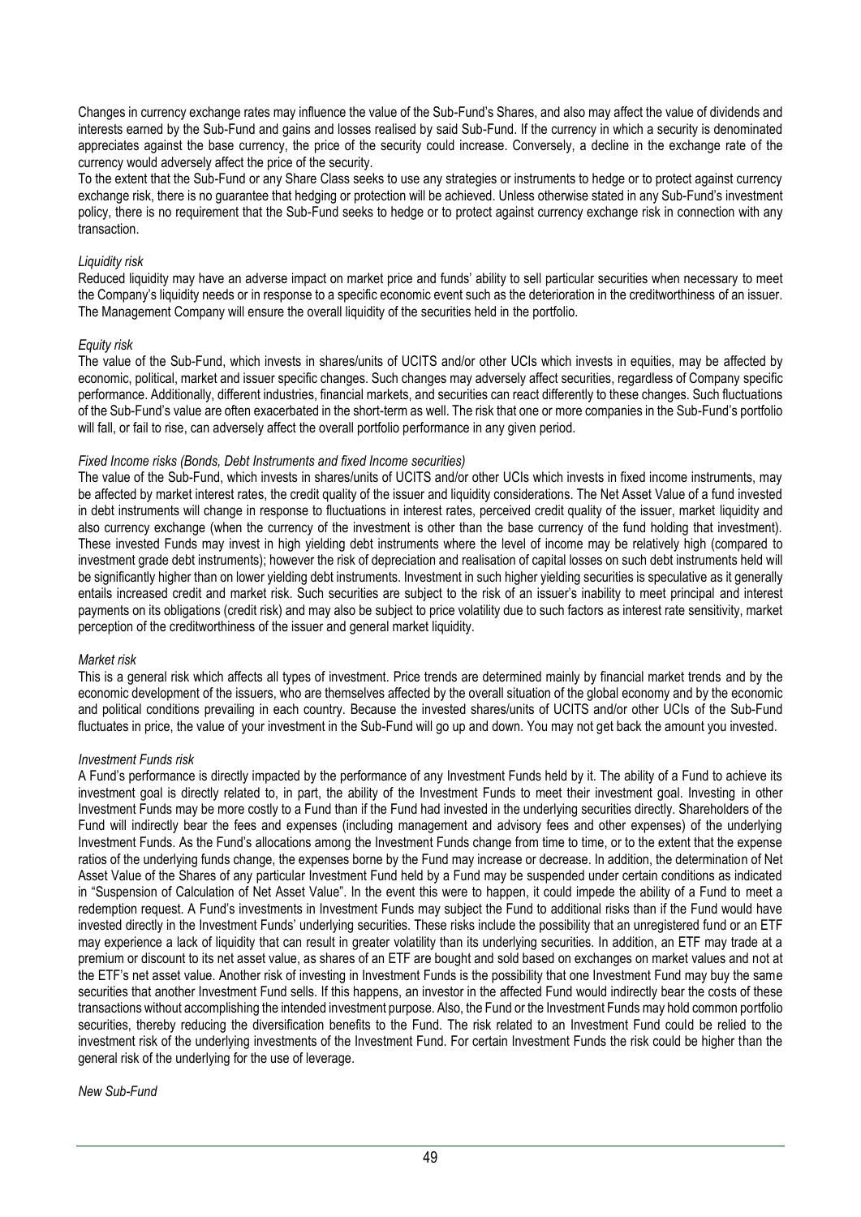Changes in currency exchange rates may influence the value of the Sub-Fund's Shares, and also may affect the value of dividends and interests earned by the Sub-Fund and gains and losses realised by said Sub-Fund. If the currency in which a security is denominated appreciates against the base currency, the price of the security could increase. Conversely, a decline in the exchange rate of the currency would adversely affect the price of the security.
To the extent that the Sub-Fund or any Share Class seeks to use any strategies or instruments to hedge or to protect against currency exchange risk, there is no guarantee that hedging or protection will be achieved. Unless otherwise stated in any Sub-Fund's investment policy, there is no requirement that the Sub-Fund seeks to hedge or to protect against currency exchange risk in connection with any transaction.

*Liquidity risk*

Reduced liquidity may have an adverse impact on market price and funds' ability to sell particular securities when necessary to meet the Company's liquidity needs or in response to a specific economic event such as the deterioration in the creditworthiness of an issuer. The Management Company will ensure the overall liquidity of the securities held in the portfolio.

*Equity risk*

The value of the Sub-Fund, which invests in shares/units of UCITS and/or other UCIs which invests in equities, may be affected by economic, political, market and issuer specific changes. Such changes may adversely affect securities, regardless of Company specific performance. Additionally, different industries, financial markets, and securities can react differently to these changes. Such fluctuations of the Sub-Fund's value are often exacerbated in the short-term as well. The risk that one or more companies in the Sub-Fund's portfolio will fall, or fail to rise, can adversely affect the overall portfolio performance in any given period.

*Fixed Income risks (Bonds, Debt Instruments and fixed Income securities)*

The value of the Sub-Fund, which invests in shares/units of UCITS and/or other UCIs which invests in fixed income instruments, may be affected by market interest rates, the credit quality of the issuer and liquidity considerations. The Net Asset Value of a fund invested in debt instruments will change in response to fluctuations in interest rates, perceived credit quality of the issuer, market liquidity and also currency exchange (when the currency of the investment is other than the base currency of the fund holding that investment). These invested Funds may invest in high yielding debt instruments where the level of income may be relatively high (compared to investment grade debt instruments); however the risk of depreciation and realisation of capital losses on such debt instruments held will be significantly higher than on lower yielding debt instruments. Investment in such higher yielding securities is speculative as it generally entails increased credit and market risk. Such securities are subject to the risk of an issuer's inability to meet principal and interest payments on its obligations (credit risk) and may also be subject to price volatility due to such factors as interest rate sensitivity, market perception of the creditworthiness of the issuer and general market liquidity.

*Market risk*

This is a general risk which affects all types of investment. Price trends are determined mainly by financial market trends and by the economic development of the issuers, who are themselves affected by the overall situation of the global economy and by the economic and political conditions prevailing in each country. Because the invested shares/units of UCITS and/or other UCIs of the Sub-Fund fluctuates in price, the value of your investment in the Sub-Fund will go up and down. You may not get back the amount you invested.

*Investment Funds risk*

A Fund's performance is directly impacted by the performance of any Investment Funds held by it. The ability of a Fund to achieve its investment goal is directly related to, in part, the ability of the Investment Funds to meet their investment goal. Investing in other Investment Funds may be more costly to a Fund than if the Fund had invested in the underlying securities directly. Shareholders of the Fund will indirectly bear the fees and expenses (including management and advisory fees and other expenses) of the underlying Investment Funds. As the Fund's allocations among the Investment Funds change from time to time, or to the extent that the expense ratios of the underlying funds change, the expenses borne by the Fund may increase or decrease. In addition, the determination of Net Asset Value of the Shares of any particular Investment Fund held by a Fund may be suspended under certain conditions as indicated in "Suspension of Calculation of Net Asset Value". In the event this were to happen, it could impede the ability of a Fund to meet a redemption request. A Fund's investments in Investment Funds may subject the Fund to additional risks than if the Fund would have invested directly in the Investment Funds' underlying securities. These risks include the possibility that an unregistered fund or an ETF may experience a lack of liquidity that can result in greater volatility than its underlying securities. In addition, an ETF may trade at a premium or discount to its net asset value, as shares of an ETF are bought and sold based on exchanges on market values and not at the ETF's net asset value. Another risk of investing in Investment Funds is the possibility that one Investment Fund may buy the same securities that another Investment Fund sells. If this happens, an investor in the affected Fund would indirectly bear the costs of these transactions without accomplishing the intended investment purpose. Also, the Fund or the Investment Funds may hold common portfolio securities, thereby reducing the diversification benefits to the Fund. The risk related to an Investment Fund could be relied to the investment risk of the underlying investments of the Investment Fund. For certain Investment Funds the risk could be higher than the general risk of the underlying for the use of leverage.

*New Sub-Fund*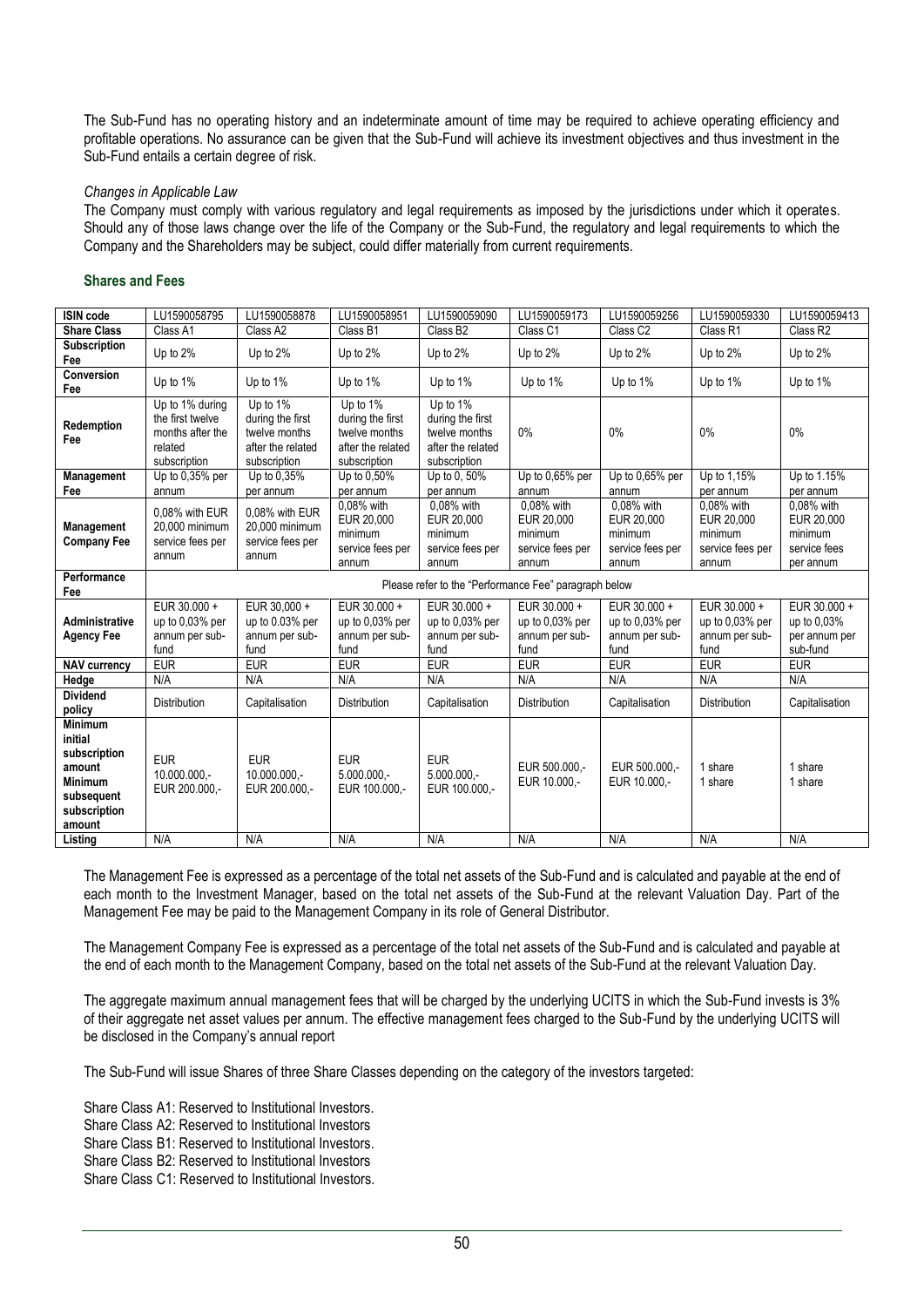The Sub-Fund has no operating history and an indeterminate amount of time may be required to achieve operating efficiency and profitable operations. No assurance can be given that the Sub-Fund will achieve its investment objectives and thus investment in the Sub-Fund entails a certain degree of risk.

*Changes in Applicable Law*

The Company must comply with various regulatory and legal requirements as imposed by the jurisdictions under which it operates. Should any of those laws change over the life of the Company or the Sub-Fund, the regulatory and legal requirements to which the Company and the Shareholders may be subject, could differ materially from current requirements.

### Shares and Fees

| ISIN code | LU1590058795 | LU1590058878 | LU1590058951 | LU1590059090 | LU1590059173 | LU1590059256 | LU1590059330 | LU1590059413 |
|---|---|---|---|---|---|---|---|---|
| **Share Class** | Class A1 | Class A2 | Class B1 | Class B2 | Class C1 | Class C2 | Class R1 | Class R2 |
| **Subscription Fee** | Up to 2% | Up to 2% | Up to 2% | Up to 2% | Up to 2% | Up to 2% | Up to 2% | Up to 2% |
| **Conversion Fee** | Up to 1% | Up to 1% | Up to 1% | Up to 1% | Up to 1% | Up to 1% | Up to 1% | Up to 1% |
| **Redemption Fee** | Up to 1% during the first twelve months after the related subscription | Up to 1% during the first twelve months after the related subscription | Up to 1% during the first twelve months after the related subscription | Up to 1% during the first twelve months after the related subscription | 0% | 0% | 0% | 0% |
| **Management Fee** | Up to 0,35% per annum | Up to 0,35% per annum | Up to 0,50% per annum | Up to 0, 50% per annum | Up to 0,65% per annum | Up to 0,65% per annum | Up to 1,15% per annum | Up to 1.15% per annum |
| **Management Company Fee** | 0,08% with EUR 20,000 minimum service fees per annum | 0,08% with EUR 20,000 minimum service fees per annum | 0,08% with EUR 20,000 minimum service fees per annum | 0,08% with EUR 20,000 minimum service fees per annum | 0,08% with EUR 20,000 minimum service fees per annum | 0,08% with EUR 20,000 minimum service fees per annum | 0,08% with EUR 20,000 minimum service fees per annum | 0,08% with EUR 20,000 minimum service fees per annum |
| **Performance Fee** | Please refer to the "Performance Fee" paragraph below | | | | | | | |
| **Administrative Agency Fee** | EUR 30.000 + up to 0,03% per annum per sub-fund | EUR 30,000 + up to 0.03% per annum per sub-fund | EUR 30.000 + up to 0,03% per annum per sub-fund | EUR 30.000 + up to 0,03% per annum per sub-fund | EUR 30.000 + up to 0,03% per annum per sub-fund | EUR 30.000 + up to 0,03% per annum per sub-fund | EUR 30.000 + up to 0,03% per annum per sub-fund | EUR 30.000 + up to 0,03% per annum per sub-fund |
| **NAV currency** | EUR | EUR | EUR | EUR | EUR | EUR | EUR | EUR |
| **Hedge** | N/A | N/A | N/A | N/A | N/A | N/A | N/A | N/A |
| **Dividend policy** | Distribution | Capitalisation | Distribution | Capitalisation | Distribution | Capitalisation | Distribution | Capitalisation |
| **Minimum initial subscription amount Minimum subsequent subscription amount** | EUR 10.000.000,- EUR 200.000,- | EUR 10.000.000,- EUR 200.000,- | EUR 5.000.000,- EUR 100.000,- | EUR 5.000.000,- EUR 100.000,- | EUR 500.000,- EUR 10.000,- | EUR 500.000,- EUR 10.000,- | 1 share 1 share | 1 share 1 share |
| **Listing** | N/A | N/A | N/A | N/A | N/A | N/A | N/A | N/A |

The Management Fee is expressed as a percentage of the total net assets of the Sub-Fund and is calculated and payable at the end of each month to the Investment Manager, based on the total net assets of the Sub-Fund at the relevant Valuation Day. Part of the Management Fee may be paid to the Management Company in its role of General Distributor.

The Management Company Fee is expressed as a percentage of the total net assets of the Sub-Fund and is calculated and payable at the end of each month to the Management Company, based on the total net assets of the Sub-Fund at the relevant Valuation Day.

The aggregate maximum annual management fees that will be charged by the underlying UCITS in which the Sub-Fund invests is 3% of their aggregate net asset values per annum. The effective management fees charged to the Sub-Fund by the underlying UCITS will be disclosed in the Company's annual report

The Sub-Fund will issue Shares of three Share Classes depending on the category of the investors targeted:

Share Class A1: Reserved to Institutional Investors.
Share Class A2: Reserved to Institutional Investors
Share Class B1: Reserved to Institutional Investors.
Share Class B2: Reserved to Institutional Investors
Share Class C1: Reserved to Institutional Investors.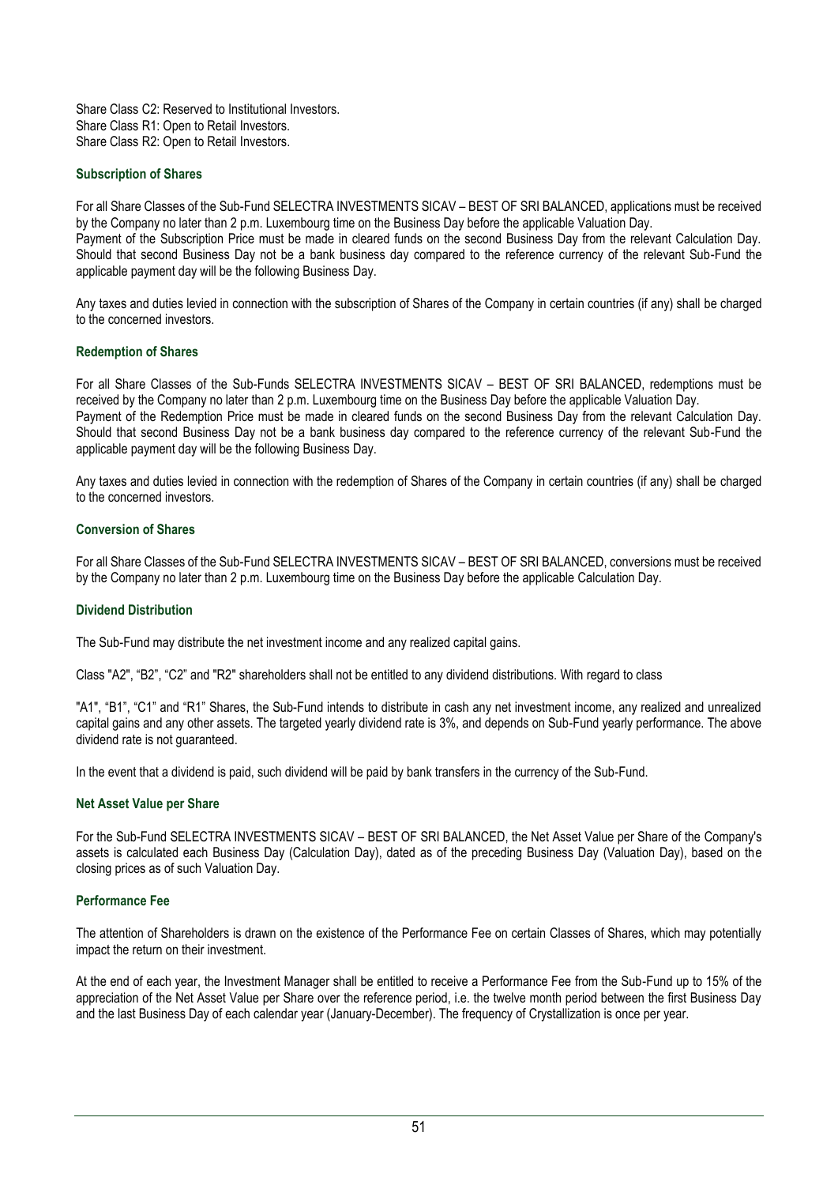Share Class C2: Reserved to Institutional Investors.
Share Class R1: Open to Retail Investors.
Share Class R2: Open to Retail Investors.

### Subscription of Shares

For all Share Classes of the Sub-Fund SELECTRA INVESTMENTS SICAV – BEST OF SRI BALANCED, applications must be received by the Company no later than 2 p.m. Luxembourg time on the Business Day before the applicable Valuation Day.
Payment of the Subscription Price must be made in cleared funds on the second Business Day from the relevant Calculation Day. Should that second Business Day not be a bank business day compared to the reference currency of the relevant Sub-Fund the applicable payment day will be the following Business Day.

Any taxes and duties levied in connection with the subscription of Shares of the Company in certain countries (if any) shall be charged to the concerned investors.

### Redemption of Shares

For all Share Classes of the Sub-Funds SELECTRA INVESTMENTS SICAV – BEST OF SRI BALANCED, redemptions must be received by the Company no later than 2 p.m. Luxembourg time on the Business Day before the applicable Valuation Day.
Payment of the Redemption Price must be made in cleared funds on the second Business Day from the relevant Calculation Day. Should that second Business Day not be a bank business day compared to the reference currency of the relevant Sub-Fund the applicable payment day will be the following Business Day.

Any taxes and duties levied in connection with the redemption of Shares of the Company in certain countries (if any) shall be charged to the concerned investors.

### Conversion of Shares

For all Share Classes of the Sub-Fund SELECTRA INVESTMENTS SICAV – BEST OF SRI BALANCED, conversions must be received by the Company no later than 2 p.m. Luxembourg time on the Business Day before the applicable Calculation Day.

### Dividend Distribution

The Sub-Fund may distribute the net investment income and any realized capital gains.

Class "A2", "B2", "C2" and "R2" shareholders shall not be entitled to any dividend distributions. With regard to class

"A1", "B1", "C1" and "R1" Shares, the Sub-Fund intends to distribute in cash any net investment income, any realized and unrealized capital gains and any other assets. The targeted yearly dividend rate is 3%, and depends on Sub-Fund yearly performance. The above dividend rate is not guaranteed.

In the event that a dividend is paid, such dividend will be paid by bank transfers in the currency of the Sub-Fund.

### Net Asset Value per Share

For the Sub-Fund SELECTRA INVESTMENTS SICAV – BEST OF SRI BALANCED, the Net Asset Value per Share of the Company's assets is calculated each Business Day (Calculation Day), dated as of the preceding Business Day (Valuation Day), based on the closing prices as of such Valuation Day.

### Performance Fee

The attention of Shareholders is drawn on the existence of the Performance Fee on certain Classes of Shares, which may potentially impact the return on their investment.

At the end of each year, the Investment Manager shall be entitled to receive a Performance Fee from the Sub-Fund up to 15% of the appreciation of the Net Asset Value per Share over the reference period, i.e. the twelve month period between the first Business Day and the last Business Day of each calendar year (January-December). The frequency of Crystallization is once per year.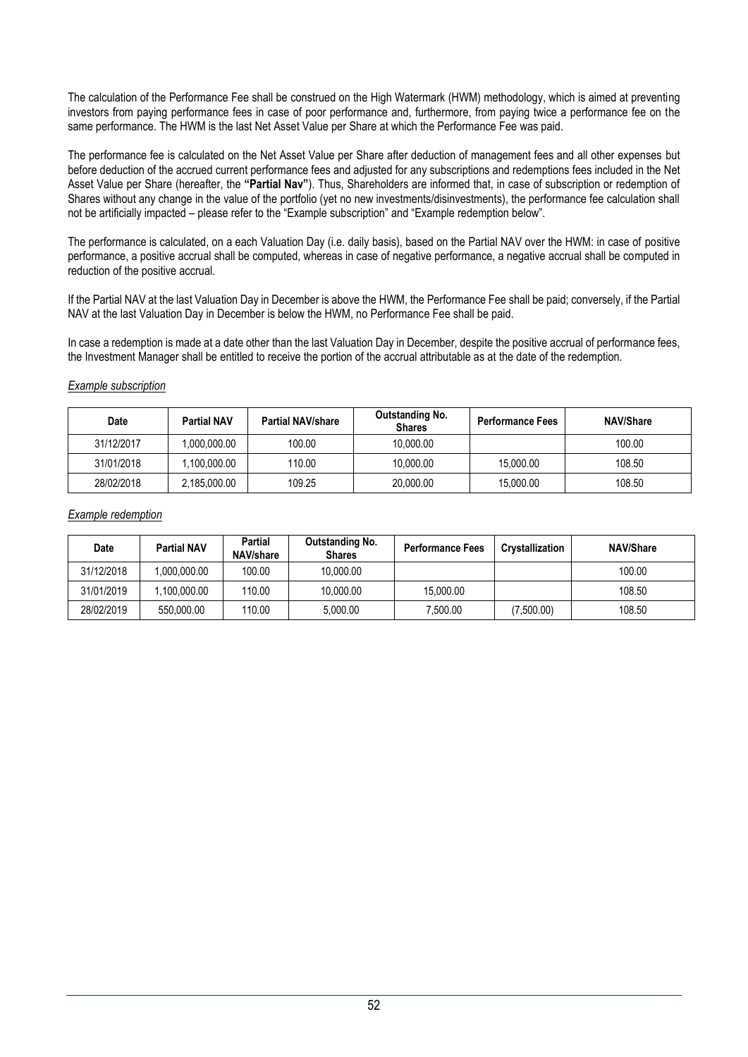The calculation of the Performance Fee shall be construed on the High Watermark (HWM) methodology, which is aimed at preventing investors from paying performance fees in case of poor performance and, furthermore, from paying twice a performance fee on the same performance. The HWM is the last Net Asset Value per Share at which the Performance Fee was paid.

The performance fee is calculated on the Net Asset Value per Share after deduction of management fees and all other expenses but before deduction of the accrued current performance fees and adjusted for any subscriptions and redemptions fees included in the Net Asset Value per Share (hereafter, the **"Partial Nav"**). Thus, Shareholders are informed that, in case of subscription or redemption of Shares without any change in the value of the portfolio (yet no new investments/disinvestments), the performance fee calculation shall not be artificially impacted – please refer to the "Example subscription" and "Example redemption below".

The performance is calculated, on a each Valuation Day (i.e. daily basis), based on the Partial NAV over the HWM: in case of positive performance, a positive accrual shall be computed, whereas in case of negative performance, a negative accrual shall be computed in reduction of the positive accrual.

If the Partial NAV at the last Valuation Day in December is above the HWM, the Performance Fee shall be paid; conversely, if the Partial NAV at the last Valuation Day in December is below the HWM, no Performance Fee shall be paid.

In case a redemption is made at a date other than the last Valuation Day in December, despite the positive accrual of performance fees, the Investment Manager shall be entitled to receive the portion of the accrual attributable as at the date of the redemption.

*Example subscription*

| Date | Partial NAV | Partial NAV/share | Outstanding No. Shares | Performance Fees | NAV/Share |
|---|---|---|---|---|---|
| 31/12/2017 | 1,000,000.00 | 100.00 | 10,000.00 | | 100.00 |
| 31/01/2018 | 1,100,000.00 | 110.00 | 10,000.00 | 15,000.00 | 108.50 |
| 28/02/2018 | 2,185,000.00 | 109.25 | 20,000.00 | 15,000.00 | 108.50 |

*Example redemption*

| Date | Partial NAV | Partial NAV/share | Outstanding No. Shares | Performance Fees | Crystallization | NAV/Share |
|---|---|---|---|---|---|---|
| 31/12/2018 | 1,000,000.00 | 100.00 | 10,000.00 | | | 100.00 |
| 31/01/2019 | 1,100,000.00 | 110.00 | 10,000.00 | 15,000.00 | | 108.50 |
| 28/02/2019 | 550,000.00 | 110.00 | 5,000.00 | 7,500.00 | (7,500.00) | 108.50 |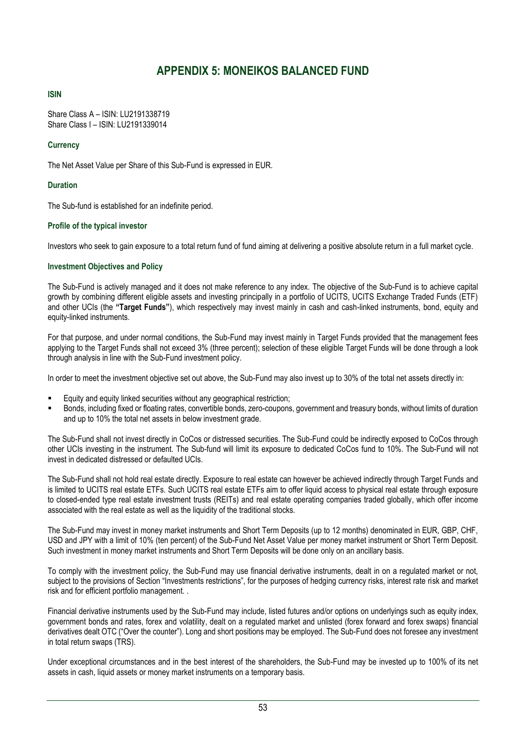# APPENDIX 5: MONEIKOS BALANCED FUND

### ISIN

Share Class A – ISIN: LU2191338719
Share Class I – ISIN: LU2191339014

### Currency

The Net Asset Value per Share of this Sub-Fund is expressed in EUR.

### Duration

The Sub-fund is established for an indefinite period.

### Profile of the typical investor

Investors who seek to gain exposure to a total return fund of fund aiming at delivering a positive absolute return in a full market cycle.

### Investment Objectives and Policy

The Sub-Fund is actively managed and it does not make reference to any index. The objective of the Sub-Fund is to achieve capital growth by combining different eligible assets and investing principally in a portfolio of UCITS, UCITS Exchange Traded Funds (ETF) and other UCIs (the **"Target Funds"**), which respectively may invest mainly in cash and cash-linked instruments, bond, equity and equity-linked instruments.

For that purpose, and under normal conditions, the Sub-Fund may invest mainly in Target Funds provided that the management fees applying to the Target Funds shall not exceed 3% (three percent); selection of these eligible Target Funds will be done through a look through analysis in line with the Sub-Fund investment policy.

In order to meet the investment objective set out above, the Sub-Fund may also invest up to 30% of the total net assets directly in:

- Equity and equity linked securities without any geographical restriction;
- Bonds, including fixed or floating rates, convertible bonds, zero-coupons, government and treasury bonds, without limits of duration and up to 10% the total net assets in below investment grade.

The Sub-Fund shall not invest directly in CoCos or distressed securities. The Sub-Fund could be indirectly exposed to CoCos through other UCIs investing in the instrument. The Sub-fund will limit its exposure to dedicated CoCos fund to 10%. The Sub-Fund will not invest in dedicated distressed or defaulted UCIs.

The Sub-Fund shall not hold real estate directly. Exposure to real estate can however be achieved indirectly through Target Funds and is limited to UCITS real estate ETFs. Such UCITS real estate ETFs aim to offer liquid access to physical real estate through exposure to closed-ended type real estate investment trusts (REITs) and real estate operating companies traded globally, which offer income associated with the real estate as well as the liquidity of the traditional stocks.

The Sub-Fund may invest in money market instruments and Short Term Deposits (up to 12 months) denominated in EUR, GBP, CHF, USD and JPY with a limit of 10% (ten percent) of the Sub-Fund Net Asset Value per money market instrument or Short Term Deposit. Such investment in money market instruments and Short Term Deposits will be done only on an ancillary basis.

To comply with the investment policy, the Sub-Fund may use financial derivative instruments, dealt in on a regulated market or not, subject to the provisions of Section "Investments restrictions", for the purposes of hedging currency risks, interest rate risk and market risk and for efficient portfolio management. .

Financial derivative instruments used by the Sub-Fund may include, listed futures and/or options on underlyings such as equity index, government bonds and rates, forex and volatility, dealt on a regulated market and unlisted (forex forward and forex swaps) financial derivatives dealt OTC ("Over the counter"). Long and short positions may be employed. The Sub-Fund does not foresee any investment in total return swaps (TRS).

Under exceptional circumstances and in the best interest of the shareholders, the Sub-Fund may be invested up to 100% of its net assets in cash, liquid assets or money market instruments on a temporary basis.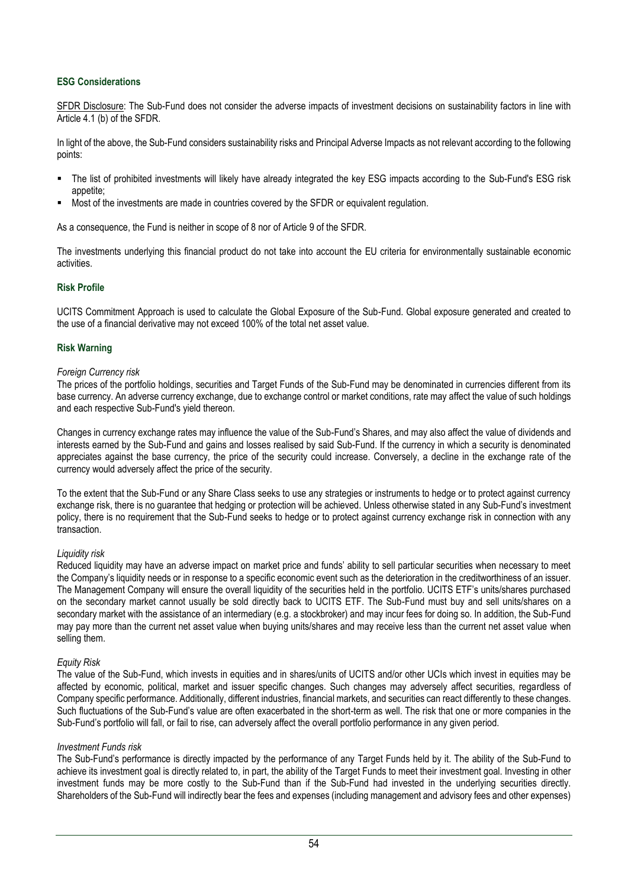### ESG Considerations

<u>SFDR Disclosure</u>: The Sub-Fund does not consider the adverse impacts of investment decisions on sustainability factors in line with Article 4.1 (b) of the SFDR.

In light of the above, the Sub-Fund considers sustainability risks and Principal Adverse Impacts as not relevant according to the following points:

- The list of prohibited investments will likely have already integrated the key ESG impacts according to the Sub-Fund's ESG risk appetite;
- Most of the investments are made in countries covered by the SFDR or equivalent regulation.

As a consequence, the Fund is neither in scope of 8 nor of Article 9 of the SFDR.

The investments underlying this financial product do not take into account the EU criteria for environmentally sustainable economic activities.

### Risk Profile

UCITS Commitment Approach is used to calculate the Global Exposure of the Sub-Fund. Global exposure generated and created to the use of a financial derivative may not exceed 100% of the total net asset value.

### Risk Warning

*Foreign Currency risk*

The prices of the portfolio holdings, securities and Target Funds of the Sub-Fund may be denominated in currencies different from its base currency. An adverse currency exchange, due to exchange control or market conditions, rate may affect the value of such holdings and each respective Sub-Fund's yield thereon.

Changes in currency exchange rates may influence the value of the Sub-Fund's Shares, and may also affect the value of dividends and interests earned by the Sub-Fund and gains and losses realised by said Sub-Fund. If the currency in which a security is denominated appreciates against the base currency, the price of the security could increase. Conversely, a decline in the exchange rate of the currency would adversely affect the price of the security.

To the extent that the Sub-Fund or any Share Class seeks to use any strategies or instruments to hedge or to protect against currency exchange risk, there is no guarantee that hedging or protection will be achieved. Unless otherwise stated in any Sub-Fund's investment policy, there is no requirement that the Sub-Fund seeks to hedge or to protect against currency exchange risk in connection with any transaction.

*Liquidity risk*

Reduced liquidity may have an adverse impact on market price and funds' ability to sell particular securities when necessary to meet the Company's liquidity needs or in response to a specific economic event such as the deterioration in the creditworthiness of an issuer. The Management Company will ensure the overall liquidity of the securities held in the portfolio. UCITS ETF's units/shares purchased on the secondary market cannot usually be sold directly back to UCITS ETF. The Sub-Fund must buy and sell units/shares on a secondary market with the assistance of an intermediary (e.g. a stockbroker) and may incur fees for doing so. In addition, the Sub-Fund may pay more than the current net asset value when buying units/shares and may receive less than the current net asset value when selling them.

*Equity Risk*

The value of the Sub-Fund, which invests in equities and in shares/units of UCITS and/or other UCIs which invest in equities may be affected by economic, political, market and issuer specific changes. Such changes may adversely affect securities, regardless of Company specific performance. Additionally, different industries, financial markets, and securities can react differently to these changes. Such fluctuations of the Sub-Fund's value are often exacerbated in the short-term as well. The risk that one or more companies in the Sub-Fund's portfolio will fall, or fail to rise, can adversely affect the overall portfolio performance in any given period.

*Investment Funds risk*

The Sub-Fund's performance is directly impacted by the performance of any Target Funds held by it. The ability of the Sub-Fund to achieve its investment goal is directly related to, in part, the ability of the Target Funds to meet their investment goal. Investing in other investment funds may be more costly to the Sub-Fund than if the Sub-Fund had invested in the underlying securities directly. Shareholders of the Sub-Fund will indirectly bear the fees and expenses (including management and advisory fees and other expenses)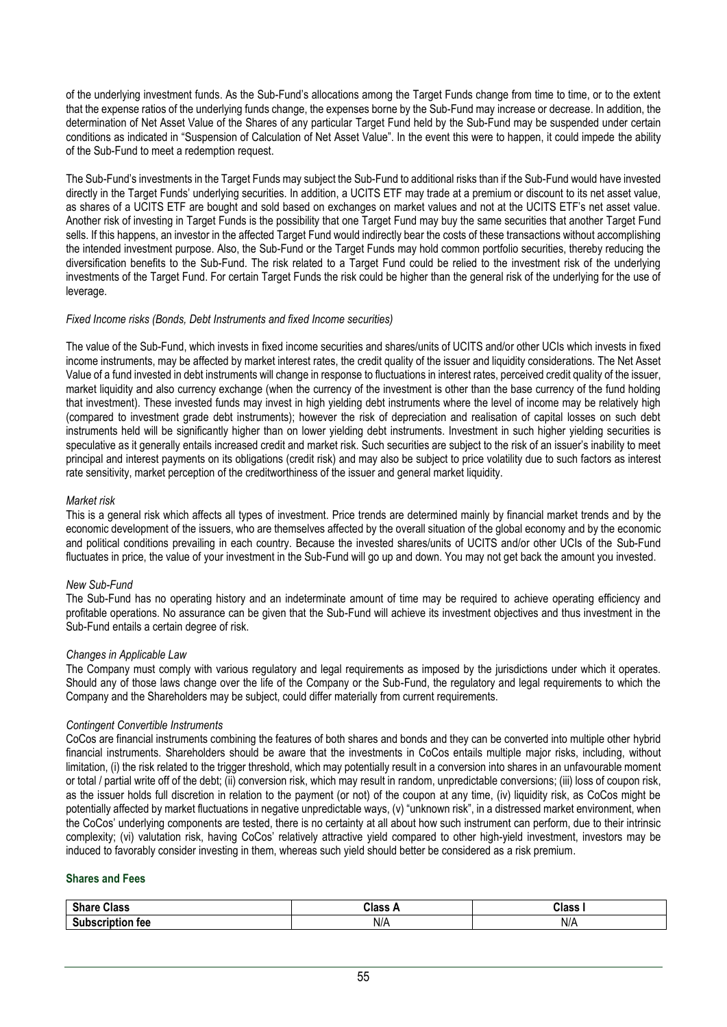of the underlying investment funds. As the Sub-Fund's allocations among the Target Funds change from time to time, or to the extent that the expense ratios of the underlying funds change, the expenses borne by the Sub-Fund may increase or decrease. In addition, the determination of Net Asset Value of the Shares of any particular Target Fund held by the Sub-Fund may be suspended under certain conditions as indicated in "Suspension of Calculation of Net Asset Value". In the event this were to happen, it could impede the ability of the Sub-Fund to meet a redemption request.

The Sub-Fund's investments in the Target Funds may subject the Sub-Fund to additional risks than if the Sub-Fund would have invested directly in the Target Funds' underlying securities. In addition, a UCITS ETF may trade at a premium or discount to its net asset value, as shares of a UCITS ETF are bought and sold based on exchanges on market values and not at the UCITS ETF's net asset value. Another risk of investing in Target Funds is the possibility that one Target Fund may buy the same securities that another Target Fund sells. If this happens, an investor in the affected Target Fund would indirectly bear the costs of these transactions without accomplishing the intended investment purpose. Also, the Sub-Fund or the Target Funds may hold common portfolio securities, thereby reducing the diversification benefits to the Sub-Fund. The risk related to a Target Fund could be relied to the investment risk of the underlying investments of the Target Fund. For certain Target Funds the risk could be higher than the general risk of the underlying for the use of leverage.

*Fixed Income risks (Bonds, Debt Instruments and fixed Income securities)*

The value of the Sub-Fund, which invests in fixed income securities and shares/units of UCITS and/or other UCIs which invests in fixed income instruments, may be affected by market interest rates, the credit quality of the issuer and liquidity considerations. The Net Asset Value of a fund invested in debt instruments will change in response to fluctuations in interest rates, perceived credit quality of the issuer, market liquidity and also currency exchange (when the currency of the investment is other than the base currency of the fund holding that investment). These invested funds may invest in high yielding debt instruments where the level of income may be relatively high (compared to investment grade debt instruments); however the risk of depreciation and realisation of capital losses on such debt instruments held will be significantly higher than on lower yielding debt instruments. Investment in such higher yielding securities is speculative as it generally entails increased credit and market risk. Such securities are subject to the risk of an issuer's inability to meet principal and interest payments on its obligations (credit risk) and may also be subject to price volatility due to such factors as interest rate sensitivity, market perception of the creditworthiness of the issuer and general market liquidity.

*Market risk*

This is a general risk which affects all types of investment. Price trends are determined mainly by financial market trends and by the economic development of the issuers, who are themselves affected by the overall situation of the global economy and by the economic and political conditions prevailing in each country. Because the invested shares/units of UCITS and/or other UCIs of the Sub-Fund fluctuates in price, the value of your investment in the Sub-Fund will go up and down. You may not get back the amount you invested.

*New Sub-Fund*

The Sub-Fund has no operating history and an indeterminate amount of time may be required to achieve operating efficiency and profitable operations. No assurance can be given that the Sub-Fund will achieve its investment objectives and thus investment in the Sub-Fund entails a certain degree of risk.

*Changes in Applicable Law*

The Company must comply with various regulatory and legal requirements as imposed by the jurisdictions under which it operates. Should any of those laws change over the life of the Company or the Sub-Fund, the regulatory and legal requirements to which the Company and the Shareholders may be subject, could differ materially from current requirements.

*Contingent Convertible Instruments*

CoCos are financial instruments combining the features of both shares and bonds and they can be converted into multiple other hybrid financial instruments. Shareholders should be aware that the investments in CoCos entails multiple major risks, including, without limitation, (i) the risk related to the trigger threshold, which may potentially result in a conversion into shares in an unfavourable moment or total / partial write off of the debt; (ii) conversion risk, which may result in random, unpredictable conversions; (iii) loss of coupon risk, as the issuer holds full discretion in relation to the payment (or not) of the coupon at any time, (iv) liquidity risk, as CoCos might be potentially affected by market fluctuations in negative unpredictable ways, (v) "unknown risk", in a distressed market environment, when the CoCos' underlying components are tested, there is no certainty at all about how such instrument can perform, due to their intrinsic complexity; (vi) valutation risk, having CoCos' relatively attractive yield compared to other high-yield investment, investors may be induced to favorably consider investing in them, whereas such yield should better be considered as a risk premium.

**Shares and Fees**

| Share Class | Class A | Class I |
|---|---|---|
| Subscription fee | N/A | N/A |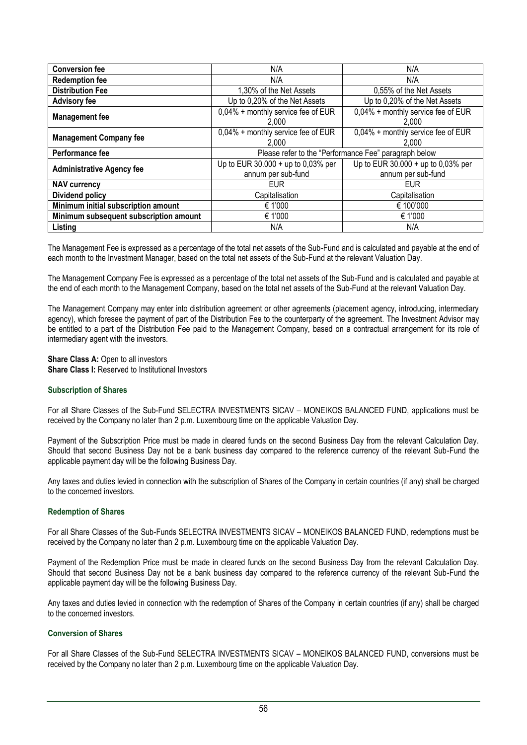| Conversion fee | N/A | N/A |
|---|---|---|
| **Redemption fee** | N/A | N/A |
| **Distribution Fee** | 1,30% of the Net Assets | 0,55% of the Net Assets |
| **Advisory fee** | Up to 0,20% of the Net Assets | Up to 0,20% of the Net Assets |
| **Management fee** | 0,04% + monthly service fee of EUR 2,000 | 0,04% + monthly service fee of EUR 2,000 |
| **Management Company fee** | 0,04% + monthly service fee of EUR 2,000 | 0,04% + monthly service fee of EUR 2,000 |
| **Performance fee** | Please refer to the "Performance Fee" paragraph below | |
| **Administrative Agency fee** | Up to EUR 30.000 + up to 0,03% per annum per sub-fund | Up to EUR 30.000 + up to 0,03% per annum per sub-fund |
| **NAV currency** | EUR | EUR |
| **Dividend policy** | Capitalisation | Capitalisation |
| **Minimum initial subscription amount** | € 1'000 | € 100'000 |
| **Minimum subsequent subscription amount** | € 1'000 | € 1'000 |
| **Listing** | N/A | N/A |

The Management Fee is expressed as a percentage of the total net assets of the Sub-Fund and is calculated and payable at the end of each month to the Investment Manager, based on the total net assets of the Sub-Fund at the relevant Valuation Day.

The Management Company Fee is expressed as a percentage of the total net assets of the Sub-Fund and is calculated and payable at the end of each month to the Management Company, based on the total net assets of the Sub-Fund at the relevant Valuation Day.

The Management Company may enter into distribution agreement or other agreements (placement agency, introducing, intermediary agency), which foresee the payment of part of the Distribution Fee to the counterparty of the agreement. The Investment Advisor may be entitled to a part of the Distribution Fee paid to the Management Company, based on a contractual arrangement for its role of intermediary agent with the investors.

**Share Class A:** Open to all investors
**Share Class I:** Reserved to Institutional Investors

### Subscription of Shares

For all Share Classes of the Sub-Fund SELECTRA INVESTMENTS SICAV – MONEIKOS BALANCED FUND, applications must be received by the Company no later than 2 p.m. Luxembourg time on the applicable Valuation Day.

Payment of the Subscription Price must be made in cleared funds on the second Business Day from the relevant Calculation Day. Should that second Business Day not be a bank business day compared to the reference currency of the relevant Sub-Fund the applicable payment day will be the following Business Day.

Any taxes and duties levied in connection with the subscription of Shares of the Company in certain countries (if any) shall be charged to the concerned investors.

### Redemption of Shares

For all Share Classes of the Sub-Funds SELECTRA INVESTMENTS SICAV – MONEIKOS BALANCED FUND, redemptions must be received by the Company no later than 2 p.m. Luxembourg time on the applicable Valuation Day.

Payment of the Redemption Price must be made in cleared funds on the second Business Day from the relevant Calculation Day. Should that second Business Day not be a bank business day compared to the reference currency of the relevant Sub-Fund the applicable payment day will be the following Business Day.

Any taxes and duties levied in connection with the redemption of Shares of the Company in certain countries (if any) shall be charged to the concerned investors.

### Conversion of Shares

For all Share Classes of the Sub-Fund SELECTRA INVESTMENTS SICAV – MONEIKOS BALANCED FUND, conversions must be received by the Company no later than 2 p.m. Luxembourg time on the applicable Valuation Day.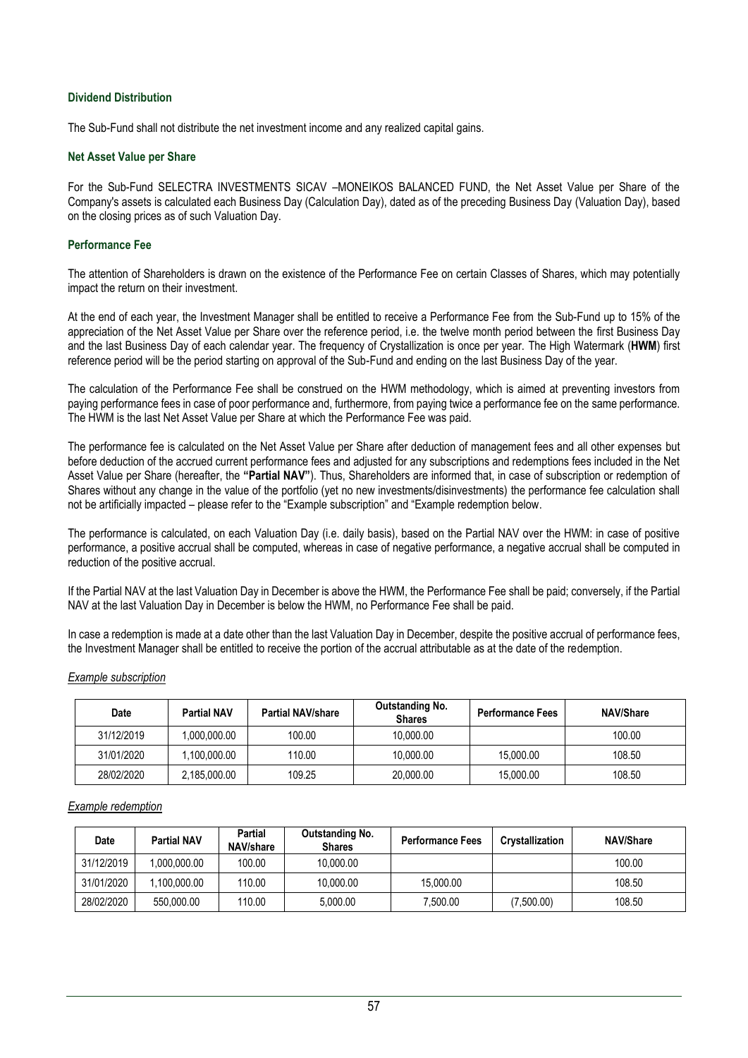### Dividend Distribution

The Sub-Fund shall not distribute the net investment income and any realized capital gains.

### Net Asset Value per Share

For the Sub-Fund SELECTRA INVESTMENTS SICAV –MONEIKOS BALANCED FUND, the Net Asset Value per Share of the Company's assets is calculated each Business Day (Calculation Day), dated as of the preceding Business Day (Valuation Day), based on the closing prices as of such Valuation Day.

### Performance Fee

The attention of Shareholders is drawn on the existence of the Performance Fee on certain Classes of Shares, which may potentially impact the return on their investment.

At the end of each year, the Investment Manager shall be entitled to receive a Performance Fee from the Sub-Fund up to 15% of the appreciation of the Net Asset Value per Share over the reference period, i.e. the twelve month period between the first Business Day and the last Business Day of each calendar year. The frequency of Crystallization is once per year. The High Watermark (**HWM**) first reference period will be the period starting on approval of the Sub-Fund and ending on the last Business Day of the year.

The calculation of the Performance Fee shall be construed on the HWM methodology, which is aimed at preventing investors from paying performance fees in case of poor performance and, furthermore, from paying twice a performance fee on the same performance. The HWM is the last Net Asset Value per Share at which the Performance Fee was paid.

The performance fee is calculated on the Net Asset Value per Share after deduction of management fees and all other expenses but before deduction of the accrued current performance fees and adjusted for any subscriptions and redemptions fees included in the Net Asset Value per Share (hereafter, the **"Partial NAV"**). Thus, Shareholders are informed that, in case of subscription or redemption of Shares without any change in the value of the portfolio (yet no new investments/disinvestments) the performance fee calculation shall not be artificially impacted – please refer to the "Example subscription" and "Example redemption below.

The performance is calculated, on each Valuation Day (i.e. daily basis), based on the Partial NAV over the HWM: in case of positive performance, a positive accrual shall be computed, whereas in case of negative performance, a negative accrual shall be computed in reduction of the positive accrual.

If the Partial NAV at the last Valuation Day in December is above the HWM, the Performance Fee shall be paid; conversely, if the Partial NAV at the last Valuation Day in December is below the HWM, no Performance Fee shall be paid.

In case a redemption is made at a date other than the last Valuation Day in December, despite the positive accrual of performance fees, the Investment Manager shall be entitled to receive the portion of the accrual attributable as at the date of the redemption.

*Example subscription*

| Date | Partial NAV | Partial NAV/share | Outstanding No. Shares | Performance Fees | NAV/Share |
|---|---|---|---|---|---|
| 31/12/2019 | 1,000,000.00 | 100.00 | 10,000.00 | | 100.00 |
| 31/01/2020 | 1,100,000.00 | 110.00 | 10,000.00 | 15,000.00 | 108.50 |
| 28/02/2020 | 2,185,000.00 | 109.25 | 20,000.00 | 15,000.00 | 108.50 |

*Example redemption*

| Date | Partial NAV | Partial NAV/share | Outstanding No. Shares | Performance Fees | Crystallization | NAV/Share |
|---|---|---|---|---|---|---|
| 31/12/2019 | 1,000,000.00 | 100.00 | 10,000.00 | | | 100.00 |
| 31/01/2020 | 1,100,000.00 | 110.00 | 10,000.00 | 15,000.00 | | 108.50 |
| 28/02/2020 | 550,000.00 | 110.00 | 5,000.00 | 7,500.00 | (7,500.00) | 108.50 |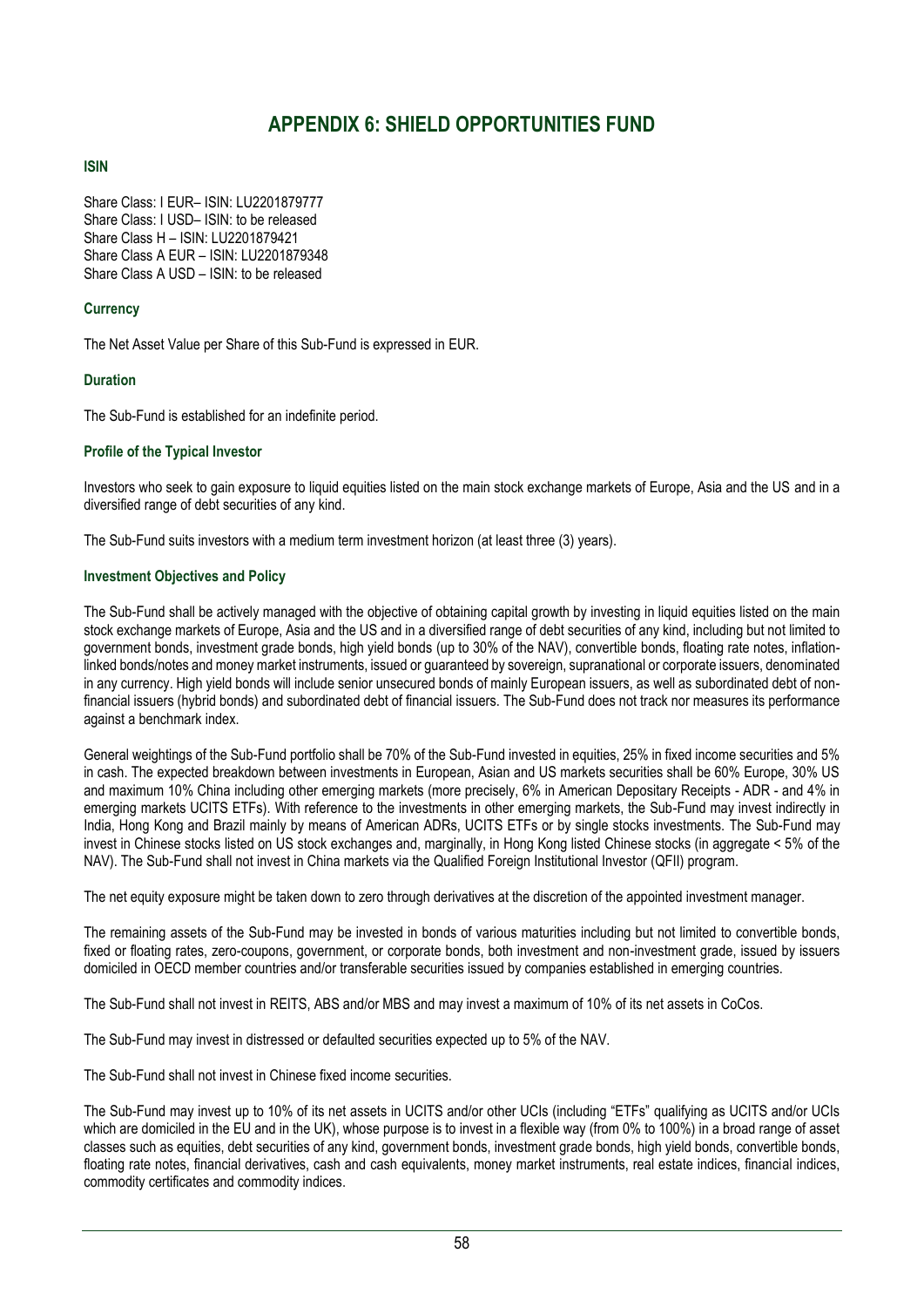# APPENDIX 6: SHIELD OPPORTUNITIES FUND

### ISIN

Share Class: I EUR– ISIN: LU2201879777
Share Class: I USD– ISIN: to be released
Share Class H – ISIN: LU2201879421
Share Class A EUR – ISIN: LU2201879348
Share Class A USD – ISIN: to be released

### Currency

The Net Asset Value per Share of this Sub-Fund is expressed in EUR.

### Duration

The Sub-Fund is established for an indefinite period.

### Profile of the Typical Investor

Investors who seek to gain exposure to liquid equities listed on the main stock exchange markets of Europe, Asia and the US and in a diversified range of debt securities of any kind.

The Sub-Fund suits investors with a medium term investment horizon (at least three (3) years).

### Investment Objectives and Policy

The Sub-Fund shall be actively managed with the objective of obtaining capital growth by investing in liquid equities listed on the main stock exchange markets of Europe, Asia and the US and in a diversified range of debt securities of any kind, including but not limited to government bonds, investment grade bonds, high yield bonds (up to 30% of the NAV), convertible bonds, floating rate notes, inflation-linked bonds/notes and money market instruments, issued or guaranteed by sovereign, supranational or corporate issuers, denominated in any currency. High yield bonds will include senior unsecured bonds of mainly European issuers, as well as subordinated debt of non-financial issuers (hybrid bonds) and subordinated debt of financial issuers. The Sub-Fund does not track nor measures its performance against a benchmark index.

General weightings of the Sub-Fund portfolio shall be 70% of the Sub-Fund invested in equities, 25% in fixed income securities and 5% in cash. The expected breakdown between investments in European, Asian and US markets securities shall be 60% Europe, 30% US and maximum 10% China including other emerging markets (more precisely, 6% in American Depositary Receipts - ADR - and 4% in emerging markets UCITS ETFs). With reference to the investments in other emerging markets, the Sub-Fund may invest indirectly in India, Hong Kong and Brazil mainly by means of American ADRs, UCITS ETFs or by single stocks investments. The Sub-Fund may invest in Chinese stocks listed on US stock exchanges and, marginally, in Hong Kong listed Chinese stocks (in aggregate < 5% of the NAV). The Sub-Fund shall not invest in China markets via the Qualified Foreign Institutional Investor (QFII) program.

The net equity exposure might be taken down to zero through derivatives at the discretion of the appointed investment manager.

The remaining assets of the Sub-Fund may be invested in bonds of various maturities including but not limited to convertible bonds, fixed or floating rates, zero-coupons, government, or corporate bonds, both investment and non-investment grade, issued by issuers domiciled in OECD member countries and/or transferable securities issued by companies established in emerging countries.

The Sub-Fund shall not invest in REITS, ABS and/or MBS and may invest a maximum of 10% of its net assets in CoCos.

The Sub-Fund may invest in distressed or defaulted securities expected up to 5% of the NAV.

The Sub-Fund shall not invest in Chinese fixed income securities.

The Sub-Fund may invest up to 10% of its net assets in UCITS and/or other UCIs (including "ETFs" qualifying as UCITS and/or UCIs which are domiciled in the EU and in the UK), whose purpose is to invest in a flexible way (from 0% to 100%) in a broad range of asset classes such as equities, debt securities of any kind, government bonds, investment grade bonds, high yield bonds, convertible bonds, floating rate notes, financial derivatives, cash and cash equivalents, money market instruments, real estate indices, financial indices, commodity certificates and commodity indices.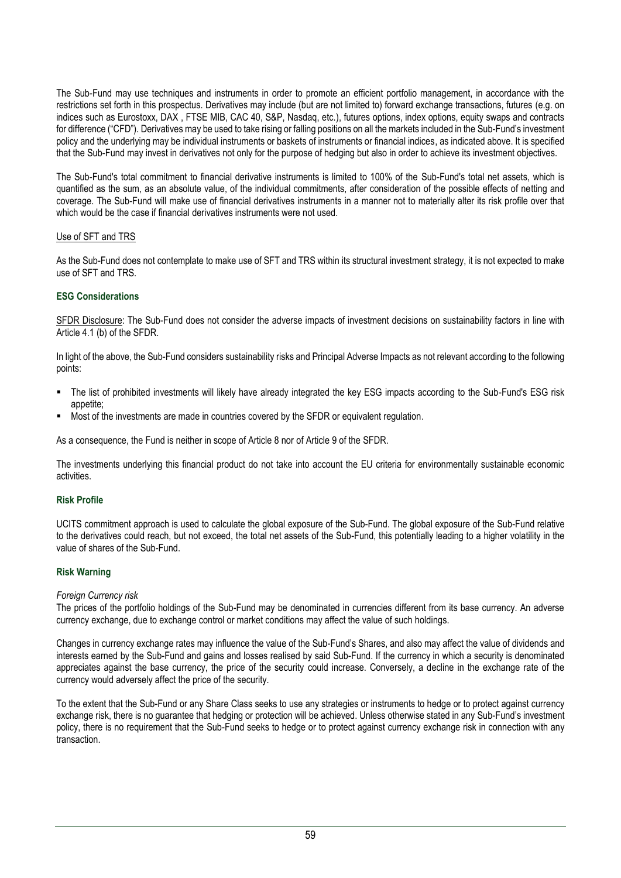The Sub-Fund may use techniques and instruments in order to promote an efficient portfolio management, in accordance with the restrictions set forth in this prospectus. Derivatives may include (but are not limited to) forward exchange transactions, futures (e.g. on indices such as Eurostoxx, DAX , FTSE MIB, CAC 40, S&P, Nasdaq, etc.), futures options, index options, equity swaps and contracts for difference ("CFD"). Derivatives may be used to take rising or falling positions on all the markets included in the Sub-Fund's investment policy and the underlying may be individual instruments or baskets of instruments or financial indices, as indicated above. It is specified that the Sub-Fund may invest in derivatives not only for the purpose of hedging but also in order to achieve its investment objectives.

The Sub-Fund's total commitment to financial derivative instruments is limited to 100% of the Sub-Fund's total net assets, which is quantified as the sum, as an absolute value, of the individual commitments, after consideration of the possible effects of netting and coverage. The Sub-Fund will make use of financial derivatives instruments in a manner not to materially alter its risk profile over that which would be the case if financial derivatives instruments were not used.

Use of SFT and TRS

As the Sub-Fund does not contemplate to make use of SFT and TRS within its structural investment strategy, it is not expected to make use of SFT and TRS.

### ESG Considerations

SFDR Disclosure: The Sub-Fund does not consider the adverse impacts of investment decisions on sustainability factors in line with Article 4.1 (b) of the SFDR.

In light of the above, the Sub-Fund considers sustainability risks and Principal Adverse Impacts as not relevant according to the following points:

- The list of prohibited investments will likely have already integrated the key ESG impacts according to the Sub-Fund's ESG risk appetite;
- Most of the investments are made in countries covered by the SFDR or equivalent regulation.

As a consequence, the Fund is neither in scope of Article 8 nor of Article 9 of the SFDR.

The investments underlying this financial product do not take into account the EU criteria for environmentally sustainable economic activities.

### Risk Profile

UCITS commitment approach is used to calculate the global exposure of the Sub-Fund. The global exposure of the Sub-Fund relative to the derivatives could reach, but not exceed, the total net assets of the Sub-Fund, this potentially leading to a higher volatility in the value of shares of the Sub-Fund.

### Risk Warning

*Foreign Currency risk*

The prices of the portfolio holdings of the Sub-Fund may be denominated in currencies different from its base currency. An adverse currency exchange, due to exchange control or market conditions may affect the value of such holdings.

Changes in currency exchange rates may influence the value of the Sub-Fund's Shares, and also may affect the value of dividends and interests earned by the Sub-Fund and gains and losses realised by said Sub-Fund. If the currency in which a security is denominated appreciates against the base currency, the price of the security could increase. Conversely, a decline in the exchange rate of the currency would adversely affect the price of the security.

To the extent that the Sub-Fund or any Share Class seeks to use any strategies or instruments to hedge or to protect against currency exchange risk, there is no guarantee that hedging or protection will be achieved. Unless otherwise stated in any Sub-Fund's investment policy, there is no requirement that the Sub-Fund seeks to hedge or to protect against currency exchange risk in connection with any transaction.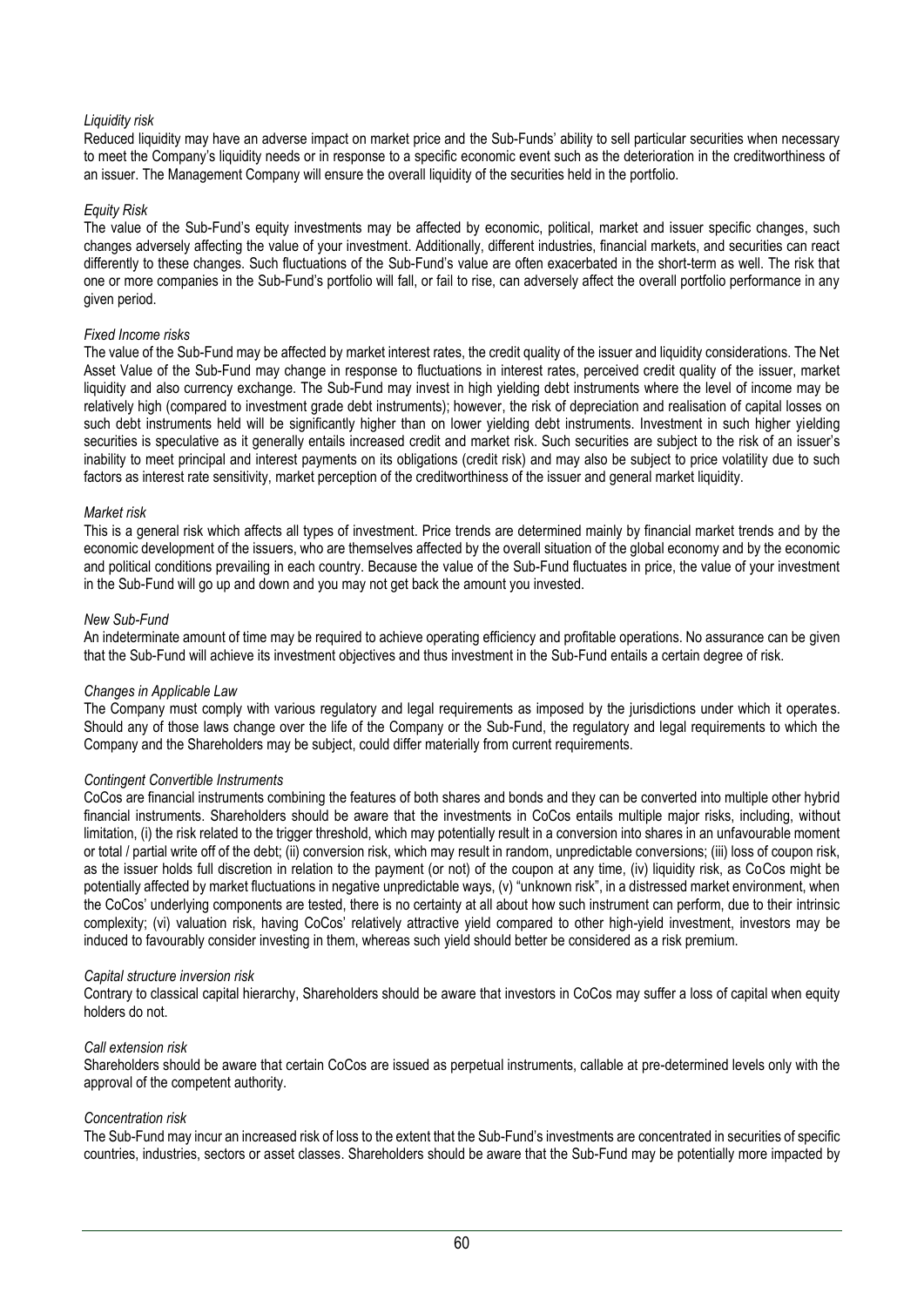*Liquidity risk*

Reduced liquidity may have an adverse impact on market price and the Sub-Funds' ability to sell particular securities when necessary to meet the Company's liquidity needs or in response to a specific economic event such as the deterioration in the creditworthiness of an issuer. The Management Company will ensure the overall liquidity of the securities held in the portfolio.

*Equity Risk*

The value of the Sub-Fund's equity investments may be affected by economic, political, market and issuer specific changes, such changes adversely affecting the value of your investment. Additionally, different industries, financial markets, and securities can react differently to these changes. Such fluctuations of the Sub-Fund's value are often exacerbated in the short-term as well. The risk that one or more companies in the Sub-Fund's portfolio will fall, or fail to rise, can adversely affect the overall portfolio performance in any given period.

*Fixed Income risks*

The value of the Sub-Fund may be affected by market interest rates, the credit quality of the issuer and liquidity considerations. The Net Asset Value of the Sub-Fund may change in response to fluctuations in interest rates, perceived credit quality of the issuer, market liquidity and also currency exchange. The Sub-Fund may invest in high yielding debt instruments where the level of income may be relatively high (compared to investment grade debt instruments); however, the risk of depreciation and realisation of capital losses on such debt instruments held will be significantly higher than on lower yielding debt instruments. Investment in such higher yielding securities is speculative as it generally entails increased credit and market risk. Such securities are subject to the risk of an issuer's inability to meet principal and interest payments on its obligations (credit risk) and may also be subject to price volatility due to such factors as interest rate sensitivity, market perception of the creditworthiness of the issuer and general market liquidity.

*Market risk*

This is a general risk which affects all types of investment. Price trends are determined mainly by financial market trends and by the economic development of the issuers, who are themselves affected by the overall situation of the global economy and by the economic and political conditions prevailing in each country. Because the value of the Sub-Fund fluctuates in price, the value of your investment in the Sub-Fund will go up and down and you may not get back the amount you invested.

*New Sub-Fund*

An indeterminate amount of time may be required to achieve operating efficiency and profitable operations. No assurance can be given that the Sub-Fund will achieve its investment objectives and thus investment in the Sub-Fund entails a certain degree of risk.

*Changes in Applicable Law*

The Company must comply with various regulatory and legal requirements as imposed by the jurisdictions under which it operates. Should any of those laws change over the life of the Company or the Sub-Fund, the regulatory and legal requirements to which the Company and the Shareholders may be subject, could differ materially from current requirements.

*Contingent Convertible Instruments*

CoCos are financial instruments combining the features of both shares and bonds and they can be converted into multiple other hybrid financial instruments. Shareholders should be aware that the investments in CoCos entails multiple major risks, including, without limitation, (i) the risk related to the trigger threshold, which may potentially result in a conversion into shares in an unfavourable moment or total / partial write off of the debt; (ii) conversion risk, which may result in random, unpredictable conversions; (iii) loss of coupon risk, as the issuer holds full discretion in relation to the payment (or not) of the coupon at any time, (iv) liquidity risk, as CoCos might be potentially affected by market fluctuations in negative unpredictable ways, (v) "unknown risk", in a distressed market environment, when the CoCos' underlying components are tested, there is no certainty at all about how such instrument can perform, due to their intrinsic complexity; (vi) valuation risk, having CoCos' relatively attractive yield compared to other high-yield investment, investors may be induced to favourably consider investing in them, whereas such yield should better be considered as a risk premium.

*Capital structure inversion risk*

Contrary to classical capital hierarchy, Shareholders should be aware that investors in CoCos may suffer a loss of capital when equity holders do not.

*Call extension risk*

Shareholders should be aware that certain CoCos are issued as perpetual instruments, callable at pre-determined levels only with the approval of the competent authority.

*Concentration risk*

The Sub-Fund may incur an increased risk of loss to the extent that the Sub-Fund's investments are concentrated in securities of specific countries, industries, sectors or asset classes. Shareholders should be aware that the Sub-Fund may be potentially more impacted by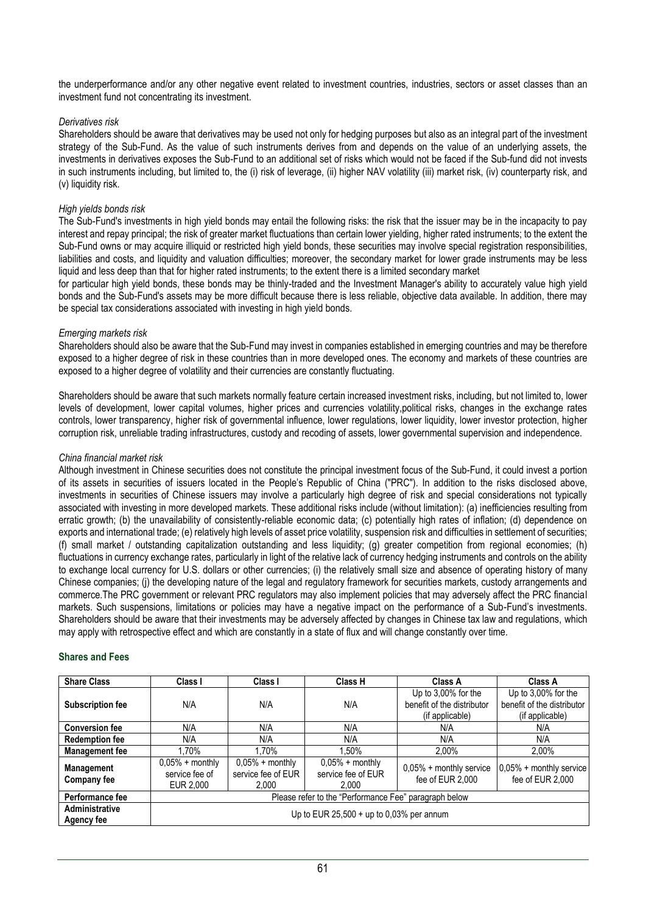the underperformance and/or any other negative event related to investment countries, industries, sectors or asset classes than an investment fund not concentrating its investment.

*Derivatives risk*

Shareholders should be aware that derivatives may be used not only for hedging purposes but also as an integral part of the investment strategy of the Sub-Fund. As the value of such instruments derives from and depends on the value of an underlying assets, the investments in derivatives exposes the Sub-Fund to an additional set of risks which would not be faced if the Sub-fund did not invests in such instruments including, but limited to, the (i) risk of leverage, (ii) higher NAV volatility (iii) market risk, (iv) counterparty risk, and (v) liquidity risk.

*High yields bonds risk*

The Sub-Fund's investments in high yield bonds may entail the following risks: the risk that the issuer may be in the incapacity to pay interest and repay principal; the risk of greater market fluctuations than certain lower yielding, higher rated instruments; to the extent the Sub-Fund owns or may acquire illiquid or restricted high yield bonds, these securities may involve special registration responsibilities, liabilities and costs, and liquidity and valuation difficulties; moreover, the secondary market for lower grade instruments may be less liquid and less deep than that for higher rated instruments; to the extent there is a limited secondary market

for particular high yield bonds, these bonds may be thinly-traded and the Investment Manager's ability to accurately value high yield bonds and the Sub-Fund's assets may be more difficult because there is less reliable, objective data available. In addition, there may be special tax considerations associated with investing in high yield bonds.

*Emerging markets risk*

Shareholders should also be aware that the Sub-Fund may invest in companies established in emerging countries and may be therefore exposed to a higher degree of risk in these countries than in more developed ones. The economy and markets of these countries are exposed to a higher degree of volatility and their currencies are constantly fluctuating.

Shareholders should be aware that such markets normally feature certain increased investment risks, including, but not limited to, lower levels of development, lower capital volumes, higher prices and currencies volatility,political risks, changes in the exchange rates controls, lower transparency, higher risk of governmental influence, lower regulations, lower liquidity, lower investor protection, higher corruption risk, unreliable trading infrastructures, custody and recoding of assets, lower governmental supervision and independence.

*China financial market risk*

Although investment in Chinese securities does not constitute the principal investment focus of the Sub-Fund, it could invest a portion of its assets in securities of issuers located in the People's Republic of China ("PRC"). In addition to the risks disclosed above, investments in securities of Chinese issuers may involve a particularly high degree of risk and special considerations not typically associated with investing in more developed markets. These additional risks include (without limitation): (a) inefficiencies resulting from erratic growth; (b) the unavailability of consistently-reliable economic data; (c) potentially high rates of inflation; (d) dependence on exports and international trade; (e) relatively high levels of asset price volatility, suspension risk and difficulties in settlement of securities; (f) small market / outstanding capitalization outstanding and less liquidity; (g) greater competition from regional economies; (h) fluctuations in currency exchange rates, particularly in light of the relative lack of currency hedging instruments and controls on the ability to exchange local currency for U.S. dollars or other currencies; (i) the relatively small size and absence of operating history of many Chinese companies; (j) the developing nature of the legal and regulatory framework for securities markets, custody arrangements and commerce.The PRC government or relevant PRC regulators may also implement policies that may adversely affect the PRC financial markets. Such suspensions, limitations or policies may have a negative impact on the performance of a Sub-Fund's investments. Shareholders should be aware that their investments may be adversely affected by changes in Chinese tax law and regulations, which may apply with retrospective effect and which are constantly in a state of flux and will change constantly over time.

## Shares and Fees

| Share Class | Class I | Class I | Class H | Class A | Class A |
|---|---|---|---|---|---|
| Subscription fee | N/A | N/A | N/A | Up to 3,00% for the benefit of the distributor (if applicable) | Up to 3,00% for the benefit of the distributor (if applicable) |
| Conversion fee | N/A | N/A | N/A | N/A | N/A |
| Redemption fee | N/A | N/A | N/A | N/A | N/A |
| Management fee | 1,70% | 1,70% | 1,50% | 2,00% | 2,00% |
| Management Company fee | 0,05% + monthly service fee of EUR 2,000 | 0,05% + monthly service fee of EUR 2,000 | 0,05% + monthly service fee of EUR 2,000 | 0,05% + monthly service fee of EUR 2,000 | 0,05% + monthly service fee of EUR 2,000 |
| Performance fee | Please refer to the "Performance Fee" paragraph below | | | | |
| Administrative Agency fee | Up to EUR 25,500 + up to 0,03% per annum | | | | |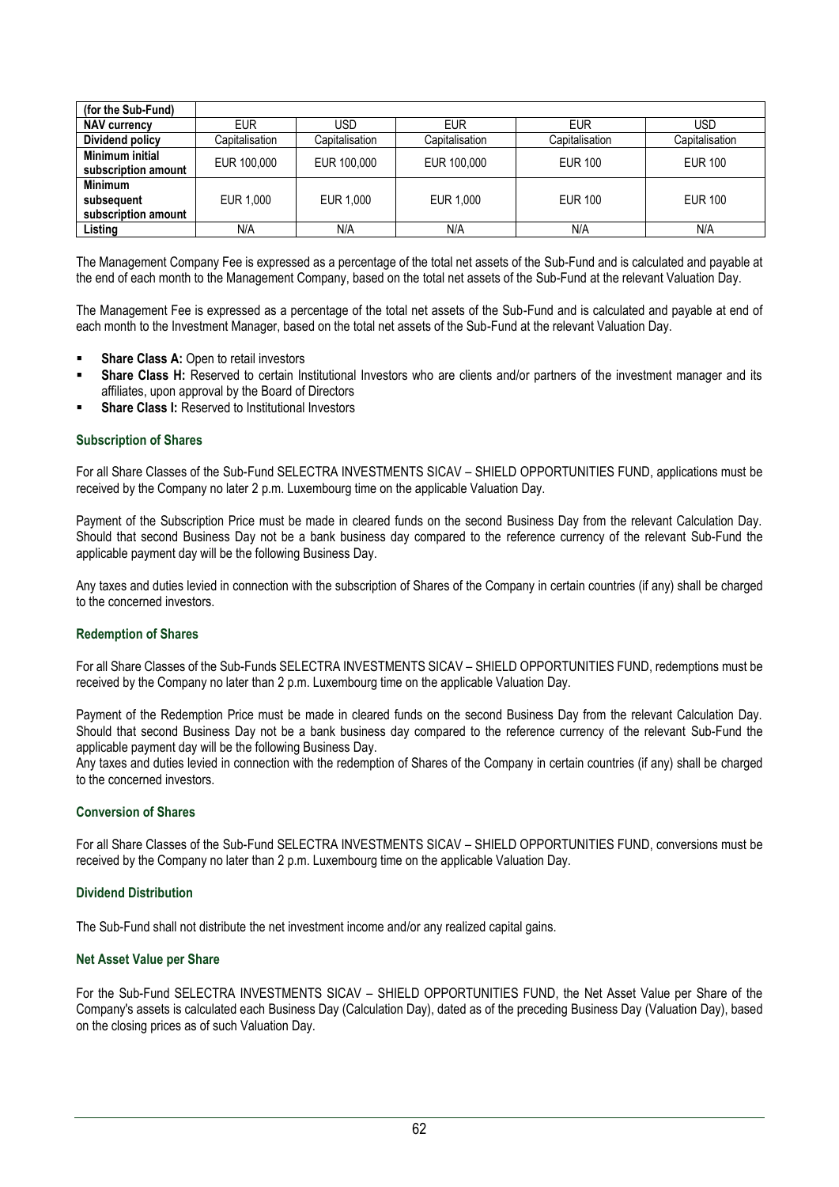| (for the Sub-Fund) | | | | | |
|---|---|---|---|---|---|
| **NAV currency** | EUR | USD | EUR | EUR | USD |
| **Dividend policy** | Capitalisation | Capitalisation | Capitalisation | Capitalisation | Capitalisation |
| **Minimum initial subscription amount** | EUR 100,000 | EUR 100,000 | EUR 100,000 | EUR 100 | EUR 100 |
| **Minimum subsequent subscription amount** | EUR 1,000 | EUR 1,000 | EUR 1,000 | EUR 100 | EUR 100 |
| **Listing** | N/A | N/A | N/A | N/A | N/A |

The Management Company Fee is expressed as a percentage of the total net assets of the Sub-Fund and is calculated and payable at the end of each month to the Management Company, based on the total net assets of the Sub-Fund at the relevant Valuation Day.

The Management Fee is expressed as a percentage of the total net assets of the Sub-Fund and is calculated and payable at end of each month to the Investment Manager, based on the total net assets of the Sub-Fund at the relevant Valuation Day.

- **Share Class A:** Open to retail investors
- **Share Class H:** Reserved to certain Institutional Investors who are clients and/or partners of the investment manager and its affiliates, upon approval by the Board of Directors
- **Share Class I:** Reserved to Institutional Investors

### Subscription of Shares

For all Share Classes of the Sub-Fund SELECTRA INVESTMENTS SICAV – SHIELD OPPORTUNITIES FUND, applications must be received by the Company no later 2 p.m. Luxembourg time on the applicable Valuation Day.

Payment of the Subscription Price must be made in cleared funds on the second Business Day from the relevant Calculation Day. Should that second Business Day not be a bank business day compared to the reference currency of the relevant Sub-Fund the applicable payment day will be the following Business Day.

Any taxes and duties levied in connection with the subscription of Shares of the Company in certain countries (if any) shall be charged to the concerned investors.

### Redemption of Shares

For all Share Classes of the Sub-Funds SELECTRA INVESTMENTS SICAV – SHIELD OPPORTUNITIES FUND, redemptions must be received by the Company no later than 2 p.m. Luxembourg time on the applicable Valuation Day.

Payment of the Redemption Price must be made in cleared funds on the second Business Day from the relevant Calculation Day. Should that second Business Day not be a bank business day compared to the reference currency of the relevant Sub-Fund the applicable payment day will be the following Business Day.
Any taxes and duties levied in connection with the redemption of Shares of the Company in certain countries (if any) shall be charged to the concerned investors.

### Conversion of Shares

For all Share Classes of the Sub-Fund SELECTRA INVESTMENTS SICAV – SHIELD OPPORTUNITIES FUND, conversions must be received by the Company no later than 2 p.m. Luxembourg time on the applicable Valuation Day.

### Dividend Distribution

The Sub-Fund shall not distribute the net investment income and/or any realized capital gains.

### Net Asset Value per Share

For the Sub-Fund SELECTRA INVESTMENTS SICAV – SHIELD OPPORTUNITIES FUND, the Net Asset Value per Share of the Company's assets is calculated each Business Day (Calculation Day), dated as of the preceding Business Day (Valuation Day), based on the closing prices as of such Valuation Day.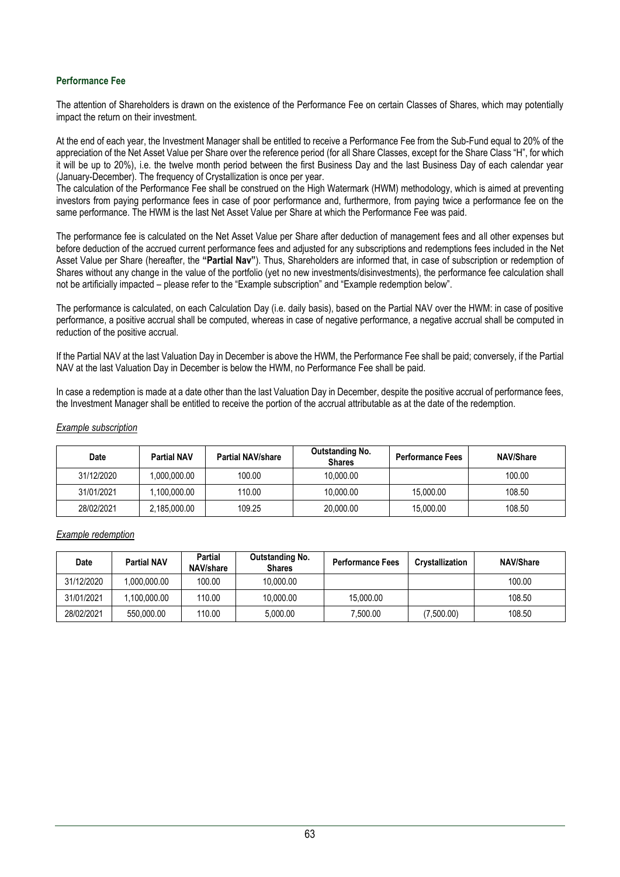### Performance Fee

The attention of Shareholders is drawn on the existence of the Performance Fee on certain Classes of Shares, which may potentially impact the return on their investment.

At the end of each year, the Investment Manager shall be entitled to receive a Performance Fee from the Sub-Fund equal to 20% of the appreciation of the Net Asset Value per Share over the reference period (for all Share Classes, except for the Share Class "H", for which it will be up to 20%), i.e. the twelve month period between the first Business Day and the last Business Day of each calendar year (January-December). The frequency of Crystallization is once per year.
The calculation of the Performance Fee shall be construed on the High Watermark (HWM) methodology, which is aimed at preventing investors from paying performance fees in case of poor performance and, furthermore, from paying twice a performance fee on the same performance. The HWM is the last Net Asset Value per Share at which the Performance Fee was paid.

The performance fee is calculated on the Net Asset Value per Share after deduction of management fees and all other expenses but before deduction of the accrued current performance fees and adjusted for any subscriptions and redemptions fees included in the Net Asset Value per Share (hereafter, the **"Partial Nav"**). Thus, Shareholders are informed that, in case of subscription or redemption of Shares without any change in the value of the portfolio (yet no new investments/disinvestments), the performance fee calculation shall not be artificially impacted – please refer to the "Example subscription" and "Example redemption below".

The performance is calculated, on each Calculation Day (i.e. daily basis), based on the Partial NAV over the HWM: in case of positive performance, a positive accrual shall be computed, whereas in case of negative performance, a negative accrual shall be computed in reduction of the positive accrual.

If the Partial NAV at the last Valuation Day in December is above the HWM, the Performance Fee shall be paid; conversely, if the Partial NAV at the last Valuation Day in December is below the HWM, no Performance Fee shall be paid.

In case a redemption is made at a date other than the last Valuation Day in December, despite the positive accrual of performance fees, the Investment Manager shall be entitled to receive the portion of the accrual attributable as at the date of the redemption.

*Example subscription*

| Date | Partial NAV | Partial NAV/share | Outstanding No. Shares | Performance Fees | NAV/Share |
|---|---|---|---|---|---|
| 31/12/2020 | 1,000,000.00 | 100.00 | 10,000.00 | | 100.00 |
| 31/01/2021 | 1,100,000.00 | 110.00 | 10,000.00 | 15,000.00 | 108.50 |
| 28/02/2021 | 2,185,000.00 | 109.25 | 20,000.00 | 15,000.00 | 108.50 |

*Example redemption*

| Date | Partial NAV | Partial NAV/share | Outstanding No. Shares | Performance Fees | Crystallization | NAV/Share |
|---|---|---|---|---|---|---|
| 31/12/2020 | 1,000,000.00 | 100.00 | 10,000.00 | | | 100.00 |
| 31/01/2021 | 1,100,000.00 | 110.00 | 10,000.00 | 15,000.00 | | 108.50 |
| 28/02/2021 | 550,000.00 | 110.00 | 5,000.00 | 7,500.00 | (7,500.00) | 108.50 |